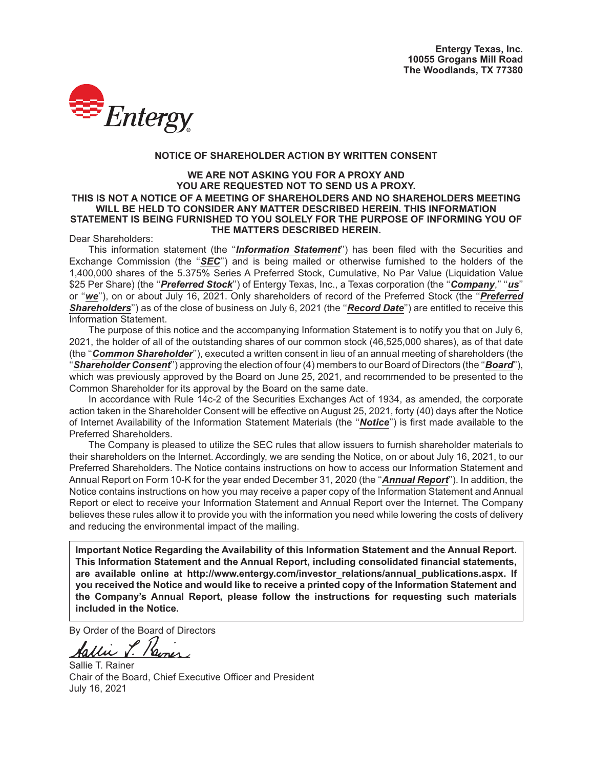**Entergy Texas, Inc.**
**10055 Grogans Mill Road**
**The Woodlands, TX 77380**

Entergy

## NOTICE OF SHAREHOLDER ACTION BY WRITTEN CONSENT

**WE ARE NOT ASKING YOU FOR A PROXY AND YOU ARE REQUESTED NOT TO SEND US A PROXY.**

**THIS IS NOT A NOTICE OF A MEETING OF SHAREHOLDERS AND NO SHAREHOLDERS MEETING WILL BE HELD TO CONSIDER ANY MATTER DESCRIBED HEREIN. THIS INFORMATION STATEMENT IS BEING FURNISHED TO YOU SOLELY FOR THE PURPOSE OF INFORMING YOU OF THE MATTERS DESCRIBED HEREIN.**

Dear Shareholders:

This information statement (the "***Information Statement***") has been filed with the Securities and Exchange Commission (the "***SEC***") and is being mailed or otherwise furnished to the holders of the 1,400,000 shares of the 5.375% Series A Preferred Stock, Cumulative, No Par Value (Liquidation Value $25 Per Share) (the "***Preferred Stock***") of Entergy Texas, Inc., a Texas corporation (the "***Company***," "***us***" or "***we***"), on or about July 16, 2021. Only shareholders of record of the Preferred Stock (the "***Preferred Shareholders***") as of the close of business on July 6, 2021 (the "***Record Date***") are entitled to receive this Information Statement.

The purpose of this notice and the accompanying Information Statement is to notify you that on July 6, 2021, the holder of all of the outstanding shares of our common stock (46,525,000 shares), as of that date (the "***Common Shareholder***"), executed a written consent in lieu of an annual meeting of shareholders (the "***Shareholder Consent***") approving the election of four (4) members to our Board of Directors (the "***Board***"), which was previously approved by the Board on June 25, 2021, and recommended to be presented to the Common Shareholder for its approval by the Board on the same date.

In accordance with Rule 14c-2 of the Securities Exchanges Act of 1934, as amended, the corporate action taken in the Shareholder Consent will be effective on August 25, 2021, forty (40) days after the Notice of Internet Availability of the Information Statement Materials (the "***Notice***") is first made available to the Preferred Shareholders.

The Company is pleased to utilize the SEC rules that allow issuers to furnish shareholder materials to their shareholders on the Internet. Accordingly, we are sending the Notice, on or about July 16, 2021, to our Preferred Shareholders. The Notice contains instructions on how to access our Information Statement and Annual Report on Form 10-K for the year ended December 31, 2020 (the "***Annual Report***"). In addition, the Notice contains instructions on how you may receive a paper copy of the Information Statement and Annual Report or elect to receive your Information Statement and Annual Report over the Internet. The Company believes these rules allow it to provide you with the information you need while lowering the costs of delivery and reducing the environmental impact of the mailing.

**Important Notice Regarding the Availability of this Information Statement and the Annual Report. This Information Statement and the Annual Report, including consolidated financial statements, are available online at http://www.entergy.com/investor_relations/annual_publications.aspx. If you received the Notice and would like to receive a printed copy of the Information Statement and the Company's Annual Report, please follow the instructions for requesting such materials included in the Notice.**

By Order of the Board of Directors

Sallie T. Rainer
Chair of the Board, Chief Executive Officer and President
July 16, 2021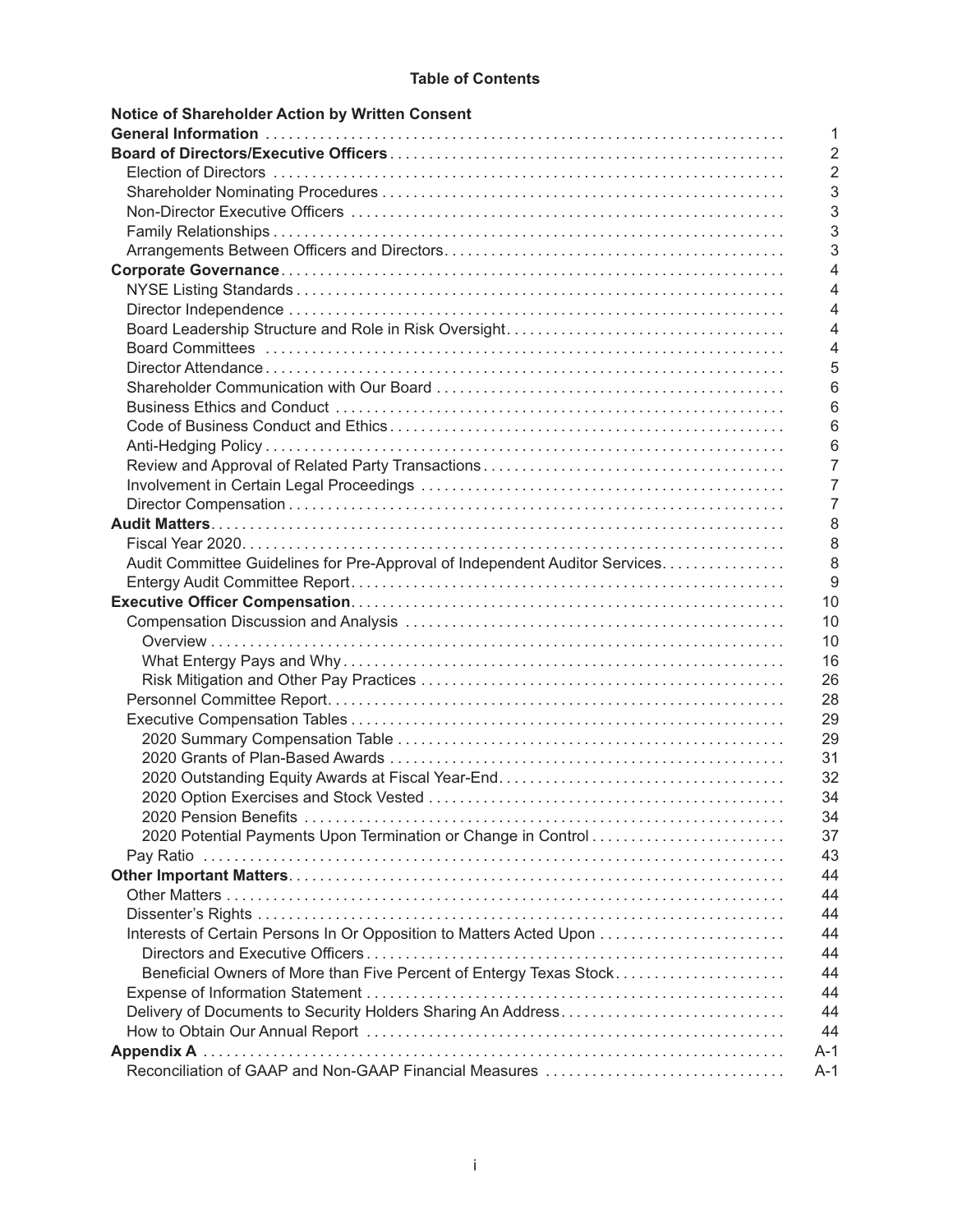**Table of Contents**

| | |
|---|---|
| **Notice of Shareholder Action by Written Consent** | |
| **General Information** | 1 |
| **Board of Directors/Executive Officers** | 2 |
| Election of Directors | 2 |
| Shareholder Nominating Procedures | 3 |
| Non-Director Executive Officers | 3 |
| Family Relationships | 3 |
| Arrangements Between Officers and Directors | 3 |
| **Corporate Governance** | 4 |
| NYSE Listing Standards | 4 |
| Director Independence | 4 |
| Board Leadership Structure and Role in Risk Oversight | 4 |
| Board Committees | 4 |
| Director Attendance | 5 |
| Shareholder Communication with Our Board | 6 |
| Business Ethics and Conduct | 6 |
| Code of Business Conduct and Ethics | 6 |
| Anti-Hedging Policy | 6 |
| Review and Approval of Related Party Transactions | 7 |
| Involvement in Certain Legal Proceedings | 7 |
| Director Compensation | 7 |
| **Audit Matters** | 8 |
| Fiscal Year 2020 | 8 |
| Audit Committee Guidelines for Pre-Approval of Independent Auditor Services | 8 |
| Entergy Audit Committee Report | 9 |
| **Executive Officer Compensation** | 10 |
| Compensation Discussion and Analysis | 10 |
| Overview | 10 |
| What Entergy Pays and Why | 16 |
| Risk Mitigation and Other Pay Practices | 26 |
| Personnel Committee Report | 28 |
| Executive Compensation Tables | 29 |
| 2020 Summary Compensation Table | 29 |
| 2020 Grants of Plan-Based Awards | 31 |
| 2020 Outstanding Equity Awards at Fiscal Year-End | 32 |
| 2020 Option Exercises and Stock Vested | 34 |
| 2020 Pension Benefits | 34 |
| 2020 Potential Payments Upon Termination or Change in Control | 37 |
| Pay Ratio | 43 |
| **Other Important Matters** | 44 |
| Other Matters | 44 |
| Dissenter's Rights | 44 |
| Interests of Certain Persons In Or Opposition to Matters Acted Upon | 44 |
| Directors and Executive Officers | 44 |
| Beneficial Owners of More than Five Percent of Entergy Texas Stock | 44 |
| Expense of Information Statement | 44 |
| Delivery of Documents to Security Holders Sharing An Address | 44 |
| How to Obtain Our Annual Report | 44 |
| **Appendix A** | A-1 |
| Reconciliation of GAAP and Non-GAAP Financial Measures | A-1 |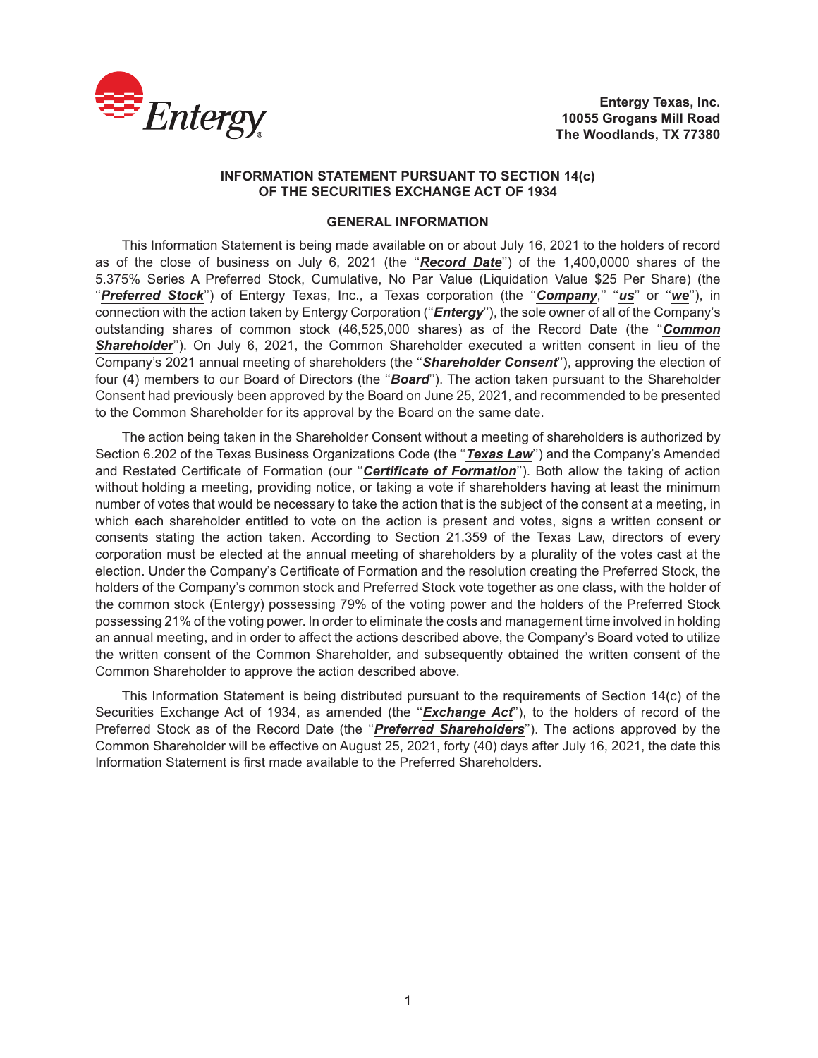**Entergy Texas, Inc.**
**10055 Grogans Mill Road**
**The Woodlands, TX 77380**

## INFORMATION STATEMENT PURSUANT TO SECTION 14(c) OF THE SECURITIES EXCHANGE ACT OF 1934

### GENERAL INFORMATION

This Information Statement is being made available on or about July 16, 2021 to the holders of record as of the close of business on July 6, 2021 (the ''***Record Date***'') of the 1,400,0000 shares of the 5.375% Series A Preferred Stock, Cumulative, No Par Value (Liquidation Value $25 Per Share) (the ''***Preferred Stock***'') of Entergy Texas, Inc., a Texas corporation (the ''***Company***,'' ''***us***'' or ''***we***''), in connection with the action taken by Entergy Corporation (''***Entergy***''), the sole owner of all of the Company's outstanding shares of common stock (46,525,000 shares) as of the Record Date (the ''***Common Shareholder***''). On July 6, 2021, the Common Shareholder executed a written consent in lieu of the Company's 2021 annual meeting of shareholders (the ''***Shareholder Consent***''), approving the election of four (4) members to our Board of Directors (the ''***Board***''). The action taken pursuant to the Shareholder Consent had previously been approved by the Board on June 25, 2021, and recommended to be presented to the Common Shareholder for its approval by the Board on the same date.

The action being taken in the Shareholder Consent without a meeting of shareholders is authorized by Section 6.202 of the Texas Business Organizations Code (the ''***Texas Law***'') and the Company's Amended and Restated Certificate of Formation (our ''***Certificate of Formation***''). Both allow the taking of action without holding a meeting, providing notice, or taking a vote if shareholders having at least the minimum number of votes that would be necessary to take the action that is the subject of the consent at a meeting, in which each shareholder entitled to vote on the action is present and votes, signs a written consent or consents stating the action taken. According to Section 21.359 of the Texas Law, directors of every corporation must be elected at the annual meeting of shareholders by a plurality of the votes cast at the election. Under the Company's Certificate of Formation and the resolution creating the Preferred Stock, the holders of the Company's common stock and Preferred Stock vote together as one class, with the holder of the common stock (Entergy) possessing 79% of the voting power and the holders of the Preferred Stock possessing 21% of the voting power. In order to eliminate the costs and management time involved in holding an annual meeting, and in order to affect the actions described above, the Company's Board voted to utilize the written consent of the Common Shareholder, and subsequently obtained the written consent of the Common Shareholder to approve the action described above.

This Information Statement is being distributed pursuant to the requirements of Section 14(c) of the Securities Exchange Act of 1934, as amended (the ''***Exchange Act***''), to the holders of record of the Preferred Stock as of the Record Date (the ''***Preferred Shareholders***''). The actions approved by the Common Shareholder will be effective on August 25, 2021, forty (40) days after July 16, 2021, the date this Information Statement is first made available to the Preferred Shareholders.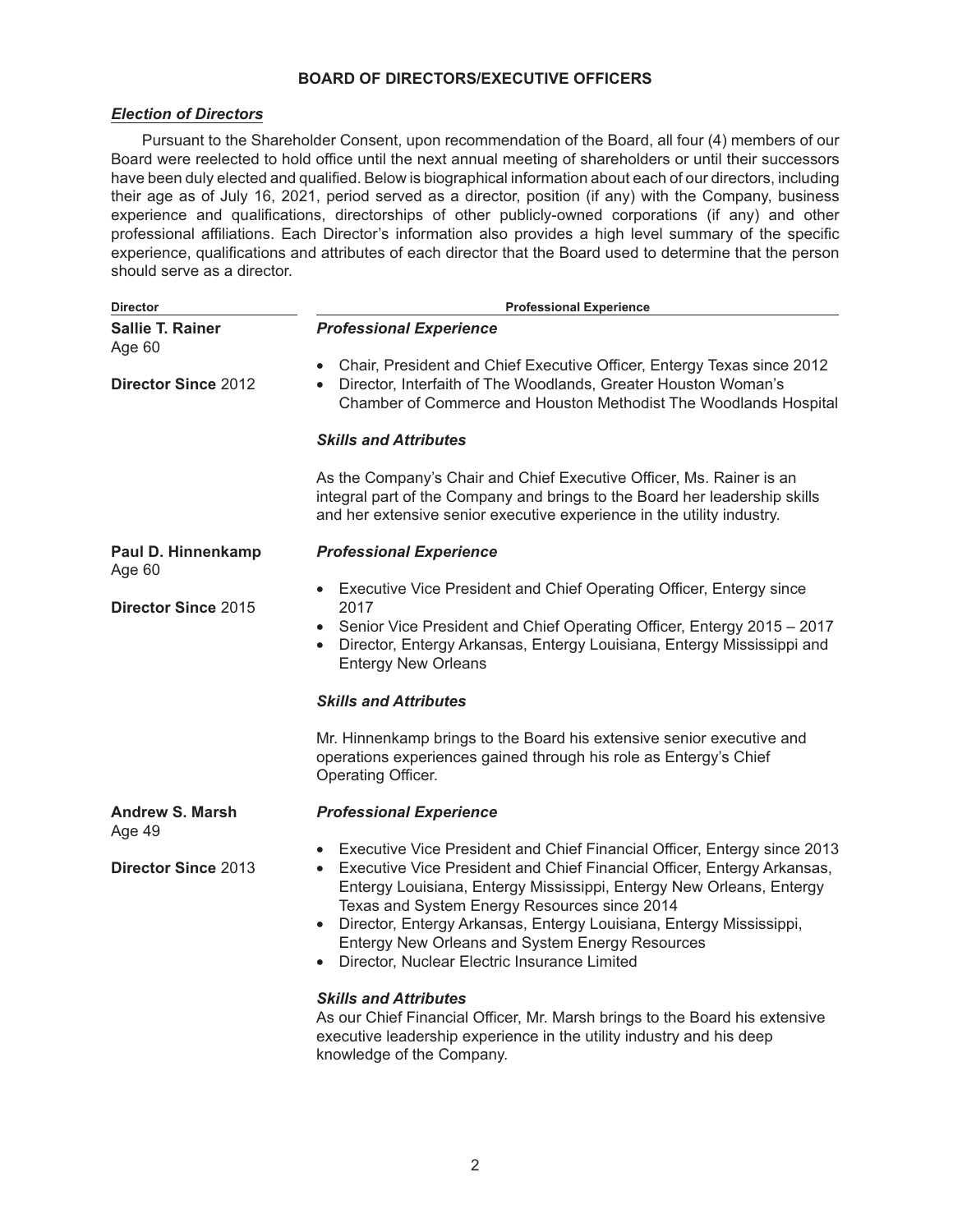## BOARD OF DIRECTORS/EXECUTIVE OFFICERS

### *Election of Directors*

Pursuant to the Shareholder Consent, upon recommendation of the Board, all four (4) members of our Board were reelected to hold office until the next annual meeting of shareholders or until their successors have been duly elected and qualified. Below is biographical information about each of our directors, including their age as of July 16, 2021, period served as a director, position (if any) with the Company, business experience and qualifications, directorships of other publicly-owned corporations (if any) and other professional affiliations. Each Director's information also provides a high level summary of the specific experience, qualifications and attributes of each director that the Board used to determine that the person should serve as a director.

| Director | Professional Experience |
| --- | --- |
| **Sallie T. Rainer**<br>Age 60<br><br>**Director Since** 2012 | ***Professional Experience***<br>• Chair, President and Chief Executive Officer, Entergy Texas since 2012<br>• Director, Interfaith of The Woodlands, Greater Houston Woman's Chamber of Commerce and Houston Methodist The Woodlands Hospital<br><br>***Skills and Attributes***<br>As the Company's Chair and Chief Executive Officer, Ms. Rainer is an integral part of the Company and brings to the Board her leadership skills and her extensive senior executive experience in the utility industry. |
| **Paul D. Hinnenkamp**<br>Age 60<br><br>**Director Since** 2015 | ***Professional Experience***<br>• Executive Vice President and Chief Operating Officer, Entergy since 2017<br>• Senior Vice President and Chief Operating Officer, Entergy 2015 – 2017<br>• Director, Entergy Arkansas, Entergy Louisiana, Entergy Mississippi and Entergy New Orleans<br><br>***Skills and Attributes***<br>Mr. Hinnenkamp brings to the Board his extensive senior executive and operations experiences gained through his role as Entergy's Chief Operating Officer. |
| **Andrew S. Marsh**<br>Age 49<br><br>**Director Since** 2013 | ***Professional Experience***<br>• Executive Vice President and Chief Financial Officer, Entergy since 2013<br>• Executive Vice President and Chief Financial Officer, Entergy Arkansas, Entergy Louisiana, Entergy Mississippi, Entergy New Orleans, Entergy Texas and System Energy Resources since 2014<br>• Director, Entergy Arkansas, Entergy Louisiana, Entergy Mississippi, Entergy New Orleans and System Energy Resources<br>• Director, Nuclear Electric Insurance Limited<br><br>***Skills and Attributes***<br>As our Chief Financial Officer, Mr. Marsh brings to the Board his extensive executive leadership experience in the utility industry and his deep knowledge of the Company. |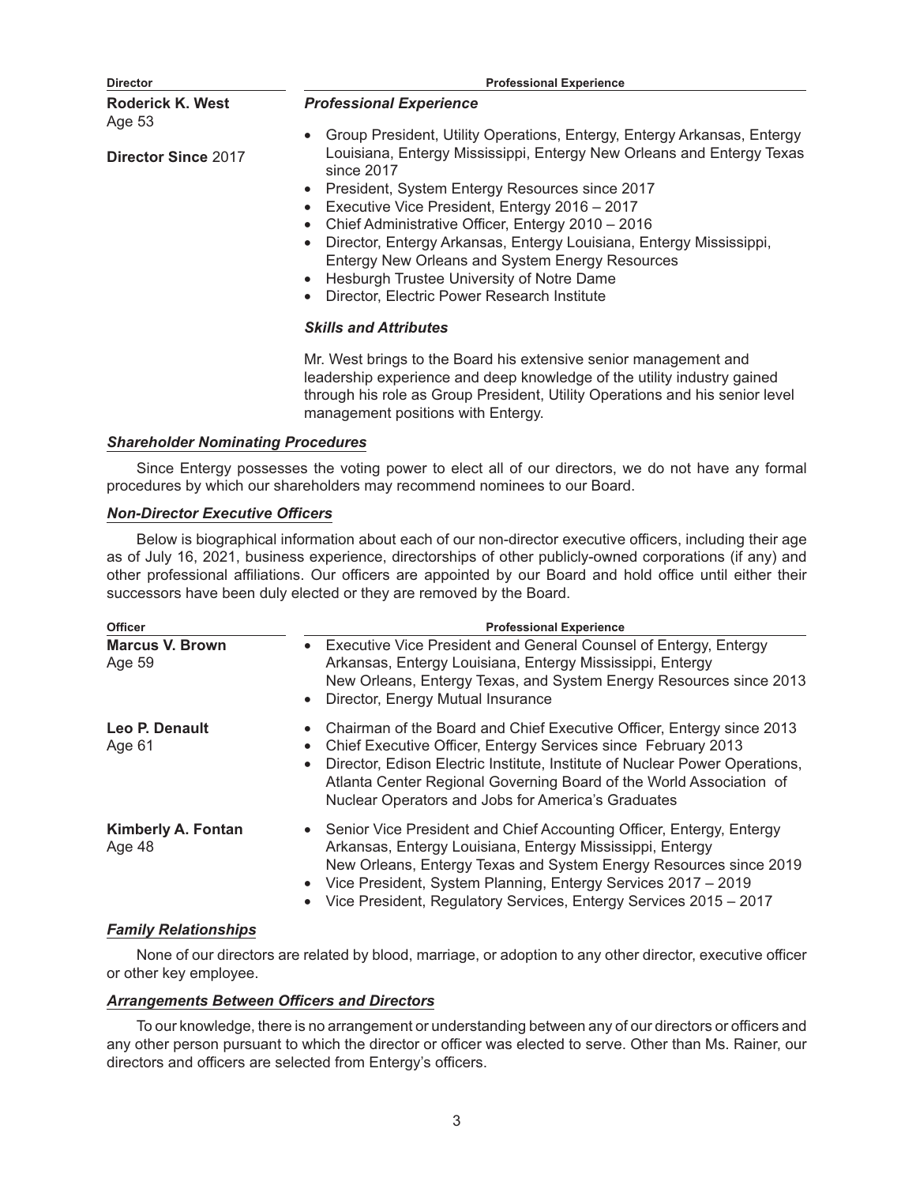| Director | Professional Experience |
| --- | --- |
| **Roderick K. West**<br>Age 53<br><br>**Director Since** 2017 | ***Professional Experience***<br><br>• Group President, Utility Operations, Entergy, Entergy Arkansas, Entergy Louisiana, Entergy Mississippi, Entergy New Orleans and Entergy Texas since 2017<br>• President, System Entergy Resources since 2017<br>• Executive Vice President, Entergy 2016 – 2017<br>• Chief Administrative Officer, Entergy 2010 – 2016<br>• Director, Entergy Arkansas, Entergy Louisiana, Entergy Mississippi, Entergy New Orleans and System Entergy Resources<br>• Hesburgh Trustee University of Notre Dame<br>• Director, Electric Power Research Institute<br><br>***Skills and Attributes***<br><br>Mr. West brings to the Board his extensive senior management and leadership experience and deep knowledge of the utility industry gained through his role as Group President, Utility Operations and his senior level management positions with Entergy. |

***Shareholder Nominating Procedures***

Since Entergy possesses the voting power to elect all of our directors, we do not have any formal procedures by which our shareholders may recommend nominees to our Board.

***Non-Director Executive Officers***

Below is biographical information about each of our non-director executive officers, including their age as of July 16, 2021, business experience, directorships of other publicly-owned corporations (if any) and other professional affiliations. Our officers are appointed by our Board and hold office until either their successors have been duly elected or they are removed by the Board.

| Officer | Professional Experience |
| --- | --- |
| **Marcus V. Brown**<br>Age 59 | • Executive Vice President and General Counsel of Entergy, Entergy Arkansas, Entergy Louisiana, Entergy Mississippi, Entergy New Orleans, Entergy Texas, and System Energy Resources since 2013<br>• Director, Energy Mutual Insurance |
| **Leo P. Denault**<br>Age 61 | • Chairman of the Board and Chief Executive Officer, Entergy since 2013<br>• Chief Executive Officer, Entergy Services since February 2013<br>• Director, Edison Electric Institute, Institute of Nuclear Power Operations, Atlanta Center Regional Governing Board of the World Association of Nuclear Operators and Jobs for America's Graduates |
| **Kimberly A. Fontan**<br>Age 48 | • Senior Vice President and Chief Accounting Officer, Entergy, Entergy Arkansas, Entergy Louisiana, Entergy Mississippi, Entergy New Orleans, Entergy Texas and System Energy Resources since 2019<br>• Vice President, System Planning, Entergy Services 2017 – 2019<br>• Vice President, Regulatory Services, Entergy Services 2015 – 2017 |

***Family Relationships***

None of our directors are related by blood, marriage, or adoption to any other director, executive officer or other key employee.

***Arrangements Between Officers and Directors***

To our knowledge, there is no arrangement or understanding between any of our directors or officers and any other person pursuant to which the director or officer was elected to serve. Other than Ms. Rainer, our directors and officers are selected from Entergy's officers.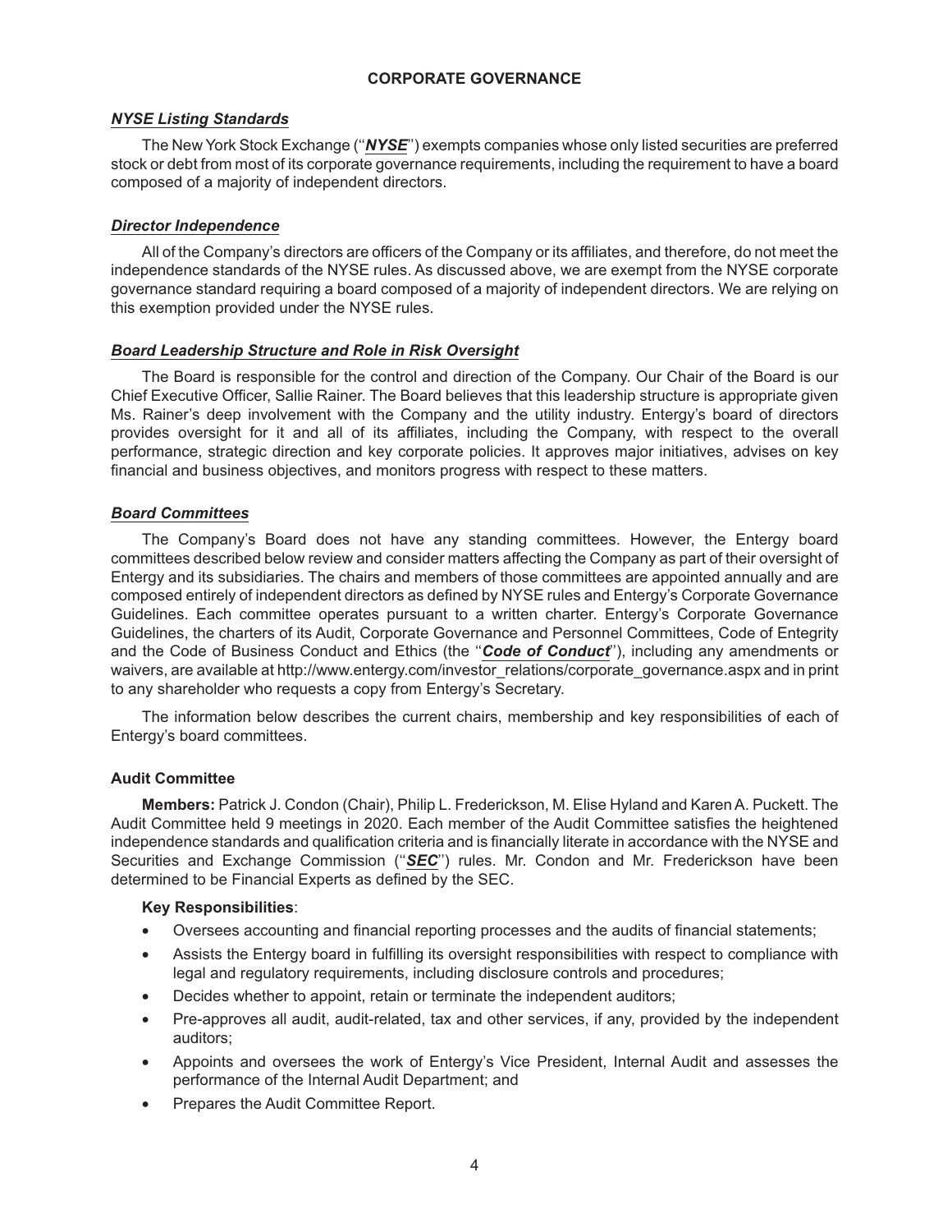## CORPORATE GOVERNANCE

### *NYSE Listing Standards*

The New York Stock Exchange (''***NYSE***'') exempts companies whose only listed securities are preferred stock or debt from most of its corporate governance requirements, including the requirement to have a board composed of a majority of independent directors.

### *Director Independence*

All of the Company's directors are officers of the Company or its affiliates, and therefore, do not meet the independence standards of the NYSE rules. As discussed above, we are exempt from the NYSE corporate governance standard requiring a board composed of a majority of independent directors. We are relying on this exemption provided under the NYSE rules.

### *Board Leadership Structure and Role in Risk Oversight*

The Board is responsible for the control and direction of the Company. Our Chair of the Board is our Chief Executive Officer, Sallie Rainer. The Board believes that this leadership structure is appropriate given Ms. Rainer's deep involvement with the Company and the utility industry. Entergy's board of directors provides oversight for it and all of its affiliates, including the Company, with respect to the overall performance, strategic direction and key corporate policies. It approves major initiatives, advises on key financial and business objectives, and monitors progress with respect to these matters.

### *Board Committees*

The Company's Board does not have any standing committees. However, the Entergy board committees described below review and consider matters affecting the Company as part of their oversight of Entergy and its subsidiaries. The chairs and members of those committees are appointed annually and are composed entirely of independent directors as defined by NYSE rules and Entergy's Corporate Governance Guidelines. Each committee operates pursuant to a written charter. Entergy's Corporate Governance Guidelines, the charters of its Audit, Corporate Governance and Personnel Committees, Code of Entegrity and the Code of Business Conduct and Ethics (the ''***Code of Conduct***''), including any amendments or waivers, are available at http://www.entergy.com/investor_relations/corporate_governance.aspx and in print to any shareholder who requests a copy from Entergy's Secretary.

The information below describes the current chairs, membership and key responsibilities of each of Entergy's board committees.

#### Audit Committee

**Members:** Patrick J. Condon (Chair), Philip L. Frederickson, M. Elise Hyland and Karen A. Puckett. The Audit Committee held 9 meetings in 2020. Each member of the Audit Committee satisfies the heightened independence standards and qualification criteria and is financially literate in accordance with the NYSE and Securities and Exchange Commission (''***SEC***'') rules. Mr. Condon and Mr. Frederickson have been determined to be Financial Experts as defined by the SEC.

**Key Responsibilities**:

- Oversees accounting and financial reporting processes and the audits of financial statements;
- Assists the Entergy board in fulfilling its oversight responsibilities with respect to compliance with legal and regulatory requirements, including disclosure controls and procedures;
- Decides whether to appoint, retain or terminate the independent auditors;
- Pre-approves all audit, audit-related, tax and other services, if any, provided by the independent auditors;
- Appoints and oversees the work of Entergy's Vice President, Internal Audit and assesses the performance of the Internal Audit Department; and
- Prepares the Audit Committee Report.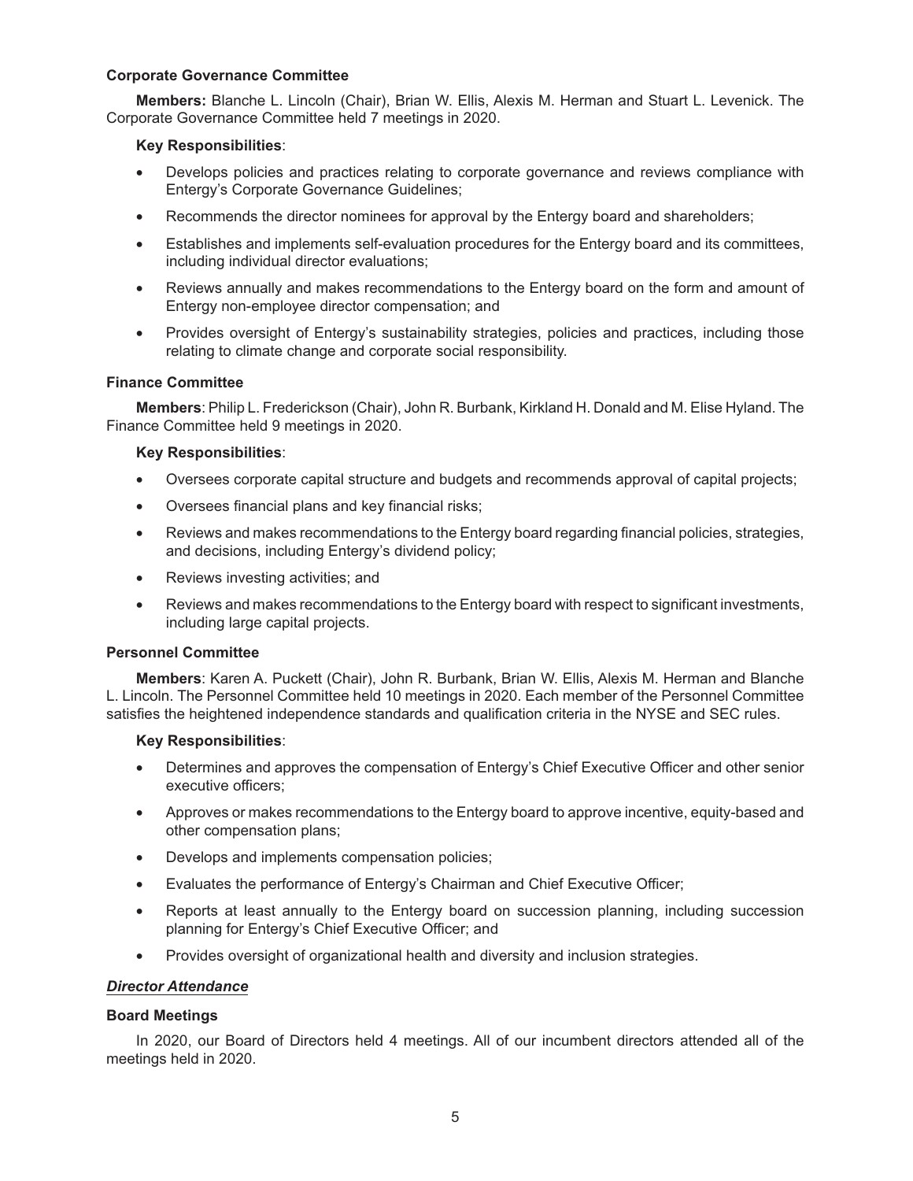**Corporate Governance Committee**

**Members:** Blanche L. Lincoln (Chair), Brian W. Ellis, Alexis M. Herman and Stuart L. Levenick. The Corporate Governance Committee held 7 meetings in 2020.

**Key Responsibilities**:

- Develops policies and practices relating to corporate governance and reviews compliance with Entergy's Corporate Governance Guidelines;
- Recommends the director nominees for approval by the Entergy board and shareholders;
- Establishes and implements self-evaluation procedures for the Entergy board and its committees, including individual director evaluations;
- Reviews annually and makes recommendations to the Entergy board on the form and amount of Entergy non-employee director compensation; and
- Provides oversight of Entergy's sustainability strategies, policies and practices, including those relating to climate change and corporate social responsibility.

**Finance Committee**

**Members**: Philip L. Frederickson (Chair), John R. Burbank, Kirkland H. Donald and M. Elise Hyland. The Finance Committee held 9 meetings in 2020.

**Key Responsibilities**:

- Oversees corporate capital structure and budgets and recommends approval of capital projects;
- Oversees financial plans and key financial risks;
- Reviews and makes recommendations to the Entergy board regarding financial policies, strategies, and decisions, including Entergy's dividend policy;
- Reviews investing activities; and
- Reviews and makes recommendations to the Entergy board with respect to significant investments, including large capital projects.

**Personnel Committee**

**Members**: Karen A. Puckett (Chair), John R. Burbank, Brian W. Ellis, Alexis M. Herman and Blanche L. Lincoln. The Personnel Committee held 10 meetings in 2020. Each member of the Personnel Committee satisfies the heightened independence standards and qualification criteria in the NYSE and SEC rules.

**Key Responsibilities**:

- Determines and approves the compensation of Entergy's Chief Executive Officer and other senior executive officers;
- Approves or makes recommendations to the Entergy board to approve incentive, equity-based and other compensation plans;
- Develops and implements compensation policies;
- Evaluates the performance of Entergy's Chairman and Chief Executive Officer;
- Reports at least annually to the Entergy board on succession planning, including succession planning for Entergy's Chief Executive Officer; and
- Provides oversight of organizational health and diversity and inclusion strategies.

***Director Attendance***

**Board Meetings**

In 2020, our Board of Directors held 4 meetings. All of our incumbent directors attended all of the meetings held in 2020.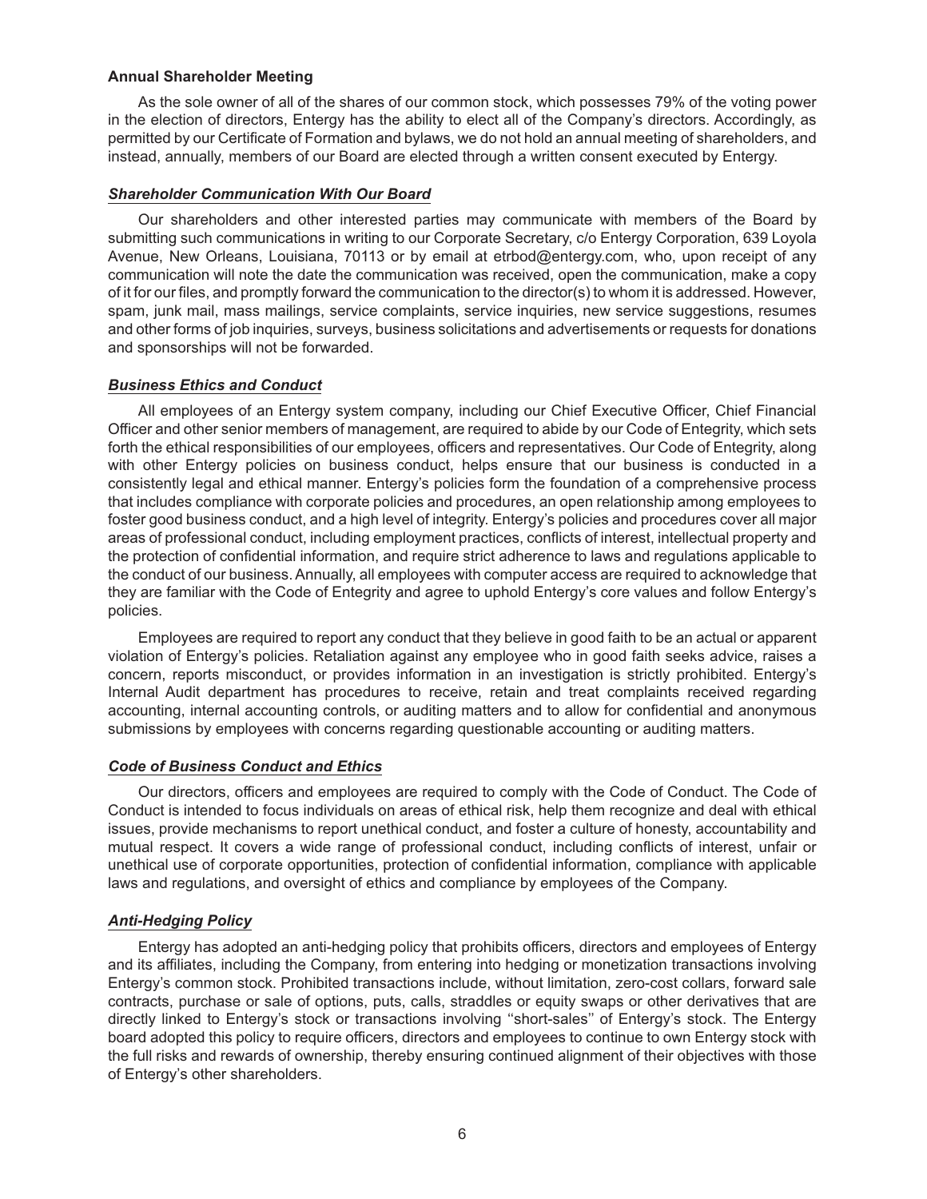**Annual Shareholder Meeting**

As the sole owner of all of the shares of our common stock, which possesses 79% of the voting power in the election of directors, Entergy has the ability to elect all of the Company's directors. Accordingly, as permitted by our Certificate of Formation and bylaws, we do not hold an annual meeting of shareholders, and instead, annually, members of our Board are elected through a written consent executed by Entergy.

***Shareholder Communication With Our Board***

Our shareholders and other interested parties may communicate with members of the Board by submitting such communications in writing to our Corporate Secretary, c/o Entergy Corporation, 639 Loyola Avenue, New Orleans, Louisiana, 70113 or by email at etrbod@entergy.com, who, upon receipt of any communication will note the date the communication was received, open the communication, make a copy of it for our files, and promptly forward the communication to the director(s) to whom it is addressed. However, spam, junk mail, mass mailings, service complaints, service inquiries, new service suggestions, resumes and other forms of job inquiries, surveys, business solicitations and advertisements or requests for donations and sponsorships will not be forwarded.

***Business Ethics and Conduct***

All employees of an Entergy system company, including our Chief Executive Officer, Chief Financial Officer and other senior members of management, are required to abide by our Code of Entegrity, which sets forth the ethical responsibilities of our employees, officers and representatives. Our Code of Entegrity, along with other Entergy policies on business conduct, helps ensure that our business is conducted in a consistently legal and ethical manner. Entergy's policies form the foundation of a comprehensive process that includes compliance with corporate policies and procedures, an open relationship among employees to foster good business conduct, and a high level of integrity. Entergy's policies and procedures cover all major areas of professional conduct, including employment practices, conflicts of interest, intellectual property and the protection of confidential information, and require strict adherence to laws and regulations applicable to the conduct of our business. Annually, all employees with computer access are required to acknowledge that they are familiar with the Code of Entegrity and agree to uphold Entergy's core values and follow Entergy's policies.

Employees are required to report any conduct that they believe in good faith to be an actual or apparent violation of Entergy's policies. Retaliation against any employee who in good faith seeks advice, raises a concern, reports misconduct, or provides information in an investigation is strictly prohibited. Entergy's Internal Audit department has procedures to receive, retain and treat complaints received regarding accounting, internal accounting controls, or auditing matters and to allow for confidential and anonymous submissions by employees with concerns regarding questionable accounting or auditing matters.

***Code of Business Conduct and Ethics***

Our directors, officers and employees are required to comply with the Code of Conduct. The Code of Conduct is intended to focus individuals on areas of ethical risk, help them recognize and deal with ethical issues, provide mechanisms to report unethical conduct, and foster a culture of honesty, accountability and mutual respect. It covers a wide range of professional conduct, including conflicts of interest, unfair or unethical use of corporate opportunities, protection of confidential information, compliance with applicable laws and regulations, and oversight of ethics and compliance by employees of the Company.

***Anti-Hedging Policy***

Entergy has adopted an anti-hedging policy that prohibits officers, directors and employees of Entergy and its affiliates, including the Company, from entering into hedging or monetization transactions involving Entergy's common stock. Prohibited transactions include, without limitation, zero-cost collars, forward sale contracts, purchase or sale of options, puts, calls, straddles or equity swaps or other derivatives that are directly linked to Entergy's stock or transactions involving ''short-sales'' of Entergy's stock. The Entergy board adopted this policy to require officers, directors and employees to continue to own Entergy stock with the full risks and rewards of ownership, thereby ensuring continued alignment of their objectives with those of Entergy's other shareholders.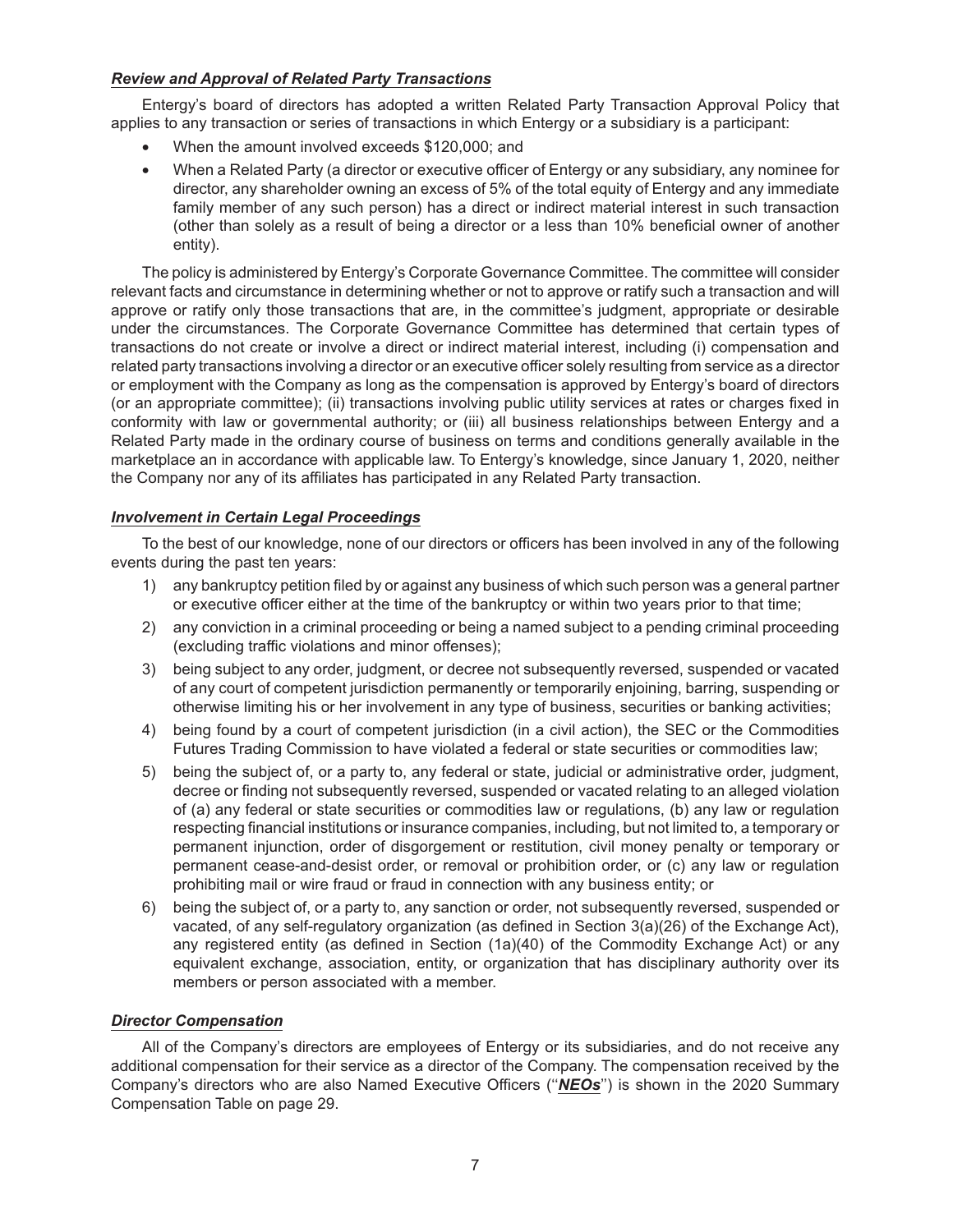### *Review and Approval of Related Party Transactions*

Entergy's board of directors has adopted a written Related Party Transaction Approval Policy that applies to any transaction or series of transactions in which Entergy or a subsidiary is a participant:

- When the amount involved exceeds $120,000; and
- When a Related Party (a director or executive officer of Entergy or any subsidiary, any nominee for director, any shareholder owning an excess of 5% of the total equity of Entergy and any immediate family member of any such person) has a direct or indirect material interest in such transaction (other than solely as a result of being a director or a less than 10% beneficial owner of another entity).

The policy is administered by Entergy's Corporate Governance Committee. The committee will consider relevant facts and circumstance in determining whether or not to approve or ratify such a transaction and will approve or ratify only those transactions that are, in the committee's judgment, appropriate or desirable under the circumstances. The Corporate Governance Committee has determined that certain types of transactions do not create or involve a direct or indirect material interest, including (i) compensation and related party transactions involving a director or an executive officer solely resulting from service as a director or employment with the Company as long as the compensation is approved by Entergy's board of directors (or an appropriate committee); (ii) transactions involving public utility services at rates or charges fixed in conformity with law or governmental authority; or (iii) all business relationships between Entergy and a Related Party made in the ordinary course of business on terms and conditions generally available in the marketplace an in accordance with applicable law. To Entergy's knowledge, since January 1, 2020, neither the Company nor any of its affiliates has participated in any Related Party transaction.

### *Involvement in Certain Legal Proceedings*

To the best of our knowledge, none of our directors or officers has been involved in any of the following events during the past ten years:

1) any bankruptcy petition filed by or against any business of which such person was a general partner or executive officer either at the time of the bankruptcy or within two years prior to that time;
2) any conviction in a criminal proceeding or being a named subject to a pending criminal proceeding (excluding traffic violations and minor offenses);
3) being subject to any order, judgment, or decree not subsequently reversed, suspended or vacated of any court of competent jurisdiction permanently or temporarily enjoining, barring, suspending or otherwise limiting his or her involvement in any type of business, securities or banking activities;
4) being found by a court of competent jurisdiction (in a civil action), the SEC or the Commodities Futures Trading Commission to have violated a federal or state securities or commodities law;
5) being the subject of, or a party to, any federal or state, judicial or administrative order, judgment, decree or finding not subsequently reversed, suspended or vacated relating to an alleged violation of (a) any federal or state securities or commodities law or regulations, (b) any law or regulation respecting financial institutions or insurance companies, including, but not limited to, a temporary or permanent injunction, order of disgorgement or restitution, civil money penalty or temporary or permanent cease-and-desist order, or removal or prohibition order, or (c) any law or regulation prohibiting mail or wire fraud or fraud in connection with any business entity; or
6) being the subject of, or a party to, any sanction or order, not subsequently reversed, suspended or vacated, of any self-regulatory organization (as defined in Section 3(a)(26) of the Exchange Act), any registered entity (as defined in Section (1a)(40) of the Commodity Exchange Act) or any equivalent exchange, association, entity, or organization that has disciplinary authority over its members or person associated with a member.

### *Director Compensation*

All of the Company's directors are employees of Entergy or its subsidiaries, and do not receive any additional compensation for their service as a director of the Company. The compensation received by the Company's directors who are also Named Executive Officers (''***NEOs***'') is shown in the 2020 Summary Compensation Table on page 29.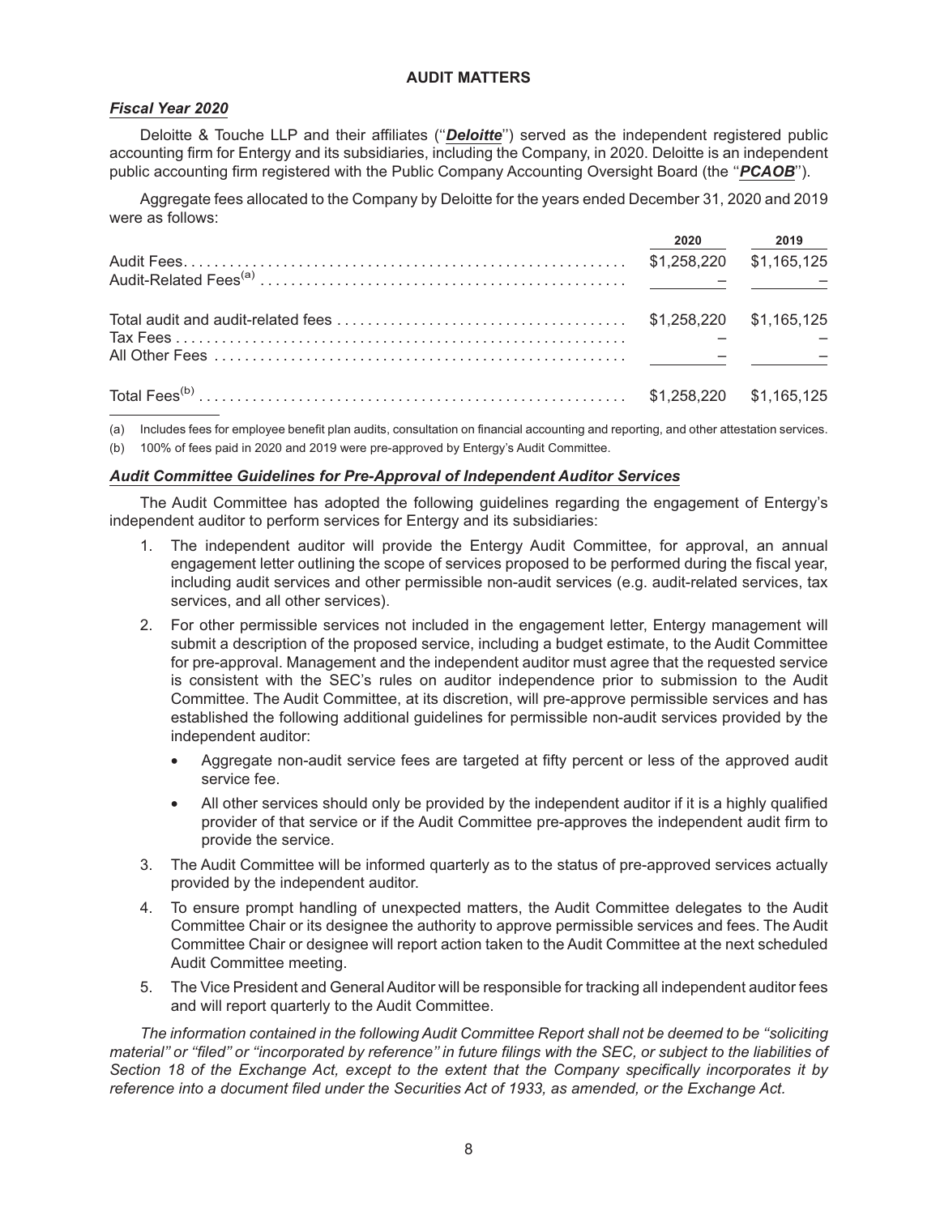## AUDIT MATTERS

### *Fiscal Year 2020*

Deloitte & Touche LLP and their affiliates (''***Deloitte***'') served as the independent registered public accounting firm for Entergy and its subsidiaries, including the Company, in 2020. Deloitte is an independent public accounting firm registered with the Public Company Accounting Oversight Board (the ''***PCAOB***'').

Aggregate fees allocated to the Company by Deloitte for the years ended December 31, 2020 and 2019 were as follows:

| | 2020 | 2019 |
|---|---|---|
| Audit Fees | $1,258,220 | $1,165,125 |
| Audit-Related Fees[(a)] | – | – |
| Total audit and audit-related fees | $1,258,220 | $1,165,125 |
| Tax Fees | – | – |
| All Other Fees | – | – |
| Total Fees[(b)] | $1,258,220 | $1,165,125 |

(a) Includes fees for employee benefit plan audits, consultation on financial accounting and reporting, and other attestation services.

(b) 100% of fees paid in 2020 and 2019 were pre-approved by Entergy's Audit Committee.

### *Audit Committee Guidelines for Pre-Approval of Independent Auditor Services*

The Audit Committee has adopted the following guidelines regarding the engagement of Entergy's independent auditor to perform services for Entergy and its subsidiaries:

1. The independent auditor will provide the Entergy Audit Committee, for approval, an annual engagement letter outlining the scope of services proposed to be performed during the fiscal year, including audit services and other permissible non-audit services (e.g. audit-related services, tax services, and all other services).

2. For other permissible services not included in the engagement letter, Entergy management will submit a description of the proposed service, including a budget estimate, to the Audit Committee for pre-approval. Management and the independent auditor must agree that the requested service is consistent with the SEC's rules on auditor independence prior to submission to the Audit Committee. The Audit Committee, at its discretion, will pre-approve permissible services and has established the following additional guidelines for permissible non-audit services provided by the independent auditor:

   - Aggregate non-audit service fees are targeted at fifty percent or less of the approved audit service fee.
   - All other services should only be provided by the independent auditor if it is a highly qualified provider of that service or if the Audit Committee pre-approves the independent audit firm to provide the service.

3. The Audit Committee will be informed quarterly as to the status of pre-approved services actually provided by the independent auditor.

4. To ensure prompt handling of unexpected matters, the Audit Committee delegates to the Audit Committee Chair or its designee the authority to approve permissible services and fees. The Audit Committee Chair or designee will report action taken to the Audit Committee at the next scheduled Audit Committee meeting.

5. The Vice President and General Auditor will be responsible for tracking all independent auditor fees and will report quarterly to the Audit Committee.

*The information contained in the following Audit Committee Report shall not be deemed to be ''soliciting material'' or ''filed'' or ''incorporated by reference'' in future filings with the SEC, or subject to the liabilities of Section 18 of the Exchange Act, except to the extent that the Company specifically incorporates it by reference into a document filed under the Securities Act of 1933, as amended, or the Exchange Act.*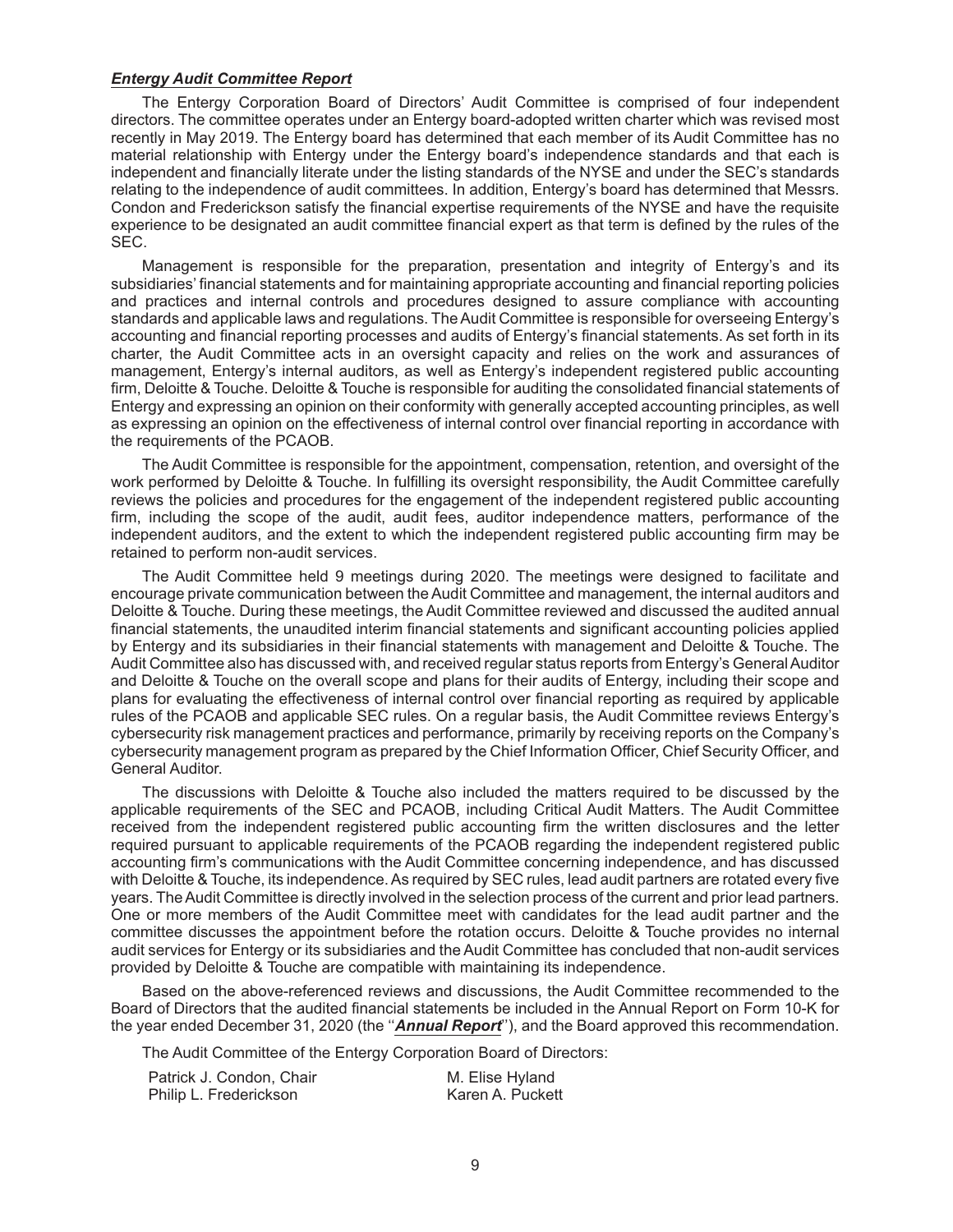***Entergy Audit Committee Report***

The Entergy Corporation Board of Directors' Audit Committee is comprised of four independent directors. The committee operates under an Entergy board-adopted written charter which was revised most recently in May 2019. The Entergy board has determined that each member of its Audit Committee has no material relationship with Entergy under the Entergy board's independence standards and that each is independent and financially literate under the listing standards of the NYSE and under the SEC's standards relating to the independence of audit committees. In addition, Entergy's board has determined that Messrs. Condon and Frederickson satisfy the financial expertise requirements of the NYSE and have the requisite experience to be designated an audit committee financial expert as that term is defined by the rules of the SEC.

Management is responsible for the preparation, presentation and integrity of Entergy's and its subsidiaries' financial statements and for maintaining appropriate accounting and financial reporting policies and practices and internal controls and procedures designed to assure compliance with accounting standards and applicable laws and regulations. The Audit Committee is responsible for overseeing Entergy's accounting and financial reporting processes and audits of Entergy's financial statements. As set forth in its charter, the Audit Committee acts in an oversight capacity and relies on the work and assurances of management, Entergy's internal auditors, as well as Entergy's independent registered public accounting firm, Deloitte & Touche. Deloitte & Touche is responsible for auditing the consolidated financial statements of Entergy and expressing an opinion on their conformity with generally accepted accounting principles, as well as expressing an opinion on the effectiveness of internal control over financial reporting in accordance with the requirements of the PCAOB.

The Audit Committee is responsible for the appointment, compensation, retention, and oversight of the work performed by Deloitte & Touche. In fulfilling its oversight responsibility, the Audit Committee carefully reviews the policies and procedures for the engagement of the independent registered public accounting firm, including the scope of the audit, audit fees, auditor independence matters, performance of the independent auditors, and the extent to which the independent registered public accounting firm may be retained to perform non-audit services.

The Audit Committee held 9 meetings during 2020. The meetings were designed to facilitate and encourage private communication between the Audit Committee and management, the internal auditors and Deloitte & Touche. During these meetings, the Audit Committee reviewed and discussed the audited annual financial statements, the unaudited interim financial statements and significant accounting policies applied by Entergy and its subsidiaries in their financial statements with management and Deloitte & Touche. The Audit Committee also has discussed with, and received regular status reports from Entergy's General Auditor and Deloitte & Touche on the overall scope and plans for their audits of Entergy, including their scope and plans for evaluating the effectiveness of internal control over financial reporting as required by applicable rules of the PCAOB and applicable SEC rules. On a regular basis, the Audit Committee reviews Entergy's cybersecurity risk management practices and performance, primarily by receiving reports on the Company's cybersecurity management program as prepared by the Chief Information Officer, Chief Security Officer, and General Auditor.

The discussions with Deloitte & Touche also included the matters required to be discussed by the applicable requirements of the SEC and PCAOB, including Critical Audit Matters. The Audit Committee received from the independent registered public accounting firm the written disclosures and the letter required pursuant to applicable requirements of the PCAOB regarding the independent registered public accounting firm's communications with the Audit Committee concerning independence, and has discussed with Deloitte & Touche, its independence. As required by SEC rules, lead audit partners are rotated every five years. The Audit Committee is directly involved in the selection process of the current and prior lead partners. One or more members of the Audit Committee meet with candidates for the lead audit partner and the committee discusses the appointment before the rotation occurs. Deloitte & Touche provides no internal audit services for Entergy or its subsidiaries and the Audit Committee has concluded that non-audit services provided by Deloitte & Touche are compatible with maintaining its independence.

Based on the above-referenced reviews and discussions, the Audit Committee recommended to the Board of Directors that the audited financial statements be included in the Annual Report on Form 10-K for the year ended December 31, 2020 (the ''***Annual Report***''), and the Board approved this recommendation.

The Audit Committee of the Entergy Corporation Board of Directors:

Patrick J. Condon, Chair
Philip L. Frederickson
M. Elise Hyland
Karen A. Puckett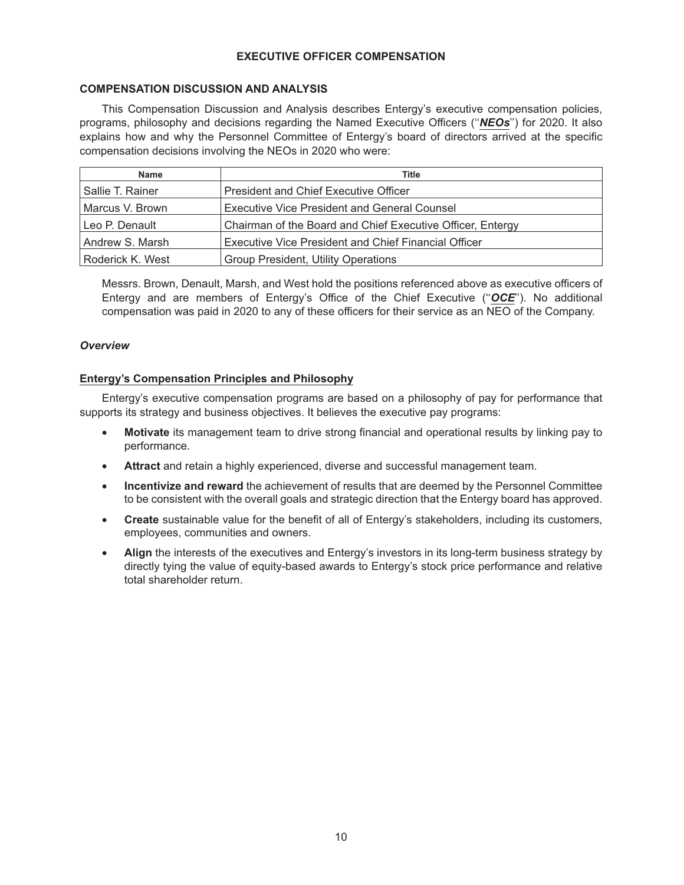## EXECUTIVE OFFICER COMPENSATION

### COMPENSATION DISCUSSION AND ANALYSIS

This Compensation Discussion and Analysis describes Entergy's executive compensation policies, programs, philosophy and decisions regarding the Named Executive Officers (''***NEOs***'') for 2020. It also explains how and why the Personnel Committee of Entergy's board of directors arrived at the specific compensation decisions involving the NEOs in 2020 who were:

| Name | Title |
|---|---|
| Sallie T. Rainer | President and Chief Executive Officer |
| Marcus V. Brown | Executive Vice President and General Counsel |
| Leo P. Denault | Chairman of the Board and Chief Executive Officer, Entergy |
| Andrew S. Marsh | Executive Vice President and Chief Financial Officer |
| Roderick K. West | Group President, Utility Operations |

Messrs. Brown, Denault, Marsh, and West hold the positions referenced above as executive officers of Entergy and are members of Entergy's Office of the Chief Executive (''***OCE***''). No additional compensation was paid in 2020 to any of these officers for their service as an NEO of the Company.

### *Overview*

#### Entergy's Compensation Principles and Philosophy

Entergy's executive compensation programs are based on a philosophy of pay for performance that supports its strategy and business objectives. It believes the executive pay programs:

- **Motivate** its management team to drive strong financial and operational results by linking pay to performance.
- **Attract** and retain a highly experienced, diverse and successful management team.
- **Incentivize and reward** the achievement of results that are deemed by the Personnel Committee to be consistent with the overall goals and strategic direction that the Entergy board has approved.
- **Create** sustainable value for the benefit of all of Entergy's stakeholders, including its customers, employees, communities and owners.
- **Align** the interests of the executives and Entergy's investors in its long-term business strategy by directly tying the value of equity-based awards to Entergy's stock price performance and relative total shareholder return.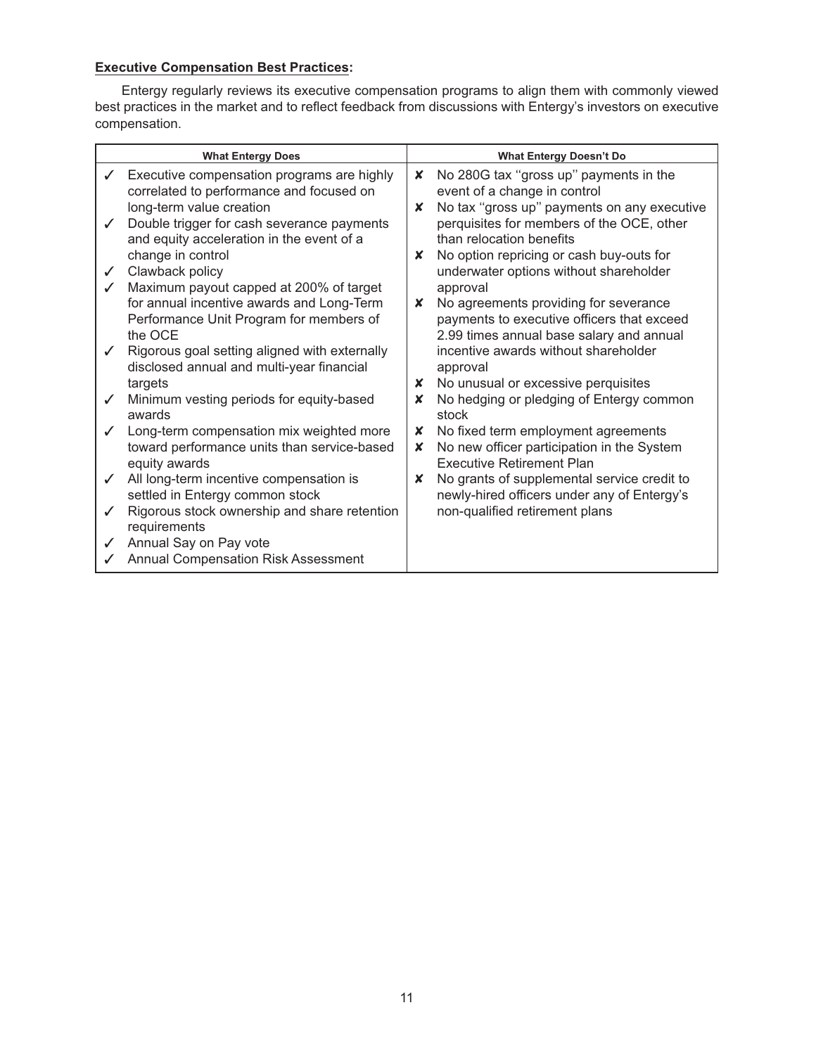**Executive Compensation Best Practices:**

Entergy regularly reviews its executive compensation programs to align them with commonly viewed best practices in the market and to reflect feedback from discussions with Entergy's investors on executive compensation.

| What Entergy Does | What Entergy Doesn't Do |
|---|---|
| ✓ Executive compensation programs are highly correlated to performance and focused on long-term value creation<br>✓ Double trigger for cash severance payments and equity acceleration in the event of a change in control<br>✓ Clawback policy<br>✓ Maximum payout capped at 200% of target for annual incentive awards and Long-Term Performance Unit Program for members of the OCE<br>✓ Rigorous goal setting aligned with externally disclosed annual and multi-year financial targets<br>✓ Minimum vesting periods for equity-based awards<br>✓ Long-term compensation mix weighted more toward performance units than service-based equity awards<br>✓ All long-term incentive compensation is settled in Entergy common stock<br>✓ Rigorous stock ownership and share retention requirements<br>✓ Annual Say on Pay vote<br>✓ Annual Compensation Risk Assessment | ✘ No 280G tax ''gross up'' payments in the event of a change in control<br>✘ No tax ''gross up'' payments on any executive perquisites for members of the OCE, other than relocation benefits<br>✘ No option repricing or cash buy-outs for underwater options without shareholder approval<br>✘ No agreements providing for severance payments to executive officers that exceed 2.99 times annual base salary and annual incentive awards without shareholder approval<br>✘ No unusual or excessive perquisites<br>✘ No hedging or pledging of Entergy common stock<br>✘ No fixed term employment agreements<br>✘ No new officer participation in the System Executive Retirement Plan<br>✘ No grants of supplemental service credit to newly-hired officers under any of Entergy's non-qualified retirement plans |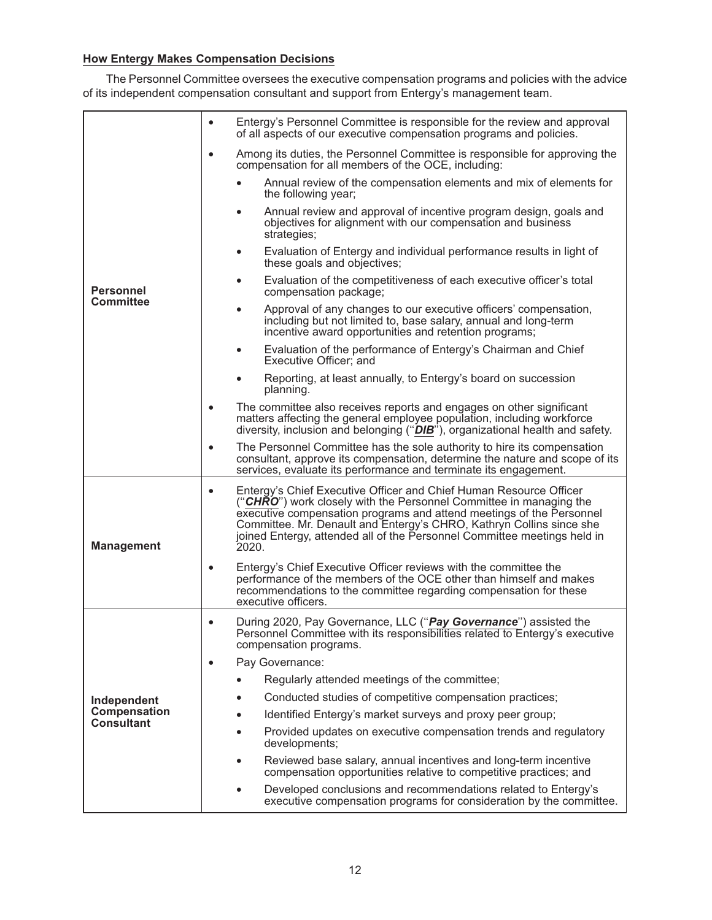**How Entergy Makes Compensation Decisions**

The Personnel Committee oversees the executive compensation programs and policies with the advice of its independent compensation consultant and support from Entergy's management team.

| | |
|---|---|
| **Personnel Committee** | • Entergy's Personnel Committee is responsible for the review and approval of all aspects of our executive compensation programs and policies.<br>• Among its duties, the Personnel Committee is responsible for approving the compensation for all members of the OCE, including:<br>&nbsp;&nbsp;&nbsp;&nbsp;• Annual review of the compensation elements and mix of elements for the following year;<br>&nbsp;&nbsp;&nbsp;&nbsp;• Annual review and approval of incentive program design, goals and objectives for alignment with our compensation and business strategies;<br>&nbsp;&nbsp;&nbsp;&nbsp;• Evaluation of Entergy and individual performance results in light of these goals and objectives;<br>&nbsp;&nbsp;&nbsp;&nbsp;• Evaluation of the competitiveness of each executive officer's total compensation package;<br>&nbsp;&nbsp;&nbsp;&nbsp;• Approval of any changes to our executive officers' compensation, including but not limited to, base salary, annual and long-term incentive award opportunities and retention programs;<br>&nbsp;&nbsp;&nbsp;&nbsp;• Evaluation of the performance of Entergy's Chairman and Chief Executive Officer; and<br>&nbsp;&nbsp;&nbsp;&nbsp;• Reporting, at least annually, to Entergy's board on succession planning.<br>• The committee also receives reports and engages on other significant matters affecting the general employee population, including workforce diversity, inclusion and belonging ("***DIB***"), organizational health and safety.<br>• The Personnel Committee has the sole authority to hire its compensation consultant, approve its compensation, determine the nature and scope of its services, evaluate its performance and terminate its engagement. |
| **Management** | • Entergy's Chief Executive Officer and Chief Human Resource Officer ("***CHRO***") work closely with the Personnel Committee in managing the executive compensation programs and attend meetings of the Personnel Committee. Mr. Denault and Entergy's CHRO, Kathryn Collins since she joined Entergy, attended all of the Personnel Committee meetings held in 2020.<br>• Entergy's Chief Executive Officer reviews with the committee the performance of the members of the OCE other than himself and makes recommendations to the committee regarding compensation for these executive officers. |
| **Independent Compensation Consultant** | • During 2020, Pay Governance, LLC ("***Pay Governance***") assisted the Personnel Committee with its responsibilities related to Entergy's executive compensation programs.<br>• Pay Governance:<br>&nbsp;&nbsp;&nbsp;&nbsp;• Regularly attended meetings of the committee;<br>&nbsp;&nbsp;&nbsp;&nbsp;• Conducted studies of competitive compensation practices;<br>&nbsp;&nbsp;&nbsp;&nbsp;• Identified Entergy's market surveys and proxy peer group;<br>&nbsp;&nbsp;&nbsp;&nbsp;• Provided updates on executive compensation trends and regulatory developments;<br>&nbsp;&nbsp;&nbsp;&nbsp;• Reviewed base salary, annual incentives and long-term incentive compensation opportunities relative to competitive practices; and<br>&nbsp;&nbsp;&nbsp;&nbsp;• Developed conclusions and recommendations related to Entergy's executive compensation programs for consideration by the committee. |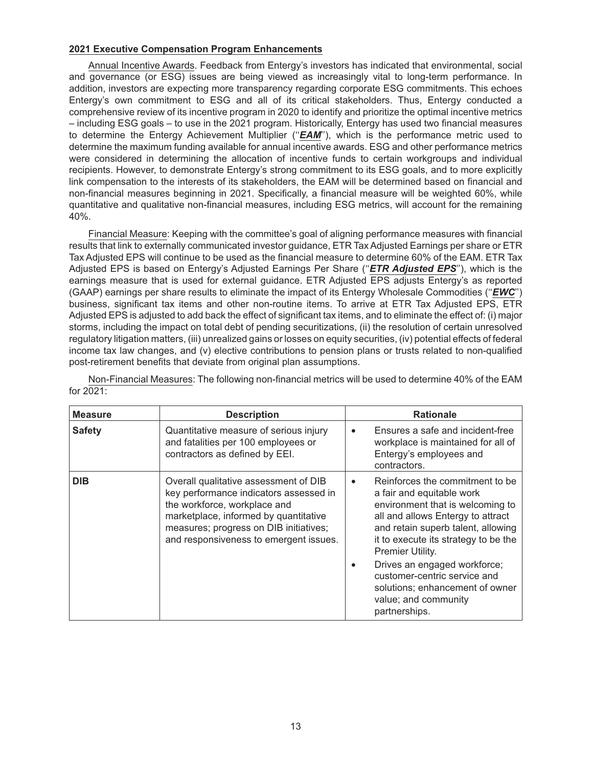**2021 Executive Compensation Program Enhancements**

Annual Incentive Awards. Feedback from Entergy's investors has indicated that environmental, social and governance (or ESG) issues are being viewed as increasingly vital to long-term performance. In addition, investors are expecting more transparency regarding corporate ESG commitments. This echoes Entergy's own commitment to ESG and all of its critical stakeholders. Thus, Entergy conducted a comprehensive review of its incentive program in 2020 to identify and prioritize the optimal incentive metrics – including ESG goals – to use in the 2021 program. Historically, Entergy has used two financial measures to determine the Entergy Achievement Multiplier ("***EAM***"), which is the performance metric used to determine the maximum funding available for annual incentive awards. ESG and other performance metrics were considered in determining the allocation of incentive funds to certain workgroups and individual recipients. However, to demonstrate Entergy's strong commitment to its ESG goals, and to more explicitly link compensation to the interests of its stakeholders, the EAM will be determined based on financial and non-financial measures beginning in 2021. Specifically, a financial measure will be weighted 60%, while quantitative and qualitative non-financial measures, including ESG metrics, will account for the remaining 40%.

Financial Measure: Keeping with the committee's goal of aligning performance measures with financial results that link to externally communicated investor guidance, ETR Tax Adjusted Earnings per share or ETR Tax Adjusted EPS will continue to be used as the financial measure to determine 60% of the EAM. ETR Tax Adjusted EPS is based on Entergy's Adjusted Earnings Per Share ("***ETR Adjusted EPS***"), which is the earnings measure that is used for external guidance. ETR Adjusted EPS adjusts Entergy's as reported (GAAP) earnings per share results to eliminate the impact of its Entergy Wholesale Commodities ("***EWC***") business, significant tax items and other non-routine items. To arrive at ETR Tax Adjusted EPS, ETR Adjusted EPS is adjusted to add back the effect of significant tax items, and to eliminate the effect of: (i) major storms, including the impact on total debt of pending securitizations, (ii) the resolution of certain unresolved regulatory litigation matters, (iii) unrealized gains or losses on equity securities, (iv) potential effects of federal income tax law changes, and (v) elective contributions to pension plans or trusts related to non-qualified post-retirement benefits that deviate from original plan assumptions.

Non-Financial Measures: The following non-financial metrics will be used to determine 40% of the EAM for 2021:

| Measure | Description | Rationale |
|---|---|---|
| **Safety** | Quantitative measure of serious injury and fatalities per 100 employees or contractors as defined by EEI. | • Ensures a safe and incident-free workplace is maintained for all of Entergy's employees and contractors. |
| **DIB** | Overall qualitative assessment of DIB key performance indicators assessed in the workforce, workplace and marketplace, informed by quantitative measures; progress on DIB initiatives; and responsiveness to emergent issues. | • Reinforces the commitment to be a fair and equitable work environment that is welcoming to all and allows Entergy to attract and retain superb talent, allowing it to execute its strategy to be the Premier Utility.<br>• Drives an engaged workforce; customer-centric service and solutions; enhancement of owner value; and community partnerships. |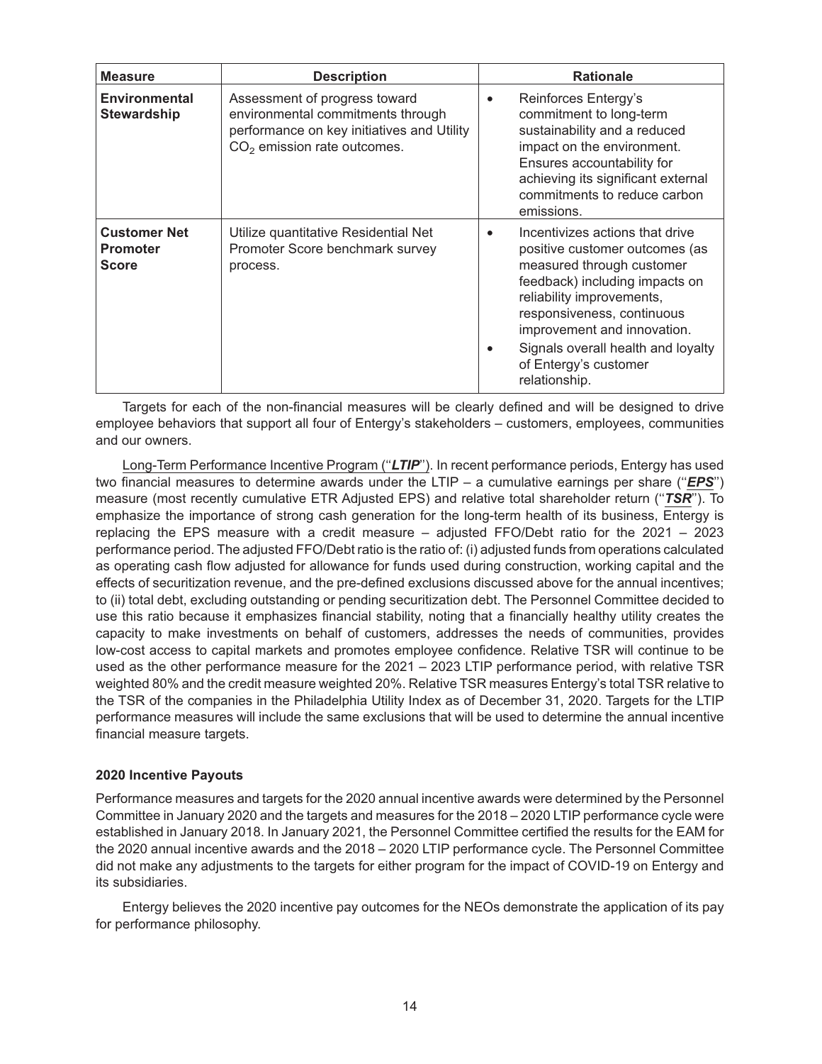| Measure | Description | Rationale |
| --- | --- | --- |
| **Environmental Stewardship** | Assessment of progress toward environmental commitments through performance on key initiatives and Utility $CO_2$ emission rate outcomes. | • Reinforces Entergy's commitment to long-term sustainability and a reduced impact on the environment. Ensures accountability for achieving its significant external commitments to reduce carbon emissions. |
| **Customer Net Promoter Score** | Utilize quantitative Residential Net Promoter Score benchmark survey process. | • Incentivizes actions that drive positive customer outcomes (as measured through customer feedback) including impacts on reliability improvements, responsiveness, continuous improvement and innovation.<br>• Signals overall health and loyalty of Entergy's customer relationship. |

Targets for each of the non-financial measures will be clearly defined and will be designed to drive employee behaviors that support all four of Entergy's stakeholders – customers, employees, communities and our owners.

Long-Term Performance Incentive Program (''***LTIP***''). In recent performance periods, Entergy has used two financial measures to determine awards under the LTIP – a cumulative earnings per share (''***EPS***'') measure (most recently cumulative ETR Adjusted EPS) and relative total shareholder return (''***TSR***''). To emphasize the importance of strong cash generation for the long-term health of its business, Entergy is replacing the EPS measure with a credit measure – adjusted FFO/Debt ratio for the 2021 – 2023 performance period. The adjusted FFO/Debt ratio is the ratio of: (i) adjusted funds from operations calculated as operating cash flow adjusted for allowance for funds used during construction, working capital and the effects of securitization revenue, and the pre-defined exclusions discussed above for the annual incentives; to (ii) total debt, excluding outstanding or pending securitization debt. The Personnel Committee decided to use this ratio because it emphasizes financial stability, noting that a financially healthy utility creates the capacity to make investments on behalf of customers, addresses the needs of communities, provides low-cost access to capital markets and promotes employee confidence. Relative TSR will continue to be used as the other performance measure for the 2021 – 2023 LTIP performance period, with relative TSR weighted 80% and the credit measure weighted 20%. Relative TSR measures Entergy's total TSR relative to the TSR of the companies in the Philadelphia Utility Index as of December 31, 2020. Targets for the LTIP performance measures will include the same exclusions that will be used to determine the annual incentive financial measure targets.

**2020 Incentive Payouts**

Performance measures and targets for the 2020 annual incentive awards were determined by the Personnel Committee in January 2020 and the targets and measures for the 2018 – 2020 LTIP performance cycle were established in January 2018. In January 2021, the Personnel Committee certified the results for the EAM for the 2020 annual incentive awards and the 2018 – 2020 LTIP performance cycle. The Personnel Committee did not make any adjustments to the targets for either program for the impact of COVID-19 on Entergy and its subsidiaries.

Entergy believes the 2020 incentive pay outcomes for the NEOs demonstrate the application of its pay for performance philosophy.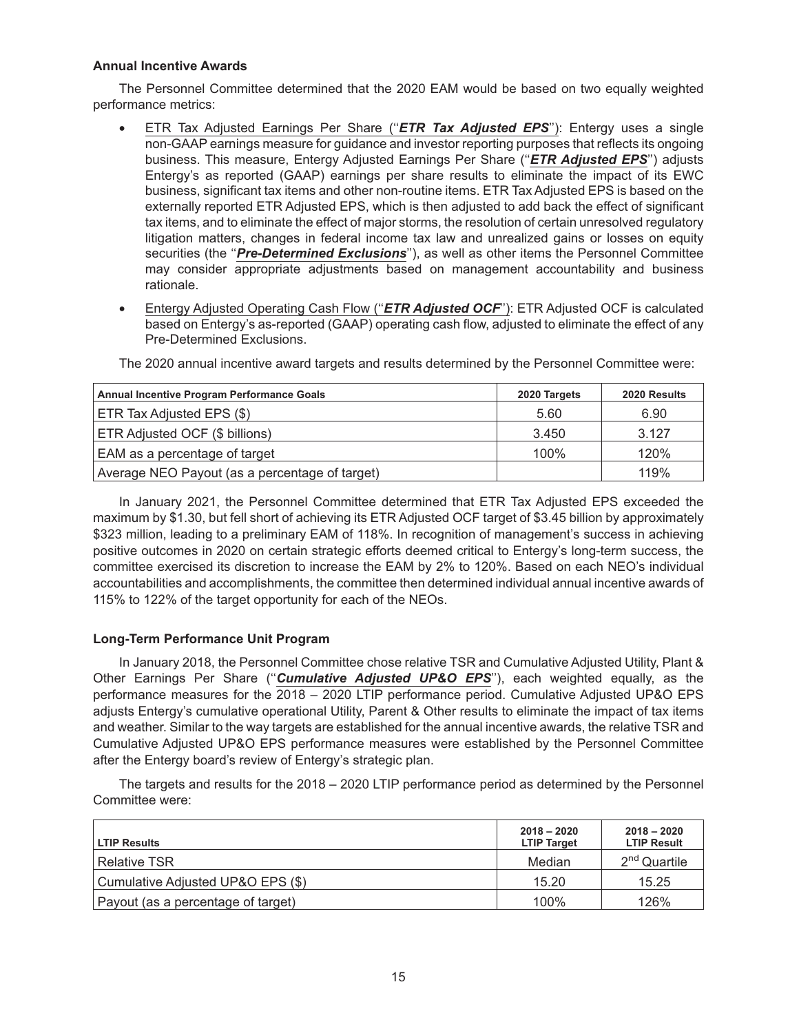### Annual Incentive Awards

The Personnel Committee determined that the 2020 EAM would be based on two equally weighted performance metrics:

- ETR Tax Adjusted Earnings Per Share ("***ETR Tax Adjusted EPS***"): Entergy uses a single non-GAAP earnings measure for guidance and investor reporting purposes that reflects its ongoing business. This measure, Entergy Adjusted Earnings Per Share ("***ETR Adjusted EPS***") adjusts Entergy's as reported (GAAP) earnings per share results to eliminate the impact of its EWC business, significant tax items and other non-routine items. ETR Tax Adjusted EPS is based on the externally reported ETR Adjusted EPS, which is then adjusted to add back the effect of significant tax items, and to eliminate the effect of major storms, the resolution of certain unresolved regulatory litigation matters, changes in federal income tax law and unrealized gains or losses on equity securities (the "***Pre-Determined Exclusions***"), as well as other items the Personnel Committee may consider appropriate adjustments based on management accountability and business rationale.
- Entergy Adjusted Operating Cash Flow ("***ETR Adjusted OCF***"): ETR Adjusted OCF is calculated based on Entergy's as-reported (GAAP) operating cash flow, adjusted to eliminate the effect of any Pre-Determined Exclusions.

The 2020 annual incentive award targets and results determined by the Personnel Committee were:

| Annual Incentive Program Performance Goals | 2020 Targets | 2020 Results |
|---|---|---|
| ETR Tax Adjusted EPS ($) | 5.60 | 6.90 |
| ETR Adjusted OCF ($ billions) | 3.450 | 3.127 |
| EAM as a percentage of target | 100% | 120% |
| Average NEO Payout (as a percentage of target) | | 119% |

In January 2021, the Personnel Committee determined that ETR Tax Adjusted EPS exceeded the maximum by $1.30, but fell short of achieving its ETR Adjusted OCF target of $3.45 billion by approximately $323 million, leading to a preliminary EAM of 118%. In recognition of management's success in achieving positive outcomes in 2020 on certain strategic efforts deemed critical to Entergy's long-term success, the committee exercised its discretion to increase the EAM by 2% to 120%. Based on each NEO's individual accountabilities and accomplishments, the committee then determined individual annual incentive awards of 115% to 122% of the target opportunity for each of the NEOs.

### Long-Term Performance Unit Program

In January 2018, the Personnel Committee chose relative TSR and Cumulative Adjusted Utility, Plant & Other Earnings Per Share ("***Cumulative Adjusted UP&O EPS***"), each weighted equally, as the performance measures for the 2018 – 2020 LTIP performance period. Cumulative Adjusted UP&O EPS adjusts Entergy's cumulative operational Utility, Parent & Other results to eliminate the impact of tax items and weather. Similar to the way targets are established for the annual incentive awards, the relative TSR and Cumulative Adjusted UP&O EPS performance measures were established by the Personnel Committee after the Entergy board's review of Entergy's strategic plan.

The targets and results for the 2018 – 2020 LTIP performance period as determined by the Personnel Committee were:

| LTIP Results | 2018 – 2020 LTIP Target | 2018 – 2020 LTIP Result |
|---|---|---|
| Relative TSR | Median | 2nd Quartile |
| Cumulative Adjusted UP&O EPS ($) | 15.20 | 15.25 |
| Payout (as a percentage of target) | 100% | 126% |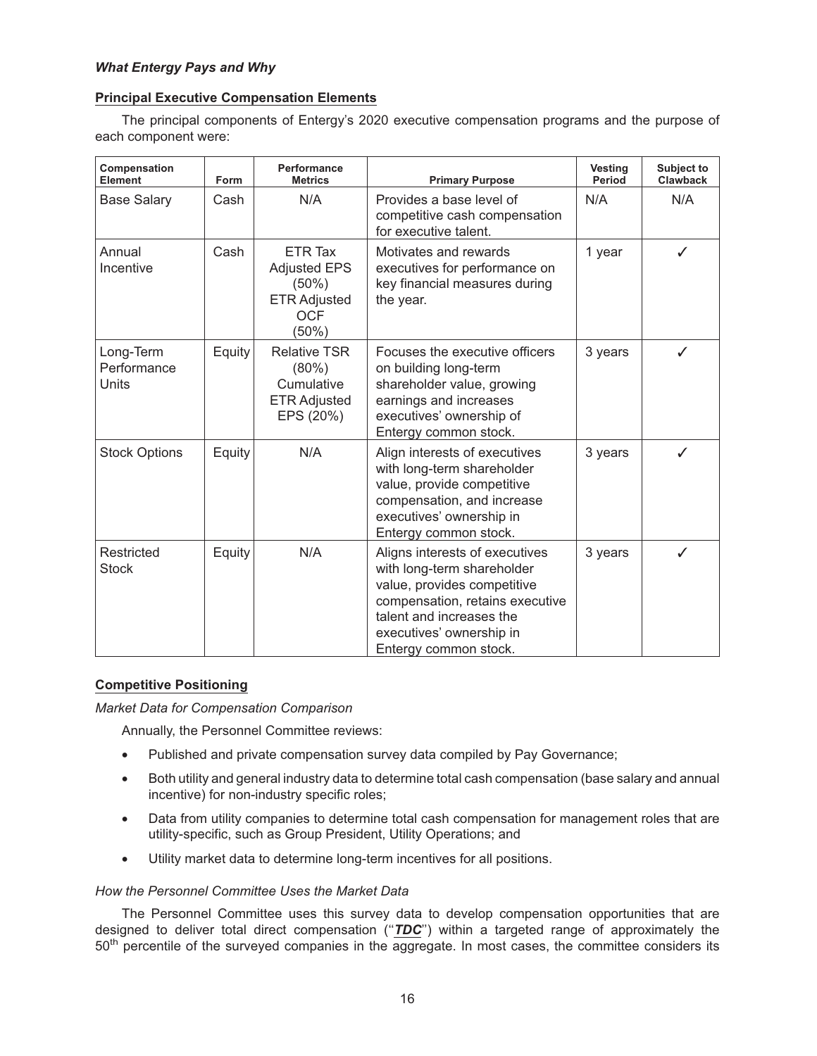***What Entergy Pays and Why***

**Principal Executive Compensation Elements**

The principal components of Entergy's 2020 executive compensation programs and the purpose of each component were:

| Compensation Element | Form | Performance Metrics | Primary Purpose | Vesting Period | Subject to Clawback |
|---|---|---|---|---|---|
| Base Salary | Cash | N/A | Provides a base level of competitive cash compensation for executive talent. | N/A | N/A |
| Annual Incentive | Cash | ETR Tax Adjusted EPS (50%) ETR Adjusted OCF (50%) | Motivates and rewards executives for performance on key financial measures during the year. | 1 year | ✓ |
| Long-Term Performance Units | Equity | Relative TSR (80%) Cumulative ETR Adjusted EPS (20%) | Focuses the executive officers on building long-term shareholder value, growing earnings and increases executives' ownership of Entergy common stock. | 3 years | ✓ |
| Stock Options | Equity | N/A | Align interests of executives with long-term shareholder value, provide competitive compensation, and increase executives' ownership in Entergy common stock. | 3 years | ✓ |
| Restricted Stock | Equity | N/A | Aligns interests of executives with long-term shareholder value, provides competitive compensation, retains executive talent and increases the executives' ownership in Entergy common stock. | 3 years | ✓ |

**Competitive Positioning**

*Market Data for Compensation Comparison*

Annually, the Personnel Committee reviews:

- Published and private compensation survey data compiled by Pay Governance;
- Both utility and general industry data to determine total cash compensation (base salary and annual incentive) for non-industry specific roles;
- Data from utility companies to determine total cash compensation for management roles that are utility-specific, such as Group President, Utility Operations; and
- Utility market data to determine long-term incentives for all positions.

*How the Personnel Committee Uses the Market Data*

The Personnel Committee uses this survey data to develop compensation opportunities that are designed to deliver total direct compensation ("***TDC***") within a targeted range of approximately the 50th percentile of the surveyed companies in the aggregate. In most cases, the committee considers its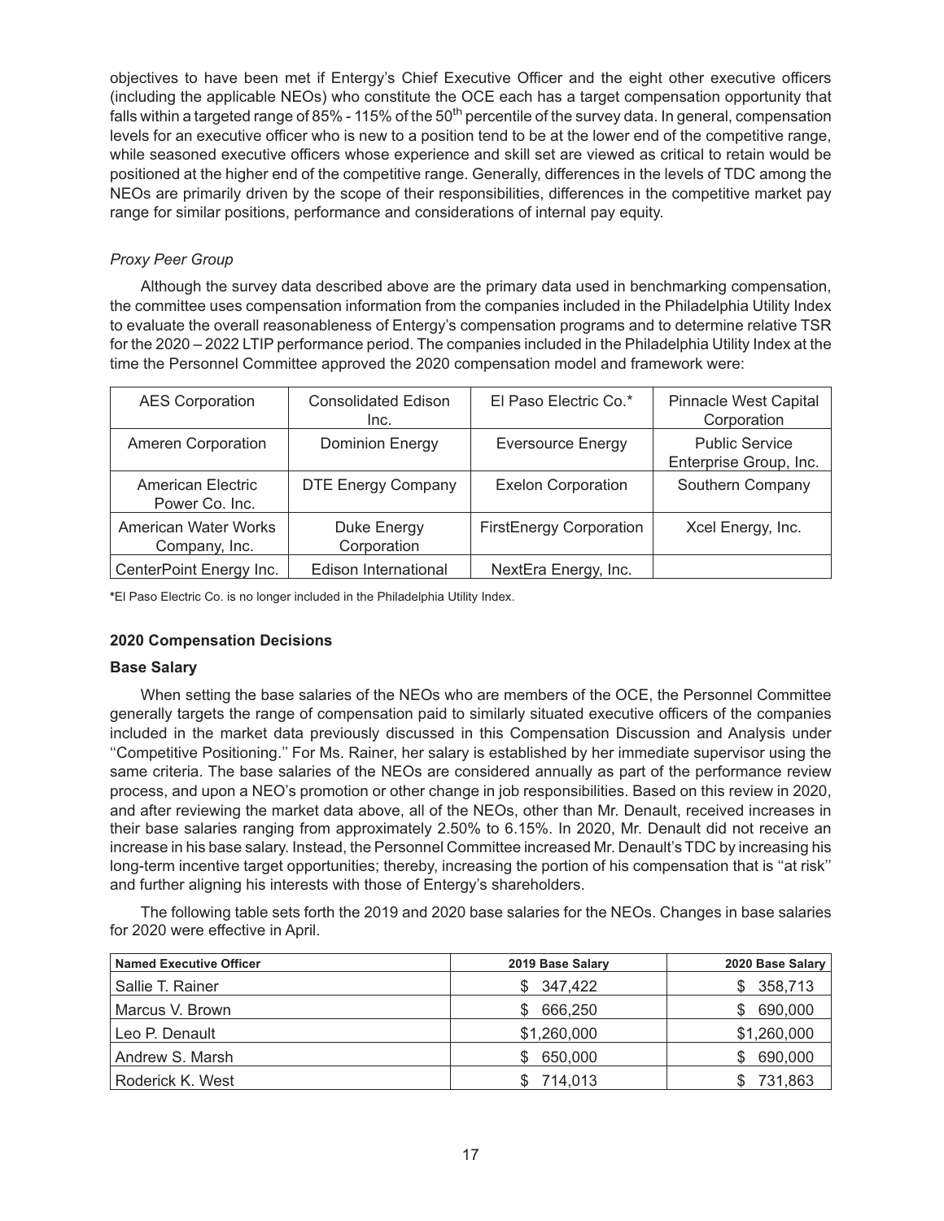objectives to have been met if Entergy's Chief Executive Officer and the eight other executive officers (including the applicable NEOs) who constitute the OCE each has a target compensation opportunity that falls within a targeted range of 85% - 115% of the $50^{th}$ percentile of the survey data. In general, compensation levels for an executive officer who is new to a position tend to be at the lower end of the competitive range, while seasoned executive officers whose experience and skill set are viewed as critical to retain would be positioned at the higher end of the competitive range. Generally, differences in the levels of TDC among the NEOs are primarily driven by the scope of their responsibilities, differences in the competitive market pay range for similar positions, performance and considerations of internal pay equity.

*Proxy Peer Group*

Although the survey data described above are the primary data used in benchmarking compensation, the committee uses compensation information from the companies included in the Philadelphia Utility Index to evaluate the overall reasonableness of Entergy's compensation programs and to determine relative TSR for the 2020 – 2022 LTIP performance period. The companies included in the Philadelphia Utility Index at the time the Personnel Committee approved the 2020 compensation model and framework were:

| | | | |
|---|---|---|---|
| AES Corporation | Consolidated Edison Inc. | El Paso Electric Co.* | Pinnacle West Capital Corporation |
| Ameren Corporation | Dominion Energy | Eversource Energy | Public Service Enterprise Group, Inc. |
| American Electric Power Co. Inc. | DTE Energy Company | Exelon Corporation | Southern Company |
| American Water Works Company, Inc. | Duke Energy Corporation | FirstEnergy Corporation | Xcel Energy, Inc. |
| CenterPoint Energy Inc. | Edison International | NextEra Energy, Inc. | |

**\***El Paso Electric Co. is no longer included in the Philadelphia Utility Index.

**2020 Compensation Decisions**

**Base Salary**

When setting the base salaries of the NEOs who are members of the OCE, the Personnel Committee generally targets the range of compensation paid to similarly situated executive officers of the companies included in the market data previously discussed in this Compensation Discussion and Analysis under ''Competitive Positioning.'' For Ms. Rainer, her salary is established by her immediate supervisor using the same criteria. The base salaries of the NEOs are considered annually as part of the performance review process, and upon a NEO's promotion or other change in job responsibilities. Based on this review in 2020, and after reviewing the market data above, all of the NEOs, other than Mr. Denault, received increases in their base salaries ranging from approximately 2.50% to 6.15%. In 2020, Mr. Denault did not receive an increase in his base salary. Instead, the Personnel Committee increased Mr. Denault's TDC by increasing his long-term incentive target opportunities; thereby, increasing the portion of his compensation that is ''at risk'' and further aligning his interests with those of Entergy's shareholders.

The following table sets forth the 2019 and 2020 base salaries for the NEOs. Changes in base salaries for 2020 were effective in April.

| Named Executive Officer | 2019 Base Salary | 2020 Base Salary |
|---|---|---|
| Sallie T. Rainer | $ 347,422 | $ 358,713 |
| Marcus V. Brown | $ 666,250 | $ 690,000 |
| Leo P. Denault | $1,260,000 | $1,260,000 |
| Andrew S. Marsh | $ 650,000 | $ 690,000 |
| Roderick K. West | $ 714,013 | $ 731,863 |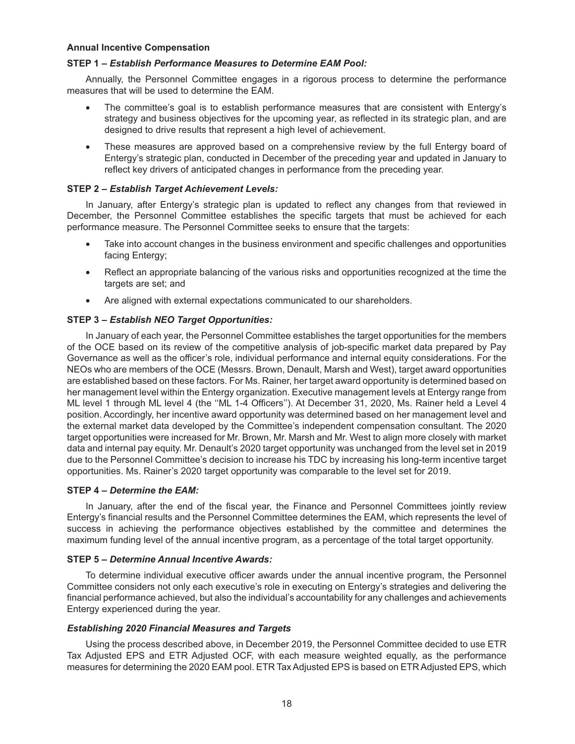**Annual Incentive Compensation**

**STEP 1 –** ***Establish Performance Measures to Determine EAM Pool:***

Annually, the Personnel Committee engages in a rigorous process to determine the performance measures that will be used to determine the EAM.

- The committee's goal is to establish performance measures that are consistent with Entergy's strategy and business objectives for the upcoming year, as reflected in its strategic plan, and are designed to drive results that represent a high level of achievement.
- These measures are approved based on a comprehensive review by the full Entergy board of Entergy's strategic plan, conducted in December of the preceding year and updated in January to reflect key drivers of anticipated changes in performance from the preceding year.

**STEP 2 –** ***Establish Target Achievement Levels:***

In January, after Entergy's strategic plan is updated to reflect any changes from that reviewed in December, the Personnel Committee establishes the specific targets that must be achieved for each performance measure. The Personnel Committee seeks to ensure that the targets:

- Take into account changes in the business environment and specific challenges and opportunities facing Entergy;
- Reflect an appropriate balancing of the various risks and opportunities recognized at the time the targets are set; and
- Are aligned with external expectations communicated to our shareholders.

**STEP 3 –** ***Establish NEO Target Opportunities:***

In January of each year, the Personnel Committee establishes the target opportunities for the members of the OCE based on its review of the competitive analysis of job-specific market data prepared by Pay Governance as well as the officer's role, individual performance and internal equity considerations. For the NEOs who are members of the OCE (Messrs. Brown, Denault, Marsh and West), target award opportunities are established based on these factors. For Ms. Rainer, her target award opportunity is determined based on her management level within the Entergy organization. Executive management levels at Entergy range from ML level 1 through ML level 4 (the ''ML 1-4 Officers''). At December 31, 2020, Ms. Rainer held a Level 4 position. Accordingly, her incentive award opportunity was determined based on her management level and the external market data developed by the Committee's independent compensation consultant. The 2020 target opportunities were increased for Mr. Brown, Mr. Marsh and Mr. West to align more closely with market data and internal pay equity. Mr. Denault's 2020 target opportunity was unchanged from the level set in 2019 due to the Personnel Committee's decision to increase his TDC by increasing his long-term incentive target opportunities. Ms. Rainer's 2020 target opportunity was comparable to the level set for 2019.

**STEP 4 –** ***Determine the EAM:***

In January, after the end of the fiscal year, the Finance and Personnel Committees jointly review Entergy's financial results and the Personnel Committee determines the EAM, which represents the level of success in achieving the performance objectives established by the committee and determines the maximum funding level of the annual incentive program, as a percentage of the total target opportunity.

**STEP 5 –** ***Determine Annual Incentive Awards:***

To determine individual executive officer awards under the annual incentive program, the Personnel Committee considers not only each executive's role in executing on Entergy's strategies and delivering the financial performance achieved, but also the individual's accountability for any challenges and achievements Entergy experienced during the year.

***Establishing 2020 Financial Measures and Targets***

Using the process described above, in December 2019, the Personnel Committee decided to use ETR Tax Adjusted EPS and ETR Adjusted OCF, with each measure weighted equally, as the performance measures for determining the 2020 EAM pool. ETR Tax Adjusted EPS is based on ETR Adjusted EPS, which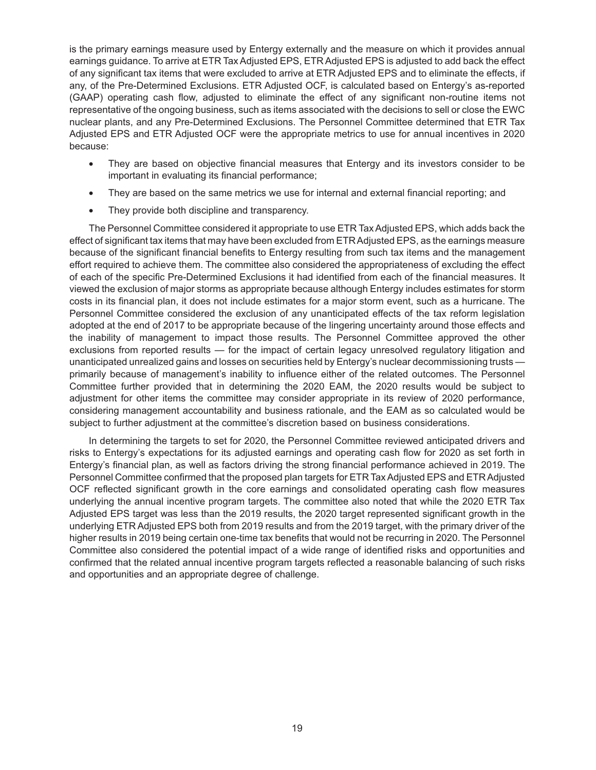is the primary earnings measure used by Entergy externally and the measure on which it provides annual earnings guidance. To arrive at ETR Tax Adjusted EPS, ETR Adjusted EPS is adjusted to add back the effect of any significant tax items that were excluded to arrive at ETR Adjusted EPS and to eliminate the effects, if any, of the Pre-Determined Exclusions. ETR Adjusted OCF, is calculated based on Entergy's as-reported (GAAP) operating cash flow, adjusted to eliminate the effect of any significant non-routine items not representative of the ongoing business, such as items associated with the decisions to sell or close the EWC nuclear plants, and any Pre-Determined Exclusions. The Personnel Committee determined that ETR Tax Adjusted EPS and ETR Adjusted OCF were the appropriate metrics to use for annual incentives in 2020 because:

- They are based on objective financial measures that Entergy and its investors consider to be important in evaluating its financial performance;
- They are based on the same metrics we use for internal and external financial reporting; and
- They provide both discipline and transparency.

The Personnel Committee considered it appropriate to use ETR Tax Adjusted EPS, which adds back the effect of significant tax items that may have been excluded from ETR Adjusted EPS, as the earnings measure because of the significant financial benefits to Entergy resulting from such tax items and the management effort required to achieve them. The committee also considered the appropriateness of excluding the effect of each of the specific Pre-Determined Exclusions it had identified from each of the financial measures. It viewed the exclusion of major storms as appropriate because although Entergy includes estimates for storm costs in its financial plan, it does not include estimates for a major storm event, such as a hurricane. The Personnel Committee considered the exclusion of any unanticipated effects of the tax reform legislation adopted at the end of 2017 to be appropriate because of the lingering uncertainty around those effects and the inability of management to impact those results. The Personnel Committee approved the other exclusions from reported results — for the impact of certain legacy unresolved regulatory litigation and unanticipated unrealized gains and losses on securities held by Entergy's nuclear decommissioning trusts — primarily because of management's inability to influence either of the related outcomes. The Personnel Committee further provided that in determining the 2020 EAM, the 2020 results would be subject to adjustment for other items the committee may consider appropriate in its review of 2020 performance, considering management accountability and business rationale, and the EAM as so calculated would be subject to further adjustment at the committee's discretion based on business considerations.

In determining the targets to set for 2020, the Personnel Committee reviewed anticipated drivers and risks to Entergy's expectations for its adjusted earnings and operating cash flow for 2020 as set forth in Entergy's financial plan, as well as factors driving the strong financial performance achieved in 2019. The Personnel Committee confirmed that the proposed plan targets for ETR Tax Adjusted EPS and ETR Adjusted OCF reflected significant growth in the core earnings and consolidated operating cash flow measures underlying the annual incentive program targets. The committee also noted that while the 2020 ETR Tax Adjusted EPS target was less than the 2019 results, the 2020 target represented significant growth in the underlying ETR Adjusted EPS both from 2019 results and from the 2019 target, with the primary driver of the higher results in 2019 being certain one-time tax benefits that would not be recurring in 2020. The Personnel Committee also considered the potential impact of a wide range of identified risks and opportunities and confirmed that the related annual incentive program targets reflected a reasonable balancing of such risks and opportunities and an appropriate degree of challenge.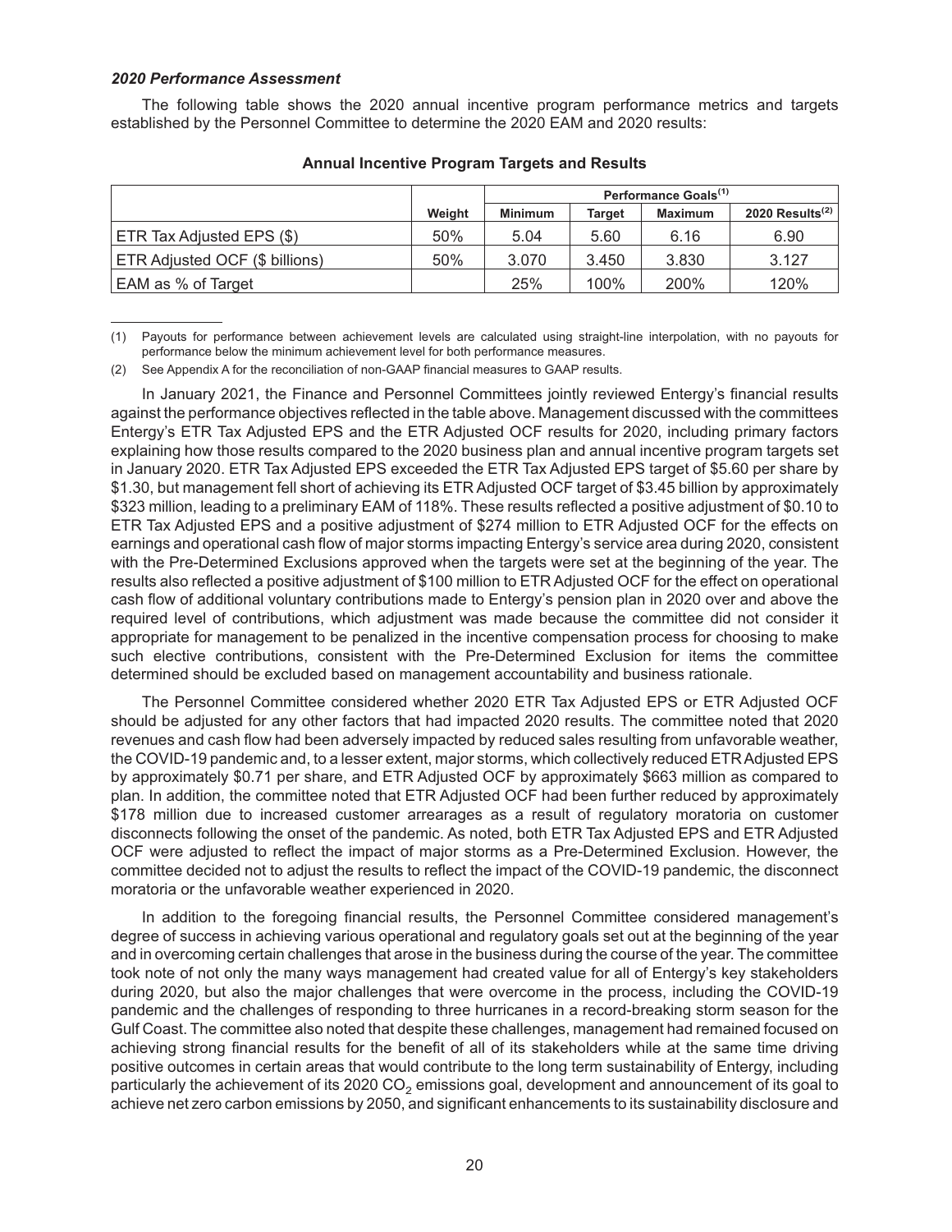*2020 Performance Assessment*

The following table shows the 2020 annual incentive program performance metrics and targets established by the Personnel Committee to determine the 2020 EAM and 2020 results:

**Annual Incentive Program Targets and Results**

| | | Performance Goals[1] | | | |
|---|---|---|---|---|---|
| | Weight | Minimum | Target | Maximum | 2020 Results[2] |
| ETR Tax Adjusted EPS ($) | 50% | 5.04 | 5.60 | 6.16 | 6.90 |
| ETR Adjusted OCF ($ billions) | 50% | 3.070 | 3.450 | 3.830 | 3.127 |
| EAM as % of Target | | 25% | 100% | 200% | 120% |

(1) Payouts for performance between achievement levels are calculated using straight-line interpolation, with no payouts for performance below the minimum achievement level for both performance measures.

(2) See Appendix A for the reconciliation of non-GAAP financial measures to GAAP results.

In January 2021, the Finance and Personnel Committees jointly reviewed Entergy's financial results against the performance objectives reflected in the table above. Management discussed with the committees Entergy's ETR Tax Adjusted EPS and the ETR Adjusted OCF results for 2020, including primary factors explaining how those results compared to the 2020 business plan and annual incentive program targets set in January 2020. ETR Tax Adjusted EPS exceeded the ETR Tax Adjusted EPS target of $5.60 per share by $1.30, but management fell short of achieving its ETR Adjusted OCF target of $3.45 billion by approximately $323 million, leading to a preliminary EAM of 118%. These results reflected a positive adjustment of $0.10 to ETR Tax Adjusted EPS and a positive adjustment of $274 million to ETR Adjusted OCF for the effects on earnings and operational cash flow of major storms impacting Entergy's service area during 2020, consistent with the Pre-Determined Exclusions approved when the targets were set at the beginning of the year. The results also reflected a positive adjustment of $100 million to ETR Adjusted OCF for the effect on operational cash flow of additional voluntary contributions made to Entergy's pension plan in 2020 over and above the required level of contributions, which adjustment was made because the committee did not consider it appropriate for management to be penalized in the incentive compensation process for choosing to make such elective contributions, consistent with the Pre-Determined Exclusion for items the committee determined should be excluded based on management accountability and business rationale.

The Personnel Committee considered whether 2020 ETR Tax Adjusted EPS or ETR Adjusted OCF should be adjusted for any other factors that had impacted 2020 results. The committee noted that 2020 revenues and cash flow had been adversely impacted by reduced sales resulting from unfavorable weather, the COVID-19 pandemic and, to a lesser extent, major storms, which collectively reduced ETR Adjusted EPS by approximately $0.71 per share, and ETR Adjusted OCF by approximately $663 million as compared to plan. In addition, the committee noted that ETR Adjusted OCF had been further reduced by approximately $178 million due to increased customer arrearages as a result of regulatory moratoria on customer disconnects following the onset of the pandemic. As noted, both ETR Tax Adjusted EPS and ETR Adjusted OCF were adjusted to reflect the impact of major storms as a Pre-Determined Exclusion. However, the committee decided not to adjust the results to reflect the impact of the COVID-19 pandemic, the disconnect moratoria or the unfavorable weather experienced in 2020.

In addition to the foregoing financial results, the Personnel Committee considered management's degree of success in achieving various operational and regulatory goals set out at the beginning of the year and in overcoming certain challenges that arose in the business during the course of the year. The committee took note of not only the many ways management had created value for all of Entergy's key stakeholders during 2020, but also the major challenges that were overcome in the process, including the COVID-19 pandemic and the challenges of responding to three hurricanes in a record-breaking storm season for the Gulf Coast. The committee also noted that despite these challenges, management had remained focused on achieving strong financial results for the benefit of all of its stakeholders while at the same time driving positive outcomes in certain areas that would contribute to the long term sustainability of Entergy, including particularly the achievement of its 2020 $CO_2$ emissions goal, development and announcement of its goal to achieve net zero carbon emissions by 2050, and significant enhancements to its sustainability disclosure and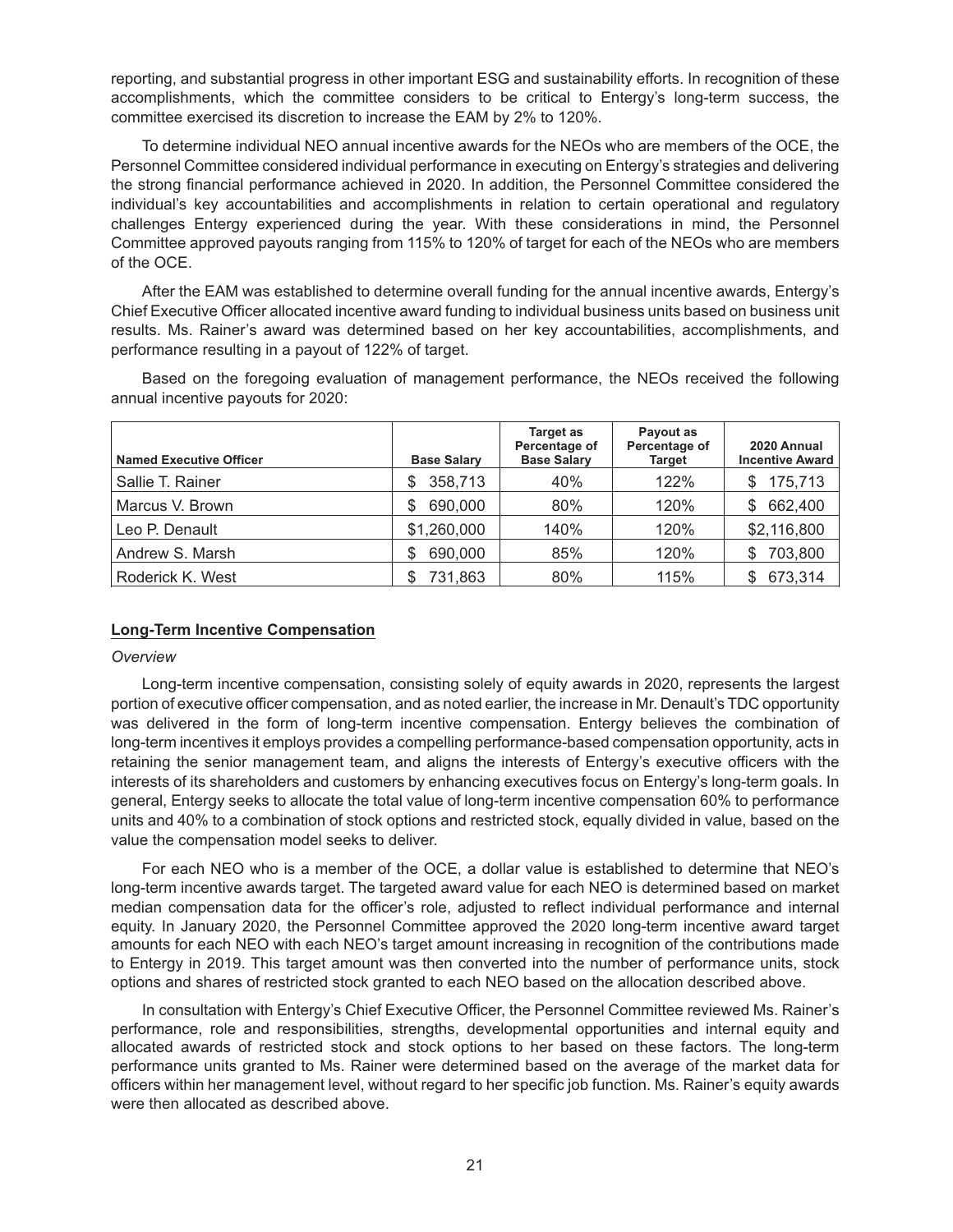reporting, and substantial progress in other important ESG and sustainability efforts. In recognition of these accomplishments, which the committee considers to be critical to Entergy's long-term success, the committee exercised its discretion to increase the EAM by 2% to 120%.

To determine individual NEO annual incentive awards for the NEOs who are members of the OCE, the Personnel Committee considered individual performance in executing on Entergy's strategies and delivering the strong financial performance achieved in 2020. In addition, the Personnel Committee considered the individual's key accountabilities and accomplishments in relation to certain operational and regulatory challenges Entergy experienced during the year. With these considerations in mind, the Personnel Committee approved payouts ranging from 115% to 120% of target for each of the NEOs who are members of the OCE.

After the EAM was established to determine overall funding for the annual incentive awards, Entergy's Chief Executive Officer allocated incentive award funding to individual business units based on business unit results. Ms. Rainer's award was determined based on her key accountabilities, accomplishments, and performance resulting in a payout of 122% of target.

Based on the foregoing evaluation of management performance, the NEOs received the following annual incentive payouts for 2020:

| Named Executive Officer | Base Salary | Target as Percentage of Base Salary | Payout as Percentage of Target | 2020 Annual Incentive Award |
|---|---|---|---|---|
| Sallie T. Rainer | $ 358,713 | 40% | 122% | $ 175,713 |
| Marcus V. Brown | $ 690,000 | 80% | 120% | $ 662,400 |
| Leo P. Denault | $1,260,000 | 140% | 120% | $2,116,800 |
| Andrew S. Marsh | $ 690,000 | 85% | 120% | $ 703,800 |
| Roderick K. West | $ 731,863 | 80% | 115% | $ 673,314 |

**Long-Term Incentive Compensation**

*Overview*

Long-term incentive compensation, consisting solely of equity awards in 2020, represents the largest portion of executive officer compensation, and as noted earlier, the increase in Mr. Denault's TDC opportunity was delivered in the form of long-term incentive compensation. Entergy believes the combination of long-term incentives it employs provides a compelling performance-based compensation opportunity, acts in retaining the senior management team, and aligns the interests of Entergy's executive officers with the interests of its shareholders and customers by enhancing executives focus on Entergy's long-term goals. In general, Entergy seeks to allocate the total value of long-term incentive compensation 60% to performance units and 40% to a combination of stock options and restricted stock, equally divided in value, based on the value the compensation model seeks to deliver.

For each NEO who is a member of the OCE, a dollar value is established to determine that NEO's long-term incentive awards target. The targeted award value for each NEO is determined based on market median compensation data for the officer's role, adjusted to reflect individual performance and internal equity. In January 2020, the Personnel Committee approved the 2020 long-term incentive award target amounts for each NEO with each NEO's target amount increasing in recognition of the contributions made to Entergy in 2019. This target amount was then converted into the number of performance units, stock options and shares of restricted stock granted to each NEO based on the allocation described above.

In consultation with Entergy's Chief Executive Officer, the Personnel Committee reviewed Ms. Rainer's performance, role and responsibilities, strengths, developmental opportunities and internal equity and allocated awards of restricted stock and stock options to her based on these factors. The long-term performance units granted to Ms. Rainer were determined based on the average of the market data for officers within her management level, without regard to her specific job function. Ms. Rainer's equity awards were then allocated as described above.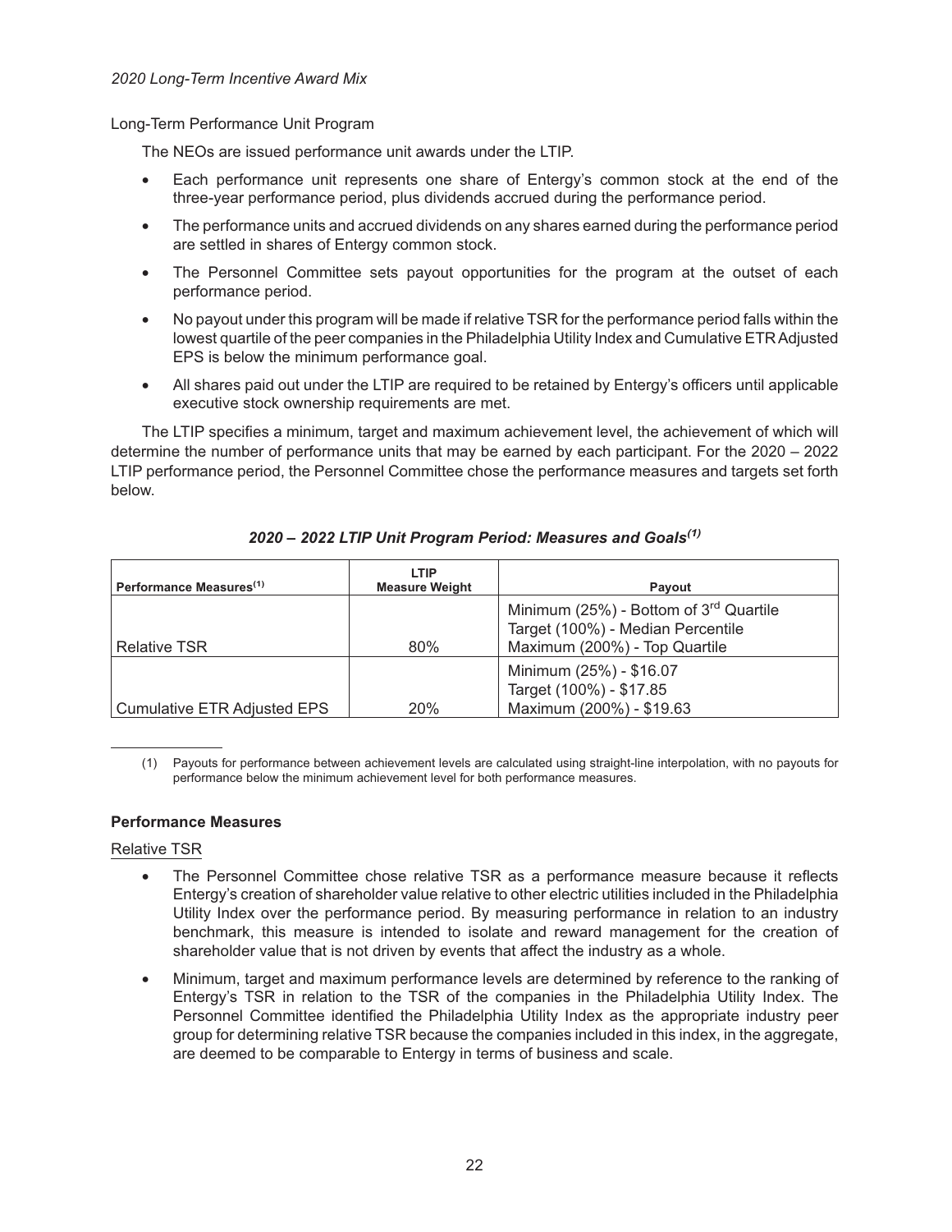*2020 Long-Term Incentive Award Mix*

Long-Term Performance Unit Program

The NEOs are issued performance unit awards under the LTIP.

- Each performance unit represents one share of Entergy's common stock at the end of the three-year performance period, plus dividends accrued during the performance period.
- The performance units and accrued dividends on any shares earned during the performance period are settled in shares of Entergy common stock.
- The Personnel Committee sets payout opportunities for the program at the outset of each performance period.
- No payout under this program will be made if relative TSR for the performance period falls within the lowest quartile of the peer companies in the Philadelphia Utility Index and Cumulative ETR Adjusted EPS is below the minimum performance goal.
- All shares paid out under the LTIP are required to be retained by Entergy's officers until applicable executive stock ownership requirements are met.

The LTIP specifies a minimum, target and maximum achievement level, the achievement of which will determine the number of performance units that may be earned by each participant. For the 2020 – 2022 LTIP performance period, the Personnel Committee chose the performance measures and targets set forth below.

***2020 – 2022 LTIP Unit Program Period: Measures and Goals[(1)]***

| Performance Measures[(1)] | LTIP Measure Weight | Payout |
|---|---|---|
| Relative TSR | 80% | Minimum (25%) - Bottom of 3rd Quartile<br>Target (100%) - Median Percentile<br>Maximum (200%) - Top Quartile |
| Cumulative ETR Adjusted EPS | 20% | Minimum (25%) - $16.07<br>Target (100%) - $17.85<br>Maximum (200%) - $19.63 |

(1) Payouts for performance between achievement levels are calculated using straight-line interpolation, with no payouts for performance below the minimum achievement level for both performance measures.

**Performance Measures**

Relative TSR

- The Personnel Committee chose relative TSR as a performance measure because it reflects Entergy's creation of shareholder value relative to other electric utilities included in the Philadelphia Utility Index over the performance period. By measuring performance in relation to an industry benchmark, this measure is intended to isolate and reward management for the creation of shareholder value that is not driven by events that affect the industry as a whole.
- Minimum, target and maximum performance levels are determined by reference to the ranking of Entergy's TSR in relation to the TSR of the companies in the Philadelphia Utility Index. The Personnel Committee identified the Philadelphia Utility Index as the appropriate industry peer group for determining relative TSR because the companies included in this index, in the aggregate, are deemed to be comparable to Entergy in terms of business and scale.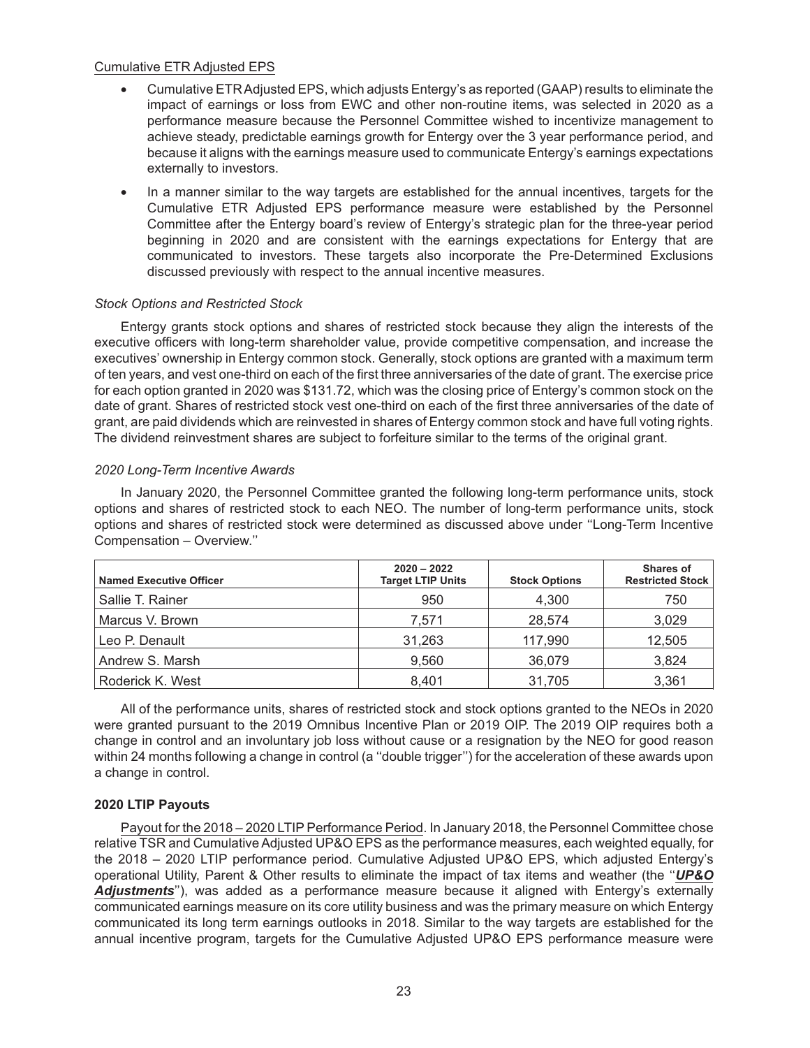Cumulative ETR Adjusted EPS

- Cumulative ETR Adjusted EPS, which adjusts Entergy's as reported (GAAP) results to eliminate the impact of earnings or loss from EWC and other non-routine items, was selected in 2020 as a performance measure because the Personnel Committee wished to incentivize management to achieve steady, predictable earnings growth for Entergy over the 3 year performance period, and because it aligns with the earnings measure used to communicate Entergy's earnings expectations externally to investors.
- In a manner similar to the way targets are established for the annual incentives, targets for the Cumulative ETR Adjusted EPS performance measure were established by the Personnel Committee after the Entergy board's review of Entergy's strategic plan for the three-year period beginning in 2020 and are consistent with the earnings expectations for Entergy that are communicated to investors. These targets also incorporate the Pre-Determined Exclusions discussed previously with respect to the annual incentive measures.

*Stock Options and Restricted Stock*

Entergy grants stock options and shares of restricted stock because they align the interests of the executive officers with long-term shareholder value, provide competitive compensation, and increase the executives' ownership in Entergy common stock. Generally, stock options are granted with a maximum term of ten years, and vest one-third on each of the first three anniversaries of the date of grant. The exercise price for each option granted in 2020 was $131.72, which was the closing price of Entergy's common stock on the date of grant. Shares of restricted stock vest one-third on each of the first three anniversaries of the date of grant, are paid dividends which are reinvested in shares of Entergy common stock and have full voting rights. The dividend reinvestment shares are subject to forfeiture similar to the terms of the original grant.

*2020 Long-Term Incentive Awards*

In January 2020, the Personnel Committee granted the following long-term performance units, stock options and shares of restricted stock to each NEO. The number of long-term performance units, stock options and shares of restricted stock were determined as discussed above under "Long-Term Incentive Compensation – Overview."

| Named Executive Officer | 2020 – 2022 Target LTIP Units | Stock Options | Shares of Restricted Stock |
|---|---|---|---|
| Sallie T. Rainer | 950 | 4,300 | 750 |
| Marcus V. Brown | 7,571 | 28,574 | 3,029 |
| Leo P. Denault | 31,263 | 117,990 | 12,505 |
| Andrew S. Marsh | 9,560 | 36,079 | 3,824 |
| Roderick K. West | 8,401 | 31,705 | 3,361 |

All of the performance units, shares of restricted stock and stock options granted to the NEOs in 2020 were granted pursuant to the 2019 Omnibus Incentive Plan or 2019 OIP. The 2019 OIP requires both a change in control and an involuntary job loss without cause or a resignation by the NEO for good reason within 24 months following a change in control (a "double trigger") for the acceleration of these awards upon a change in control.

**2020 LTIP Payouts**

Payout for the 2018 – 2020 LTIP Performance Period. In January 2018, the Personnel Committee chose relative TSR and Cumulative Adjusted UP&O EPS as the performance measures, each weighted equally, for the 2018 – 2020 LTIP performance period. Cumulative Adjusted UP&O EPS, which adjusted Entergy's operational Utility, Parent & Other results to eliminate the impact of tax items and weather (the "***UP&O Adjustments***"), was added as a performance measure because it aligned with Entergy's externally communicated earnings measure on its core utility business and was the primary measure on which Entergy communicated its long term earnings outlooks in 2018. Similar to the way targets are established for the annual incentive program, targets for the Cumulative Adjusted UP&O EPS performance measure were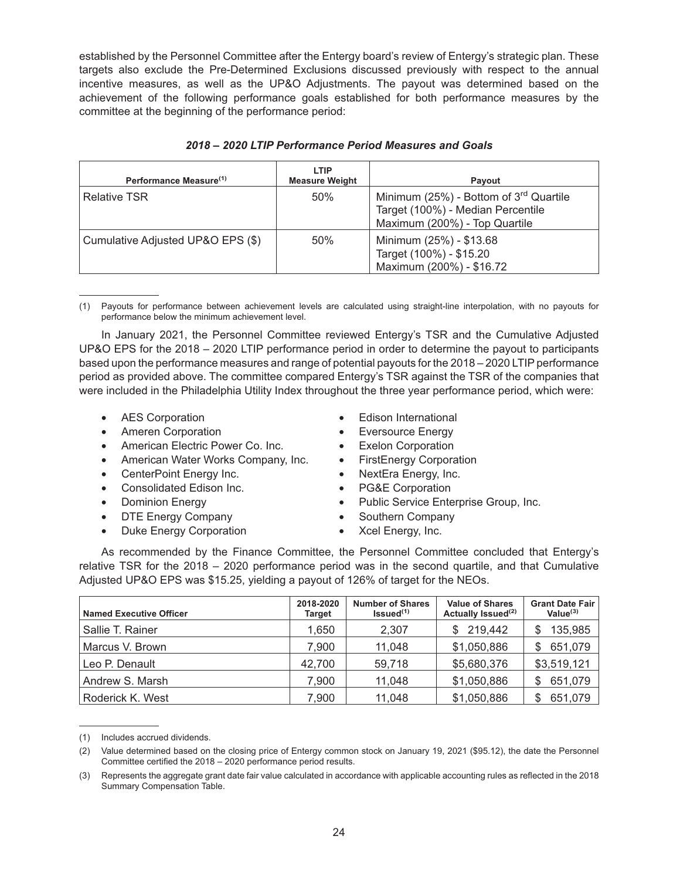established by the Personnel Committee after the Entergy board's review of Entergy's strategic plan. These targets also exclude the Pre-Determined Exclusions discussed previously with respect to the annual incentive measures, as well as the UP&O Adjustments. The payout was determined based on the achievement of the following performance goals established for both performance measures by the committee at the beginning of the performance period:

***2018 – 2020 LTIP Performance Period Measures and Goals***

| Performance Measure[(1)] | LTIP Measure Weight | Payout |
|---|---|---|
| Relative TSR | 50% | Minimum (25%) - Bottom of 3rd Quartile<br>Target (100%) - Median Percentile<br>Maximum (200%) - Top Quartile |
| Cumulative Adjusted UP&O EPS ($) | 50% | Minimum (25%) - $13.68<br>Target (100%) - $15.20<br>Maximum (200%) - $16.72 |

(1) Payouts for performance between achievement levels are calculated using straight-line interpolation, with no payouts for performance below the minimum achievement level.

In January 2021, the Personnel Committee reviewed Entergy's TSR and the Cumulative Adjusted UP&O EPS for the 2018 – 2020 LTIP performance period in order to determine the payout to participants based upon the performance measures and range of potential payouts for the 2018 – 2020 LTIP performance period as provided above. The committee compared Entergy's TSR against the TSR of the companies that were included in the Philadelphia Utility Index throughout the three year performance period, which were:

- AES Corporation
- Ameren Corporation
- American Electric Power Co. Inc.
- American Water Works Company, Inc.
- CenterPoint Energy Inc.
- Consolidated Edison Inc.
- Dominion Energy
- DTE Energy Company
- Duke Energy Corporation
- Edison International
- Eversource Energy
- Exelon Corporation
- FirstEnergy Corporation
- NextEra Energy, Inc.
- PG&E Corporation
- Public Service Enterprise Group, Inc.
- Southern Company
- Xcel Energy, Inc.

As recommended by the Finance Committee, the Personnel Committee concluded that Entergy's relative TSR for the 2018 – 2020 performance period was in the second quartile, and that Cumulative Adjusted UP&O EPS was $15.25, yielding a payout of 126% of target for the NEOs.

| Named Executive Officer | 2018-2020 Target | Number of Shares Issued[(1)] | Value of Shares Actually Issued[(2)] | Grant Date Fair Value[(3)] |
|---|---|---|---|---|
| Sallie T. Rainer | 1,650 | 2,307 | $ 219,442 | $ 135,985 |
| Marcus V. Brown | 7,900 | 11,048 | $1,050,886 | $ 651,079 |
| Leo P. Denault | 42,700 | 59,718 | $5,680,376 | $3,519,121 |
| Andrew S. Marsh | 7,900 | 11,048 | $1,050,886 | $ 651,079 |
| Roderick K. West | 7,900 | 11,048 | $1,050,886 | $ 651,079 |

(1) Includes accrued dividends.

(2) Value determined based on the closing price of Entergy common stock on January 19, 2021 ($95.12), the date the Personnel Committee certified the 2018 – 2020 performance period results.

(3) Represents the aggregate grant date fair value calculated in accordance with applicable accounting rules as reflected in the 2018 Summary Compensation Table.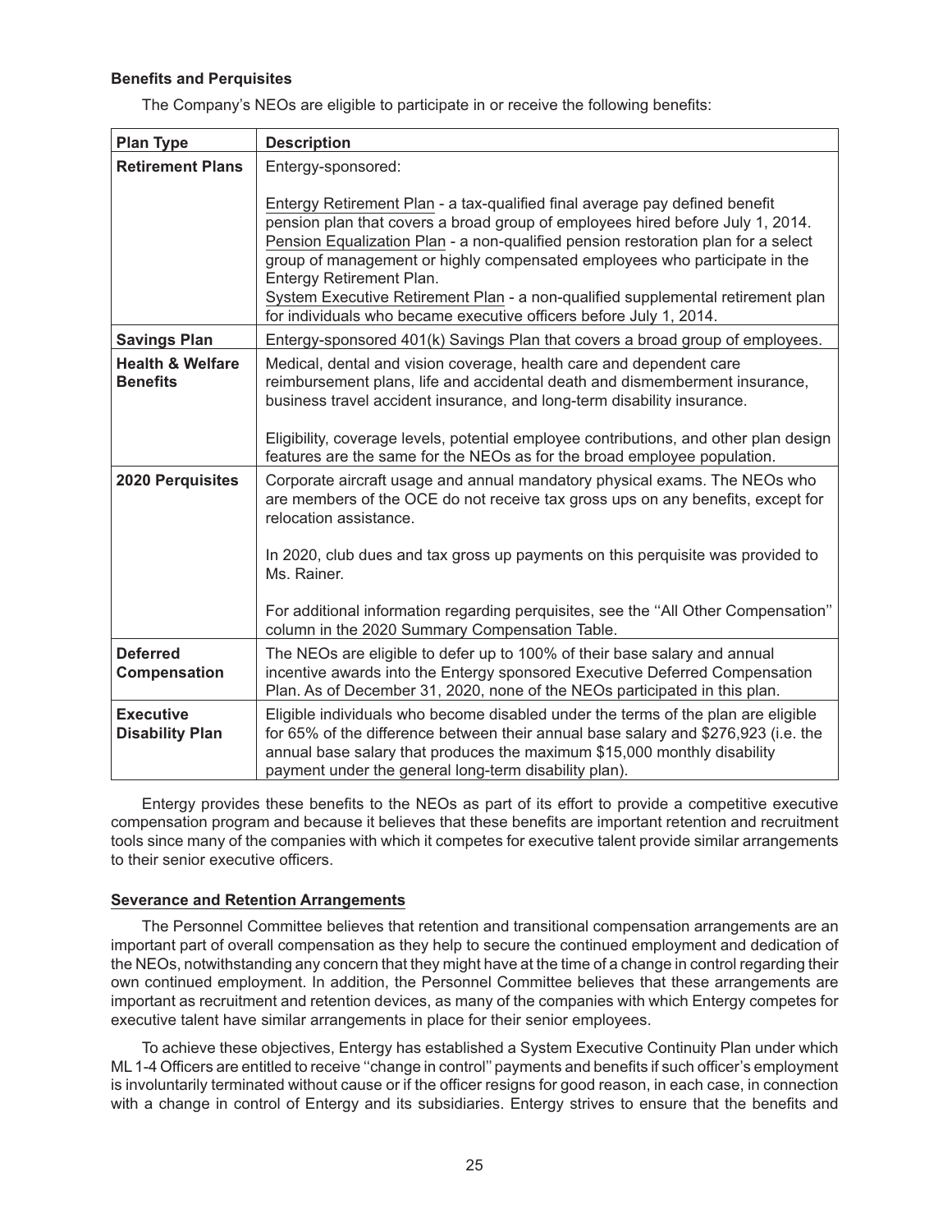**Benefits and Perquisites**

The Company's NEOs are eligible to participate in or receive the following benefits:

| Plan Type | Description |
|---|---|
| **Retirement Plans** | Entergy-sponsored:<br><br>Entergy Retirement Plan - a tax-qualified final average pay defined benefit pension plan that covers a broad group of employees hired before July 1, 2014.<br>Pension Equalization Plan - a non-qualified pension restoration plan for a select group of management or highly compensated employees who participate in the Entergy Retirement Plan.<br>System Executive Retirement Plan - a non-qualified supplemental retirement plan for individuals who became executive officers before July 1, 2014. |
| **Savings Plan** | Entergy-sponsored 401(k) Savings Plan that covers a broad group of employees. |
| **Health & Welfare Benefits** | Medical, dental and vision coverage, health care and dependent care reimbursement plans, life and accidental death and dismemberment insurance, business travel accident insurance, and long-term disability insurance.<br><br>Eligibility, coverage levels, potential employee contributions, and other plan design features are the same for the NEOs as for the broad employee population. |
| **2020 Perquisites** | Corporate aircraft usage and annual mandatory physical exams. The NEOs who are members of the OCE do not receive tax gross ups on any benefits, except for relocation assistance.<br><br>In 2020, club dues and tax gross up payments on this perquisite was provided to Ms. Rainer.<br><br>For additional information regarding perquisites, see the "All Other Compensation" column in the 2020 Summary Compensation Table. |
| **Deferred Compensation** | The NEOs are eligible to defer up to 100% of their base salary and annual incentive awards into the Entergy sponsored Executive Deferred Compensation Plan. As of December 31, 2020, none of the NEOs participated in this plan. |
| **Executive Disability Plan** | Eligible individuals who become disabled under the terms of the plan are eligible for 65% of the difference between their annual base salary and $276,923 (i.e. the annual base salary that produces the maximum $15,000 monthly disability payment under the general long-term disability plan). |

Entergy provides these benefits to the NEOs as part of its effort to provide a competitive executive compensation program and because it believes that these benefits are important retention and recruitment tools since many of the companies with which it competes for executive talent provide similar arrangements to their senior executive officers.

**Severance and Retention Arrangements**

The Personnel Committee believes that retention and transitional compensation arrangements are an important part of overall compensation as they help to secure the continued employment and dedication of the NEOs, notwithstanding any concern that they might have at the time of a change in control regarding their own continued employment. In addition, the Personnel Committee believes that these arrangements are important as recruitment and retention devices, as many of the companies with which Entergy competes for executive talent have similar arrangements in place for their senior employees.

To achieve these objectives, Entergy has established a System Executive Continuity Plan under which ML 1-4 Officers are entitled to receive "change in control" payments and benefits if such officer's employment is involuntarily terminated without cause or if the officer resigns for good reason, in each case, in connection with a change in control of Entergy and its subsidiaries. Entergy strives to ensure that the benefits and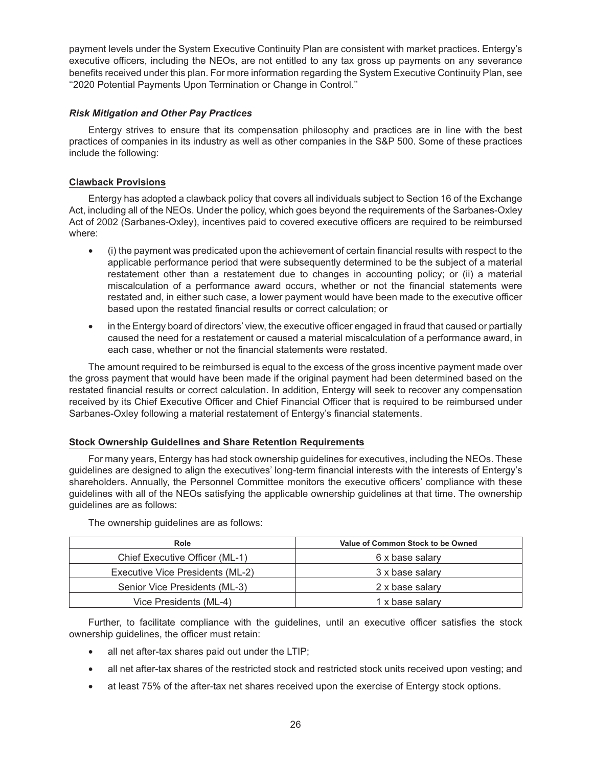payment levels under the System Executive Continuity Plan are consistent with market practices. Entergy's executive officers, including the NEOs, are not entitled to any tax gross up payments on any severance benefits received under this plan. For more information regarding the System Executive Continuity Plan, see ''2020 Potential Payments Upon Termination or Change in Control.''

### *Risk Mitigation and Other Pay Practices*

Entergy strives to ensure that its compensation philosophy and practices are in line with the best practices of companies in its industry as well as other companies in the S&P 500. Some of these practices include the following:

#### Clawback Provisions

Entergy has adopted a clawback policy that covers all individuals subject to Section 16 of the Exchange Act, including all of the NEOs. Under the policy, which goes beyond the requirements of the Sarbanes-Oxley Act of 2002 (Sarbanes-Oxley), incentives paid to covered executive officers are required to be reimbursed where:

- (i) the payment was predicated upon the achievement of certain financial results with respect to the applicable performance period that were subsequently determined to be the subject of a material restatement other than a restatement due to changes in accounting policy; or (ii) a material miscalculation of a performance award occurs, whether or not the financial statements were restated and, in either such case, a lower payment would have been made to the executive officer based upon the restated financial results or correct calculation; or
- in the Entergy board of directors' view, the executive officer engaged in fraud that caused or partially caused the need for a restatement or caused a material miscalculation of a performance award, in each case, whether or not the financial statements were restated.

The amount required to be reimbursed is equal to the excess of the gross incentive payment made over the gross payment that would have been made if the original payment had been determined based on the restated financial results or correct calculation. In addition, Entergy will seek to recover any compensation received by its Chief Executive Officer and Chief Financial Officer that is required to be reimbursed under Sarbanes-Oxley following a material restatement of Entergy's financial statements.

#### Stock Ownership Guidelines and Share Retention Requirements

For many years, Entergy has had stock ownership guidelines for executives, including the NEOs. These guidelines are designed to align the executives' long-term financial interests with the interests of Entergy's shareholders. Annually, the Personnel Committee monitors the executive officers' compliance with these guidelines with all of the NEOs satisfying the applicable ownership guidelines at that time. The ownership guidelines are as follows:

The ownership guidelines are as follows:

| Role | Value of Common Stock to be Owned |
|---|---|
| Chief Executive Officer (ML-1) | 6 x base salary |
| Executive Vice Presidents (ML-2) | 3 x base salary |
| Senior Vice Presidents (ML-3) | 2 x base salary |
| Vice Presidents (ML-4) | 1 x base salary |

Further, to facilitate compliance with the guidelines, until an executive officer satisfies the stock ownership guidelines, the officer must retain:

- all net after-tax shares paid out under the LTIP;
- all net after-tax shares of the restricted stock and restricted stock units received upon vesting; and
- at least 75% of the after-tax net shares received upon the exercise of Entergy stock options.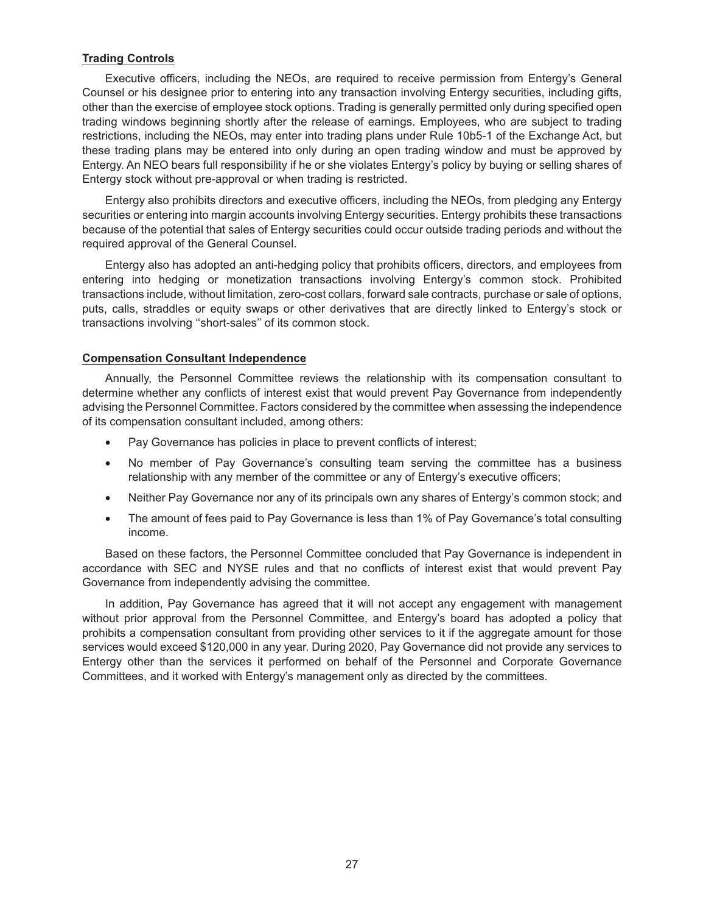### Trading Controls

Executive officers, including the NEOs, are required to receive permission from Entergy's General Counsel or his designee prior to entering into any transaction involving Entergy securities, including gifts, other than the exercise of employee stock options. Trading is generally permitted only during specified open trading windows beginning shortly after the release of earnings. Employees, who are subject to trading restrictions, including the NEOs, may enter into trading plans under Rule 10b5-1 of the Exchange Act, but these trading plans may be entered into only during an open trading window and must be approved by Entergy. An NEO bears full responsibility if he or she violates Entergy's policy by buying or selling shares of Entergy stock without pre-approval or when trading is restricted.

Entergy also prohibits directors and executive officers, including the NEOs, from pledging any Entergy securities or entering into margin accounts involving Entergy securities. Entergy prohibits these transactions because of the potential that sales of Entergy securities could occur outside trading periods and without the required approval of the General Counsel.

Entergy also has adopted an anti-hedging policy that prohibits officers, directors, and employees from entering into hedging or monetization transactions involving Entergy's common stock. Prohibited transactions include, without limitation, zero-cost collars, forward sale contracts, purchase or sale of options, puts, calls, straddles or equity swaps or other derivatives that are directly linked to Entergy's stock or transactions involving "short-sales" of its common stock.

### Compensation Consultant Independence

Annually, the Personnel Committee reviews the relationship with its compensation consultant to determine whether any conflicts of interest exist that would prevent Pay Governance from independently advising the Personnel Committee. Factors considered by the committee when assessing the independence of its compensation consultant included, among others:

- Pay Governance has policies in place to prevent conflicts of interest;
- No member of Pay Governance's consulting team serving the committee has a business relationship with any member of the committee or any of Entergy's executive officers;
- Neither Pay Governance nor any of its principals own any shares of Entergy's common stock; and
- The amount of fees paid to Pay Governance is less than 1% of Pay Governance's total consulting income.

Based on these factors, the Personnel Committee concluded that Pay Governance is independent in accordance with SEC and NYSE rules and that no conflicts of interest exist that would prevent Pay Governance from independently advising the committee.

In addition, Pay Governance has agreed that it will not accept any engagement with management without prior approval from the Personnel Committee, and Entergy's board has adopted a policy that prohibits a compensation consultant from providing other services to it if the aggregate amount for those services would exceed $120,000 in any year. During 2020, Pay Governance did not provide any services to Entergy other than the services it performed on behalf of the Personnel and Corporate Governance Committees, and it worked with Entergy's management only as directed by the committees.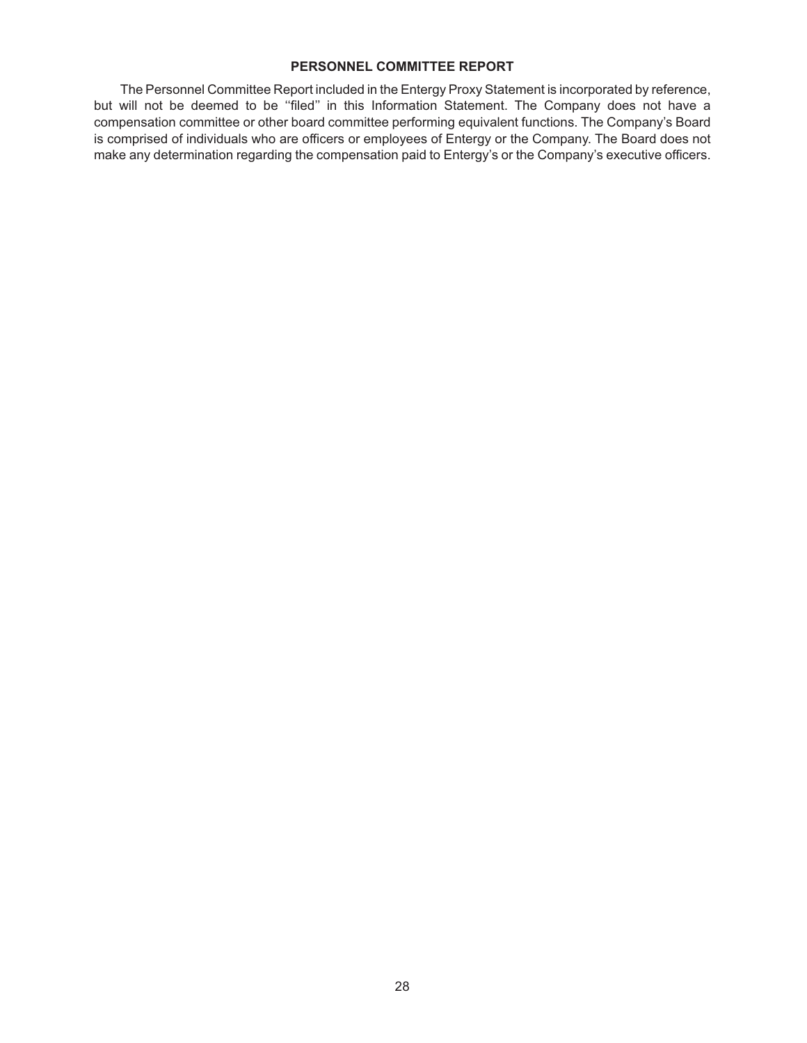## PERSONNEL COMMITTEE REPORT

The Personnel Committee Report included in the Entergy Proxy Statement is incorporated by reference, but will not be deemed to be ''filed'' in this Information Statement. The Company does not have a compensation committee or other board committee performing equivalent functions. The Company's Board is comprised of individuals who are officers or employees of Entergy or the Company. The Board does not make any determination regarding the compensation paid to Entergy's or the Company's executive officers.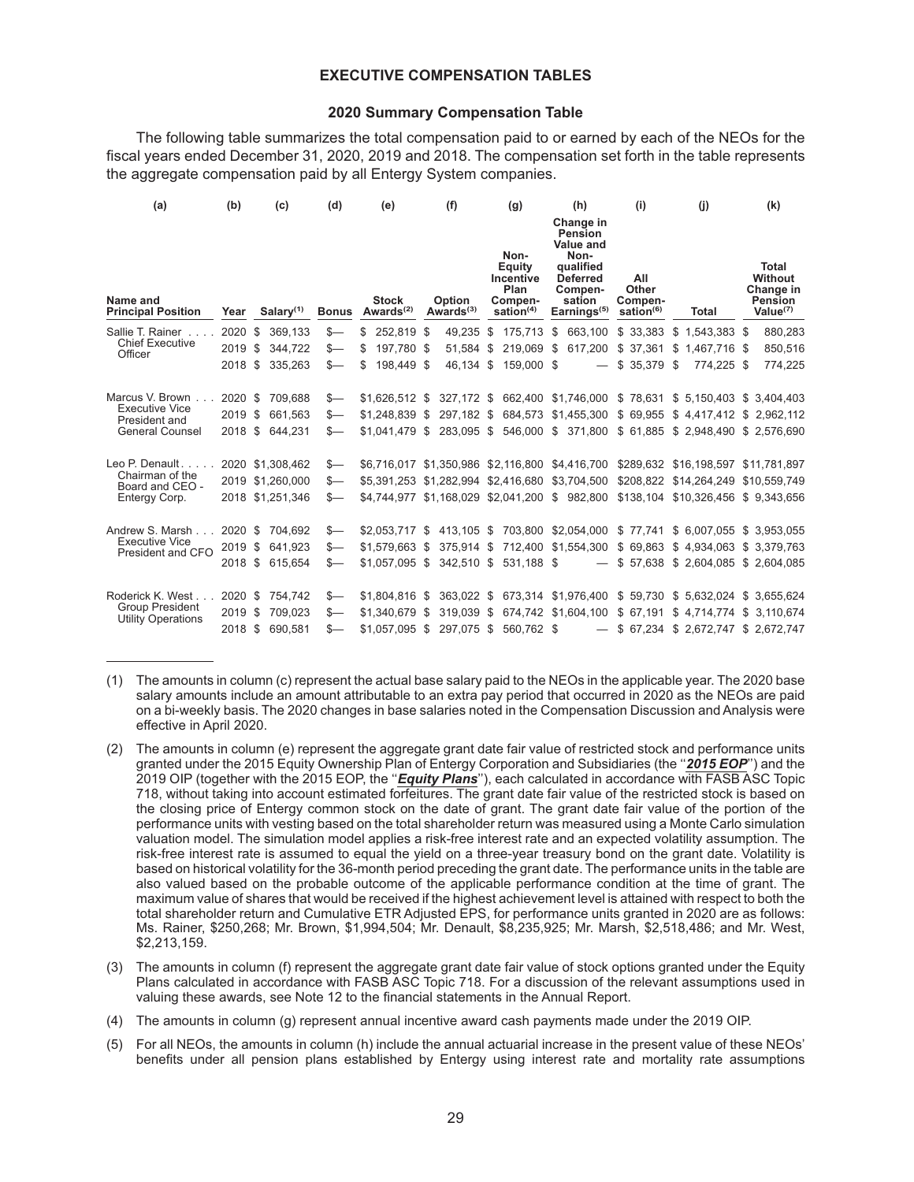## EXECUTIVE COMPENSATION TABLES

### 2020 Summary Compensation Table

The following table summarizes the total compensation paid to or earned by each of the NEOs for the fiscal years ended December 31, 2020, 2019 and 2018. The compensation set forth in the table represents the aggregate compensation paid by all Entergy System companies.

| (a) | (b) | (c) | (d) | (e) | (f) | (g) | (h) | (i) | (j) | (k) |
|---|---|---|---|---|---|---|---|---|---|---|
| Name and Principal Position | Year | Salary[(1)] | Bonus | Stock Awards[(2)] | Option Awards[(3)] | Non-Equity Incentive Plan Compen-sation[(4)] | Change in Pension Value and Non-qualified Deferred Compen-sation Earnings[(5)] | All Other Compen-sation[(6)] | Total | Total Without Change in Pension Value[(7)] |
| Sallie T. Rainer . . . . Chief Executive Officer | 2020 | $ 369,133 | $— | $ 252,819 | $ 49,235 | $ 175,713 | $ 663,100 | $ 33,383 | $ 1,543,383 | $ 880,283 |
| | 2019 | $ 344,722 | $— | $ 197,780 | $ 51,584 | $ 219,069 | $ 617,200 | $ 37,361 | $ 1,467,716 | $ 850,516 |
| | 2018 | $ 335,263 | $— | $ 198,449 | $ 46,134 | $ 159,000 | $ — | $ 35,379 | $ 774,225 | $ 774,225 |
| Marcus V. Brown . . . Executive Vice President and General Counsel | 2020 | $ 709,688 | $— | $1,626,512 | $ 327,172 | $ 662,400 | $1,746,000 | $ 78,631 | $ 5,150,403 | $ 3,404,403 |
| | 2019 | $ 661,563 | $— | $1,248,839 | $ 297,182 | $ 684,573 | $1,455,300 | $ 69,955 | $ 4,417,412 | $ 2,962,112 |
| | 2018 | $ 644,231 | $— | $1,041,479 | $ 283,095 | $ 546,000 | $ 371,800 | $ 61,885 | $ 2,948,490 | $ 2,576,690 |
| Leo P. Denault. . . . . Chairman of the Board and CEO - Entergy Corp. | 2020 | $1,308,462 | $— | $6,716,017 | $1,350,986 | $2,116,800 | $4,416,700 | $289,632 | $16,198,597 | $11,781,897 |
| | 2019 | $1,260,000 | $— | $5,391,253 | $1,282,994 | $2,416,680 | $3,704,500 | $208,822 | $14,264,249 | $10,559,749 |
| | 2018 | $1,251,346 | $— | $4,744,977 | $1,168,029 | $2,041,200 | $ 982,800 | $138,104 | $10,326,456 | $ 9,343,656 |
| Andrew S. Marsh . . . Executive Vice President and CFO | 2020 | $ 704,692 | $— | $2,053,717 | $ 413,105 | $ 703,800 | $2,054,000 | $ 77,741 | $ 6,007,055 | $ 3,953,055 |
| | 2019 | $ 641,923 | $— | $1,579,663 | $ 375,914 | $ 712,400 | $1,554,300 | $ 69,863 | $ 4,934,063 | $ 3,379,763 |
| | 2018 | $ 615,654 | $— | $1,057,095 | $ 342,510 | $ 531,188 | $ — | $ 57,638 | $ 2,604,085 | $ 2,604,085 |
| Roderick K. West . . . Group President Utility Operations | 2020 | $ 754,742 | $— | $1,804,816 | $ 363,022 | $ 673,314 | $1,976,400 | $ 59,730 | $ 5,632,024 | $ 3,655,624 |
| | 2019 | $ 709,023 | $— | $1,340,679 | $ 319,039 | $ 674,742 | $1,604,100 | $ 67,191 | $ 4,714,774 | $ 3,110,674 |
| | 2018 | $ 690,581 | $— | $1,057,095 | $ 297,075 | $ 560,762 | $ — | $ 67,234 | $ 2,672,747 | $ 2,672,747 |

(1) The amounts in column (c) represent the actual base salary paid to the NEOs in the applicable year. The 2020 base salary amounts include an amount attributable to an extra pay period that occurred in 2020 as the NEOs are paid on a bi-weekly basis. The 2020 changes in base salaries noted in the Compensation Discussion and Analysis were effective in April 2020.

(2) The amounts in column (e) represent the aggregate grant date fair value of restricted stock and performance units granted under the 2015 Equity Ownership Plan of Entergy Corporation and Subsidiaries (the "***2015 EOP***") and the 2019 OIP (together with the 2015 EOP, the "***Equity Plans***"), each calculated in accordance with FASB ASC Topic 718, without taking into account estimated forfeitures. The grant date fair value of the restricted stock is based on the closing price of Entergy common stock on the date of grant. The grant date fair value of the portion of the performance units with vesting based on the total shareholder return was measured using a Monte Carlo simulation valuation model. The simulation model applies a risk-free interest rate and an expected volatility assumption. The risk-free interest rate is assumed to equal the yield on a three-year treasury bond on the grant date. Volatility is based on historical volatility for the 36-month period preceding the grant date. The performance units in the table are also valued based on the probable outcome of the applicable performance condition at the time of grant. The maximum value of shares that would be received if the highest achievement level is attained with respect to both the total shareholder return and Cumulative ETR Adjusted EPS, for performance units granted in 2020 are as follows: Ms. Rainer, $250,268; Mr. Brown, $1,994,504; Mr. Denault, $8,235,925; Mr. Marsh, $2,518,486; and Mr. West, $2,213,159.

(3) The amounts in column (f) represent the aggregate grant date fair value of stock options granted under the Equity Plans calculated in accordance with FASB ASC Topic 718. For a discussion of the relevant assumptions used in valuing these awards, see Note 12 to the financial statements in the Annual Report.

(4) The amounts in column (g) represent annual incentive award cash payments made under the 2019 OIP.

(5) For all NEOs, the amounts in column (h) include the annual actuarial increase in the present value of these NEOs' benefits under all pension plans established by Entergy using interest rate and mortality rate assumptions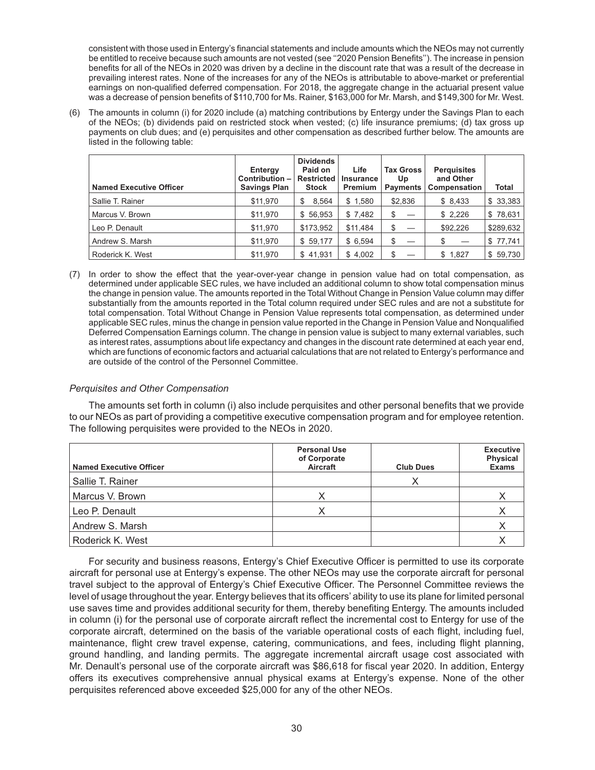consistent with those used in Entergy's financial statements and include amounts which the NEOs may not currently be entitled to receive because such amounts are not vested (see ''2020 Pension Benefits''). The increase in pension benefits for all of the NEOs in 2020 was driven by a decline in the discount rate that was a result of the decrease in prevailing interest rates. None of the increases for any of the NEOs is attributable to above-market or preferential earnings on non-qualified deferred compensation. For 2018, the aggregate change in the actuarial present value was a decrease of pension benefits of $110,700 for Ms. Rainer, $163,000 for Mr. Marsh, and $149,300 for Mr. West.

(6) The amounts in column (i) for 2020 include (a) matching contributions by Entergy under the Savings Plan to each of the NEOs; (b) dividends paid on restricted stock when vested; (c) life insurance premiums; (d) tax gross up payments on club dues; and (e) perquisites and other compensation as described further below. The amounts are listed in the following table:

| Named Executive Officer | Entergy Contribution – Savings Plan | Dividends Paid on Restricted Stock | Life Insurance Premium | Tax Gross Up Payments | Perquisites and Other Compensation | Total |
|---|---|---|---|---|---|---|
| Sallie T. Rainer | $11,970 | $ 8,564 | $ 1,580 | $2,836 | $ 8,433 | $ 33,383 |
| Marcus V. Brown | $11,970 | $ 56,953 | $ 7,482 | $ — | $ 2,226 | $ 78,631 |
| Leo P. Denault | $11,970 | $173,952 | $11,484 | $ — | $92,226 | $289,632 |
| Andrew S. Marsh | $11,970 | $ 59,177 | $ 6,594 | $ — | $ — | $ 77,741 |
| Roderick K. West | $11,970 | $ 41,931 | $ 4,002 | $ — | $ 1,827 | $ 59,730 |

(7) In order to show the effect that the year-over-year change in pension value had on total compensation, as determined under applicable SEC rules, we have included an additional column to show total compensation minus the change in pension value. The amounts reported in the Total Without Change in Pension Value column may differ substantially from the amounts reported in the Total column required under SEC rules and are not a substitute for total compensation. Total Without Change in Pension Value represents total compensation, as determined under applicable SEC rules, minus the change in pension value reported in the Change in Pension Value and Nonqualified Deferred Compensation Earnings column. The change in pension value is subject to many external variables, such as interest rates, assumptions about life expectancy and changes in the discount rate determined at each year end, which are functions of economic factors and actuarial calculations that are not related to Entergy's performance and are outside of the control of the Personnel Committee.

*Perquisites and Other Compensation*

The amounts set forth in column (i) also include perquisites and other personal benefits that we provide to our NEOs as part of providing a competitive executive compensation program and for employee retention. The following perquisites were provided to the NEOs in 2020.

| Named Executive Officer | Personal Use of Corporate Aircraft | Club Dues | Executive Physical Exams |
|---|---|---|---|
| Sallie T. Rainer | | X | |
| Marcus V. Brown | X | | X |
| Leo P. Denault | X | | X |
| Andrew S. Marsh | | | X |
| Roderick K. West | | | X |

For security and business reasons, Entergy's Chief Executive Officer is permitted to use its corporate aircraft for personal use at Entergy's expense. The other NEOs may use the corporate aircraft for personal travel subject to the approval of Entergy's Chief Executive Officer. The Personnel Committee reviews the level of usage throughout the year. Entergy believes that its officers' ability to use its plane for limited personal use saves time and provides additional security for them, thereby benefiting Entergy. The amounts included in column (i) for the personal use of corporate aircraft reflect the incremental cost to Entergy for use of the corporate aircraft, determined on the basis of the variable operational costs of each flight, including fuel, maintenance, flight crew travel expense, catering, communications, and fees, including flight planning, ground handling, and landing permits. The aggregate incremental aircraft usage cost associated with Mr. Denault's personal use of the corporate aircraft was $86,618 for fiscal year 2020. In addition, Entergy offers its executives comprehensive annual physical exams at Entergy's expense. None of the other perquisites referenced above exceeded $25,000 for any of the other NEOs.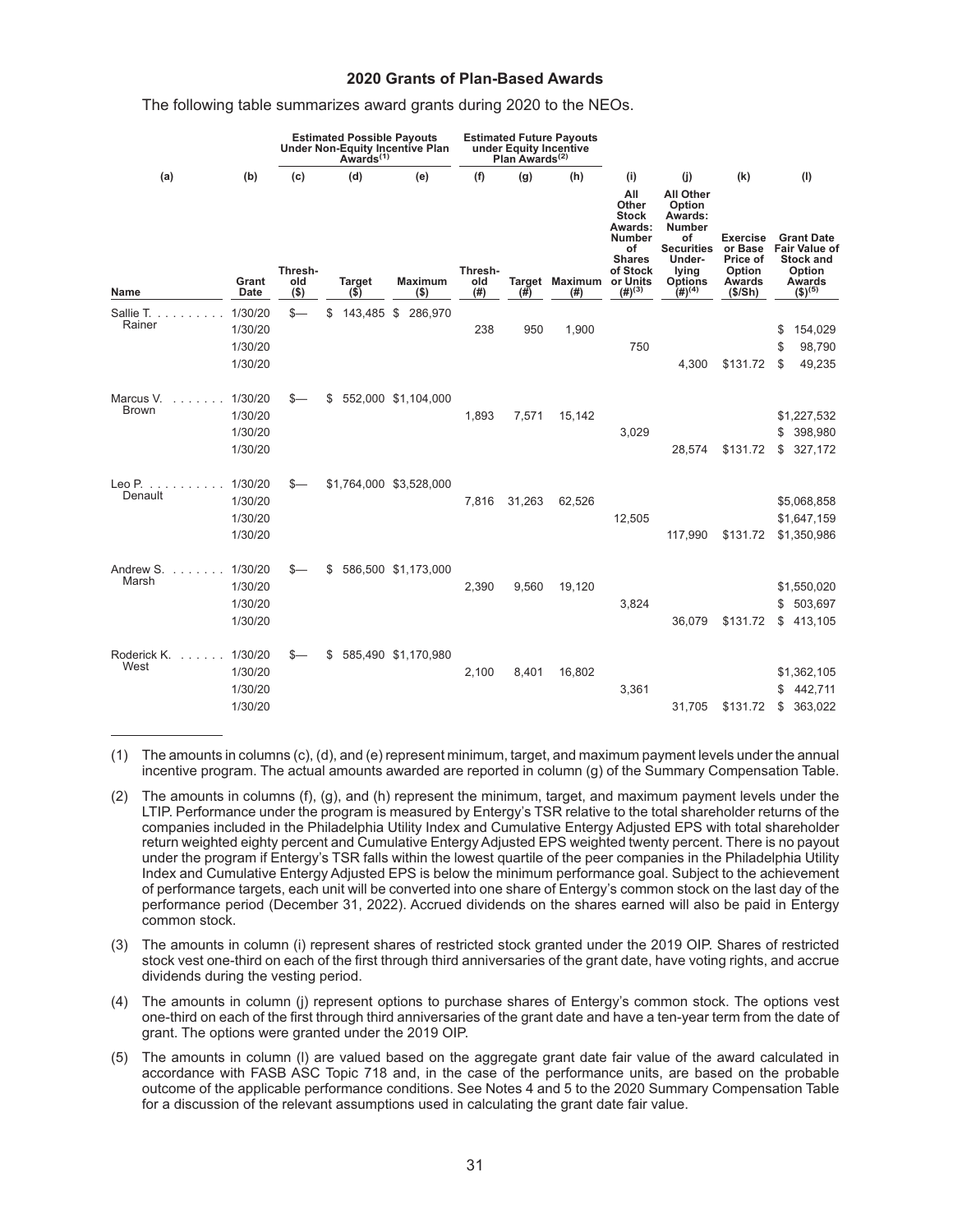## 2020 Grants of Plan-Based Awards

The following table summarizes award grants during 2020 to the NEOs.

| | | Estimated Possible Payouts Under Non-Equity Incentive Plan Awards[(1)] | | | Estimated Future Payouts under Equity Incentive Plan Awards[(2)] | | | | | | |
|---|---|---|---|---|---|---|---|---|---|---|---|
| (a) | (b) | (c) | (d) | (e) | (f) | (g) | (h) | (i) | (j) | (k) | (l) |
| Name | Grant Date | Threshold ($) | Target ($) | Maximum ($) | Threshold (#) | Target (#) | Maximum (#) | All Other Stock Awards: Number of Shares of Stock or Units (#)[(3)] | All Other Option Awards: Number of Securities Underlying Options (#)[(4)] | Exercise or Base Price of Option Awards ($/Sh) | Grant Date Fair Value of Stock and Option Awards ($)[(5)] |
| Sallie T. Rainer | 1/30/20 | $— | $ 143,485 | $ 286,970 | | | | | | | |
| | 1/30/20 | | | | 238 | 950 | 1,900 | | | | $ 154,029 |
| | 1/30/20 | | | | | | | 750 | | | $ 98,790 |
| | 1/30/20 | | | | | | | | 4,300 | $131.72 | $ 49,235 |
| Marcus V. Brown | 1/30/20 | $— | $ 552,000 | $1,104,000 | | | | | | | |
| | 1/30/20 | | | | 1,893 | 7,571 | 15,142 | | | | $1,227,532 |
| | 1/30/20 | | | | | | | 3,029 | | | $ 398,980 |
| | 1/30/20 | | | | | | | | 28,574 | $131.72 | $ 327,172 |
| Leo P. Denault | 1/30/20 | $— | $1,764,000 | $3,528,000 | | | | | | | |
| | 1/30/20 | | | | 7,816 | 31,263 | 62,526 | | | | $5,068,858 |
| | 1/30/20 | | | | | | | 12,505 | | | $1,647,159 |
| | 1/30/20 | | | | | | | | 117,990 | $131.72 | $1,350,986 |
| Andrew S. Marsh | 1/30/20 | $— | $ 586,500 | $1,173,000 | | | | | | | |
| | 1/30/20 | | | | 2,390 | 9,560 | 19,120 | | | | $1,550,020 |
| | 1/30/20 | | | | | | | 3,824 | | | $ 503,697 |
| | 1/30/20 | | | | | | | | 36,079 | $131.72 | $ 413,105 |
| Roderick K. West | 1/30/20 | $— | $ 585,490 | $1,170,980 | | | | | | | |
| | 1/30/20 | | | | 2,100 | 8,401 | 16,802 | | | | $1,362,105 |
| | 1/30/20 | | | | | | | 3,361 | | | $ 442,711 |
| | 1/30/20 | | | | | | | | 31,705 | $131.72 | $ 363,022 |

(1) The amounts in columns (c), (d), and (e) represent minimum, target, and maximum payment levels under the annual incentive program. The actual amounts awarded are reported in column (g) of the Summary Compensation Table.

(2) The amounts in columns (f), (g), and (h) represent the minimum, target, and maximum payment levels under the LTIP. Performance under the program is measured by Entergy's TSR relative to the total shareholder returns of the companies included in the Philadelphia Utility Index and Cumulative Entergy Adjusted EPS with total shareholder return weighted eighty percent and Cumulative Entergy Adjusted EPS weighted twenty percent. There is no payout under the program if Entergy's TSR falls within the lowest quartile of the peer companies in the Philadelphia Utility Index and Cumulative Entergy Adjusted EPS is below the minimum performance goal. Subject to the achievement of performance targets, each unit will be converted into one share of Entergy's common stock on the last day of the performance period (December 31, 2022). Accrued dividends on the shares earned will also be paid in Entergy common stock.

(3) The amounts in column (i) represent shares of restricted stock granted under the 2019 OIP. Shares of restricted stock vest one-third on each of the first through third anniversaries of the grant date, have voting rights, and accrue dividends during the vesting period.

(4) The amounts in column (j) represent options to purchase shares of Entergy's common stock. The options vest one-third on each of the first through third anniversaries of the grant date and have a ten-year term from the date of grant. The options were granted under the 2019 OIP.

(5) The amounts in column (l) are valued based on the aggregate grant date fair value of the award calculated in accordance with FASB ASC Topic 718 and, in the case of the performance units, are based on the probable outcome of the applicable performance conditions. See Notes 4 and 5 to the 2020 Summary Compensation Table for a discussion of the relevant assumptions used in calculating the grant date fair value.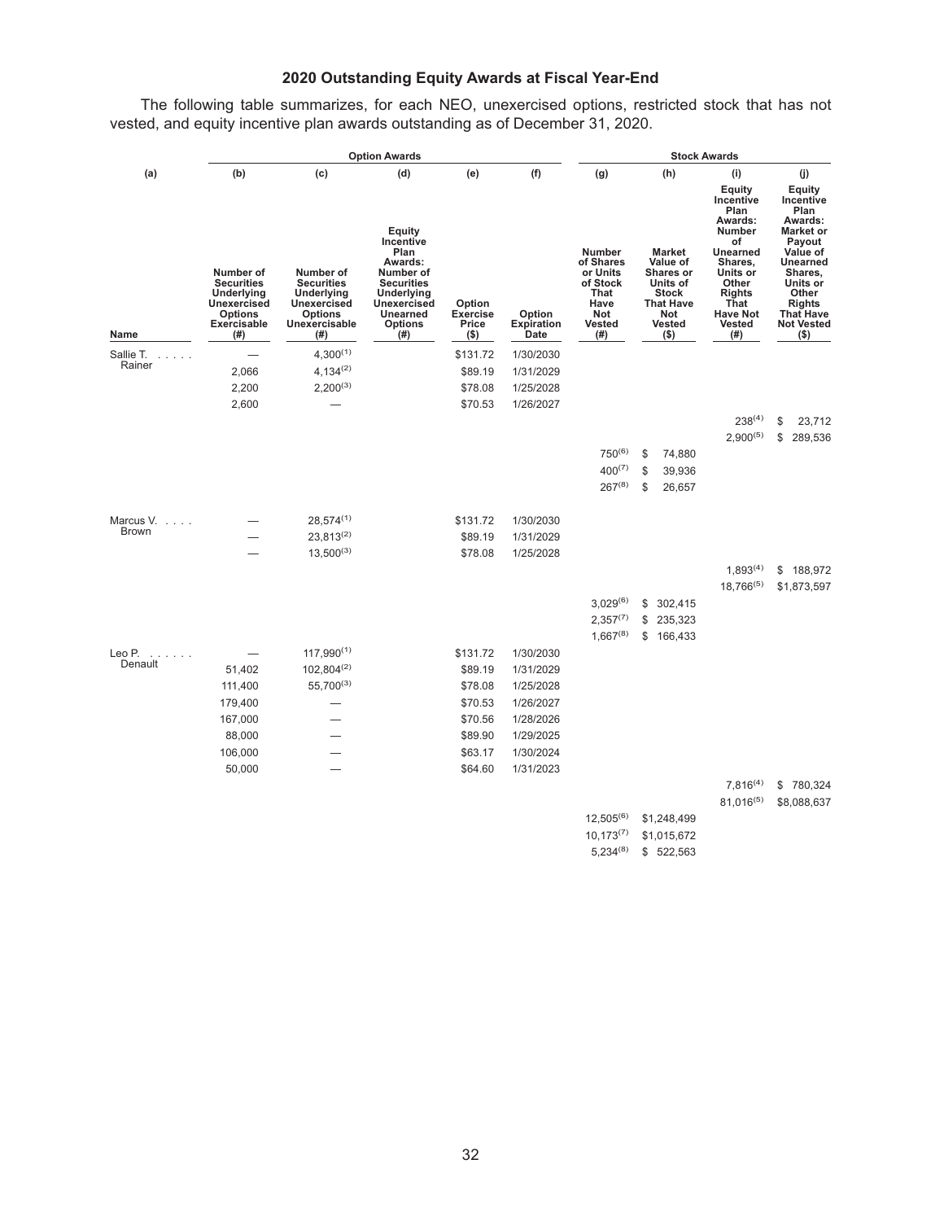## 2020 Outstanding Equity Awards at Fiscal Year-End

The following table summarizes, for each NEO, unexercised options, restricted stock that has not vested, and equity incentive plan awards outstanding as of December 31, 2020.

| | Option Awards | | | | | Stock Awards | | | |
|---|---|---|---|---|---|---|---|---|---|
| (a) | (b) | (c) | (d) | (e) | (f) | (g) | (h) | (i) | (j) |
| Name | Number of Securities Underlying Unexercised Options Exercisable (#) | Number of Securities Underlying Unexercised Options Unexercisable (#) | Equity Incentive Plan Awards: Number of Securities Underlying Unexercised Unearned Options (#) | Option Exercise Price ($) | Option Expiration Date | Number of Shares or Units of Stock That Have Not Vested (#) | Market Value of Shares or Units of Stock That Have Not Vested ($) | Equity Incentive Plan Awards: Number of Unearned Shares, Units or Other Rights That Have Not Vested (#) | Equity Incentive Plan Awards: Market or Payout Value of Unearned Shares, Units or Other Rights That Have Not Vested ($) |
| Sallie T. Rainer | — | 4,300(1) | | $131.72 | 1/30/2030 | | | | |
| | 2,066 | 4,134(2) | | $89.19 | 1/31/2029 | | | | |
| | 2,200 | 2,200(3) | | $78.08 | 1/25/2028 | | | | |
| | 2,600 | — | | $70.53 | 1/26/2027 | | | | |
| | | | | | | | | 238(4) | $ 23,712 |
| | | | | | | | | 2,900(5) | $ 289,536 |
| | | | | | | 750(6) | $ 74,880 | | |
| | | | | | | 400(7) | $ 39,936 | | |
| | | | | | | 267(8) | $ 26,657 | | |
| Marcus V. Brown | — | 28,574(1) | | $131.72 | 1/30/2030 | | | | |
| | — | 23,813(2) | | $89.19 | 1/31/2029 | | | | |
| | — | 13,500(3) | | $78.08 | 1/25/2028 | | | | |
| | | | | | | | | 1,893(4) | $ 188,972 |
| | | | | | | | | 18,766(5) | $1,873,597 |
| | | | | | | 3,029(6) | $ 302,415 | | |
| | | | | | | 2,357(7) | $ 235,323 | | |
| | | | | | | 1,667(8) | $ 166,433 | | |
| Leo P. Denault | — | 117,990(1) | | $131.72 | 1/30/2030 | | | | |
| | 51,402 | 102,804(2) | | $89.19 | 1/31/2029 | | | | |
| | 111,400 | 55,700(3) | | $78.08 | 1/25/2028 | | | | |
| | 179,400 | — | | $70.53 | 1/26/2027 | | | | |
| | 167,000 | — | | $70.56 | 1/28/2026 | | | | |
| | 88,000 | — | | $89.90 | 1/29/2025 | | | | |
| | 106,000 | — | | $63.17 | 1/30/2024 | | | | |
| | 50,000 | — | | $64.60 | 1/31/2023 | | | | |
| | | | | | | | | 7,816(4) | $ 780,324 |
| | | | | | | | | 81,016(5) | $8,088,637 |
| | | | | | | 12,505(6) | $1,248,499 | | |
| | | | | | | 10,173(7) | $1,015,672 | | |
| | | | | | | 5,234(8) | $ 522,563 | | |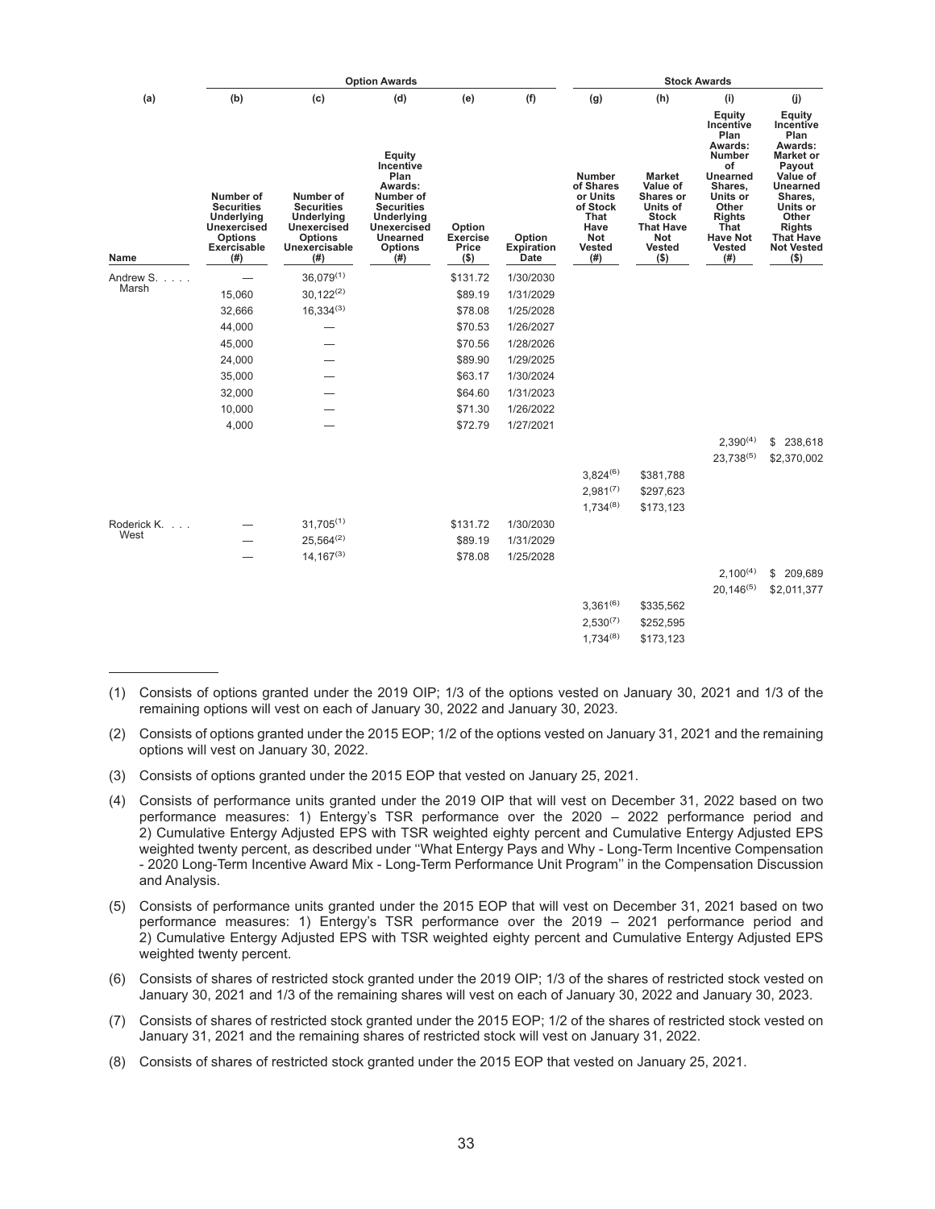| | Option Awards | | | | | Stock Awards | | | |
|---|---|---|---|---|---|---|---|---|---|
| (a) | (b) | (c) | (d) | (e) | (f) | (g) | (h) | (i) | (j) |
| Name | Number of Securities Underlying Unexercised Options Exercisable (#) | Number of Securities Underlying Unexercised Options Unexercisable (#) | Equity Incentive Plan Awards: Number of Securities Underlying Unexercised Unearned Options (#) | Option Exercise Price ($) | Option Expiration Date | Number of Shares or Units of Stock That Have Not Vested (#) | Market Value of Shares or Units of Stock That Have Not Vested ($) | Equity Incentive Plan Awards: Number of Unearned Shares, Units or Other Rights That Have Not Vested (#) | Equity Incentive Plan Awards: Market or Payout Value of Unearned Shares, Units or Other Rights That Have Not Vested ($) |
| Andrew S. Marsh | — | 36,079[(1)] | | $131.72 | 1/30/2030 | | | | |
| | 15,060 | 30,122[(2)] | | $89.19 | 1/31/2029 | | | | |
| | 32,666 | 16,334[(3)] | | $78.08 | 1/25/2028 | | | | |
| | 44,000 | — | | $70.53 | 1/26/2027 | | | | |
| | 45,000 | — | | $70.56 | 1/28/2026 | | | | |
| | 24,000 | — | | $89.90 | 1/29/2025 | | | | |
| | 35,000 | — | | $63.17 | 1/30/2024 | | | | |
| | 32,000 | — | | $64.60 | 1/31/2023 | | | | |
| | 10,000 | — | | $71.30 | 1/26/2022 | | | | |
| | 4,000 | — | | $72.79 | 1/27/2021 | | | | |
| | | | | | | | | 2,390[(4)] | $ 238,618 |
| | | | | | | | | 23,738[(5)] | $2,370,002 |
| | | | | | | 3,824[(6)] | $381,788 | | |
| | | | | | | 2,981[(7)] | $297,623 | | |
| | | | | | | 1,734[(8)] | $173,123 | | |
| Roderick K. West | — | 31,705[(1)] | | $131.72 | 1/30/2030 | | | | |
| | — | 25,564[(2)] | | $89.19 | 1/31/2029 | | | | |
| | — | 14,167[(3)] | | $78.08 | 1/25/2028 | | | | |
| | | | | | | | | 2,100[(4)] | $ 209,689 |
| | | | | | | | | 20,146[(5)] | $2,011,377 |
| | | | | | | 3,361[(6)] | $335,562 | | |
| | | | | | | 2,530[(7)] | $252,595 | | |
| | | | | | | 1,734[(8)] | $173,123 | | |

(1) Consists of options granted under the 2019 OIP; 1/3 of the options vested on January 30, 2021 and 1/3 of the remaining options will vest on each of January 30, 2022 and January 30, 2023.

(2) Consists of options granted under the 2015 EOP; 1/2 of the options vested on January 31, 2021 and the remaining options will vest on January 30, 2022.

(3) Consists of options granted under the 2015 EOP that vested on January 25, 2021.

(4) Consists of performance units granted under the 2019 OIP that will vest on December 31, 2022 based on two performance measures: 1) Entergy's TSR performance over the 2020 – 2022 performance period and 2) Cumulative Entergy Adjusted EPS with TSR weighted eighty percent and Cumulative Entergy Adjusted EPS weighted twenty percent, as described under ''What Entergy Pays and Why - Long-Term Incentive Compensation - 2020 Long-Term Incentive Award Mix - Long-Term Performance Unit Program'' in the Compensation Discussion and Analysis.

(5) Consists of performance units granted under the 2015 EOP that will vest on December 31, 2021 based on two performance measures: 1) Entergy's TSR performance over the 2019 – 2021 performance period and 2) Cumulative Entergy Adjusted EPS with TSR weighted eighty percent and Cumulative Entergy Adjusted EPS weighted twenty percent.

(6) Consists of shares of restricted stock granted under the 2019 OIP; 1/3 of the shares of restricted stock vested on January 30, 2021 and 1/3 of the remaining shares will vest on each of January 30, 2022 and January 30, 2023.

(7) Consists of shares of restricted stock granted under the 2015 EOP; 1/2 of the shares of restricted stock vested on January 31, 2021 and the remaining shares of restricted stock will vest on January 31, 2022.

(8) Consists of shares of restricted stock granted under the 2015 EOP that vested on January 25, 2021.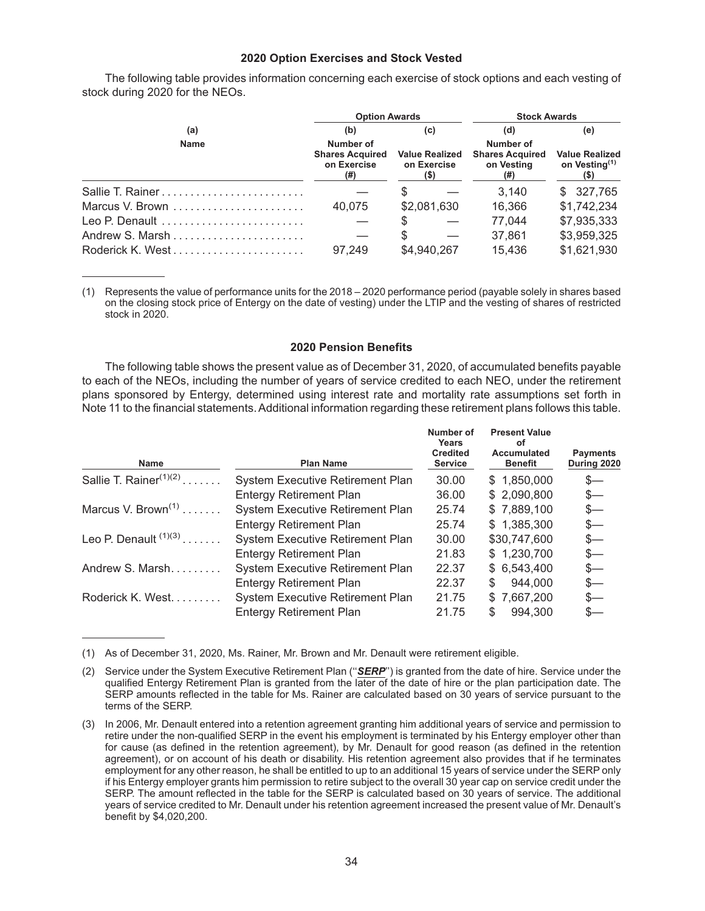### 2020 Option Exercises and Stock Vested

The following table provides information concerning each exercise of stock options and each vesting of stock during 2020 for the NEOs.

| | Option Awards | | Stock Awards | |
|---|---|---|---|---|
| (a) | (b) | (c) | (d) | (e) |
| Name | Number of Shares Acquired on Exercise (#) | Value Realized on Exercise ($) | Number of Shares Acquired on Vesting (#) | Value Realized on Vesting[(1)] ($) |
| Sallie T. Rainer | — | $ — | 3,140 | $ 327,765 |
| Marcus V. Brown | 40,075 | $2,081,630 | 16,366 | $1,742,234 |
| Leo P. Denault | — | $ — | 77,044 | $7,935,333 |
| Andrew S. Marsh | — | $ — | 37,861 | $3,959,325 |
| Roderick K. West | 97,249 | $4,940,267 | 15,436 | $1,621,930 |

(1) Represents the value of performance units for the 2018 – 2020 performance period (payable solely in shares based on the closing stock price of Entergy on the date of vesting) under the LTIP and the vesting of shares of restricted stock in 2020.

### 2020 Pension Benefits

The following table shows the present value as of December 31, 2020, of accumulated benefits payable to each of the NEOs, including the number of years of service credited to each NEO, under the retirement plans sponsored by Entergy, determined using interest rate and mortality rate assumptions set forth in Note 11 to the financial statements. Additional information regarding these retirement plans follows this table.

| Name | Plan Name | Number of Years Credited Service | Present Value of Accumulated Benefit | Payments During 2020 |
|---|---|---|---|---|
| Sallie T. Rainer[(1)(2)] | System Executive Retirement Plan | 30.00 | $ 1,850,000 | $— |
| | Entergy Retirement Plan | 36.00 | $ 2,090,800 | $— |
| Marcus V. Brown[(1)] | System Executive Retirement Plan | 25.74 | $ 7,889,100 | $— |
| | Entergy Retirement Plan | 25.74 | $ 1,385,300 | $— |
| Leo P. Denault [(1)(3)] | System Executive Retirement Plan | 30.00 | $30,747,600 | $— |
| | Entergy Retirement Plan | 21.83 | $ 1,230,700 | $— |
| Andrew S. Marsh | System Executive Retirement Plan | 22.37 | $ 6,543,400 | $— |
| | Entergy Retirement Plan | 22.37 | $ 944,000 | $— |
| Roderick K. West | System Executive Retirement Plan | 21.75 | $ 7,667,200 | $— |
| | Entergy Retirement Plan | 21.75 | $ 994,300 | $— |

(1) As of December 31, 2020, Ms. Rainer, Mr. Brown and Mr. Denault were retirement eligible.

(2) Service under the System Executive Retirement Plan ("***SERP***") is granted from the date of hire. Service under the qualified Entergy Retirement Plan is granted from the later of the date of hire or the plan participation date. The SERP amounts reflected in the table for Ms. Rainer are calculated based on 30 years of service pursuant to the terms of the SERP.

(3) In 2006, Mr. Denault entered into a retention agreement granting him additional years of service and permission to retire under the non-qualified SERP in the event his employment is terminated by his Entergy employer other than for cause (as defined in the retention agreement), by Mr. Denault for good reason (as defined in the retention agreement), or on account of his death or disability. His retention agreement also provides that if he terminates employment for any other reason, he shall be entitled to up to an additional 15 years of service under the SERP only if his Entergy employer grants him permission to retire subject to the overall 30 year cap on service credit under the SERP. The amount reflected in the table for the SERP is calculated based on 30 years of service. The additional years of service credited to Mr. Denault under his retention agreement increased the present value of Mr. Denault's benefit by $4,020,200.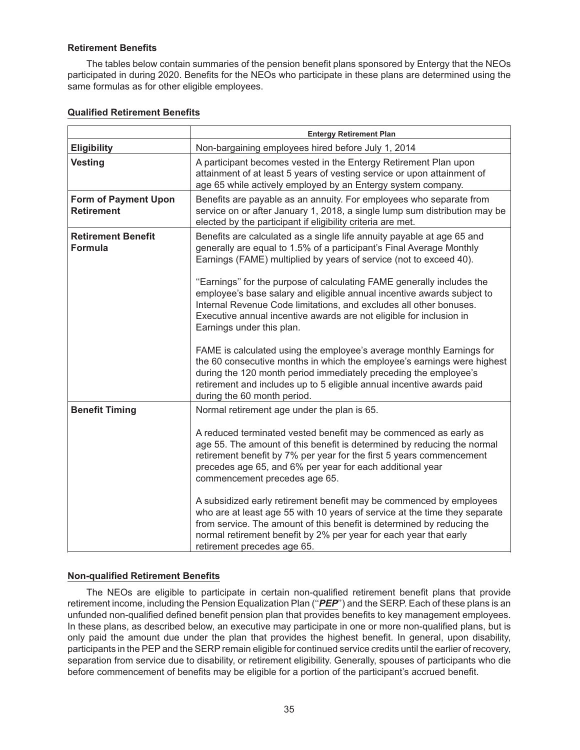### Retirement Benefits

The tables below contain summaries of the pension benefit plans sponsored by Entergy that the NEOs participated in during 2020. Benefits for the NEOs who participate in these plans are determined using the same formulas as for other eligible employees.

#### Qualified Retirement Benefits

| | Entergy Retirement Plan |
|---|---|
| **Eligibility** | Non-bargaining employees hired before July 1, 2014 |
| **Vesting** | A participant becomes vested in the Entergy Retirement Plan upon attainment of at least 5 years of vesting service or upon attainment of age 65 while actively employed by an Entergy system company. |
| **Form of Payment Upon Retirement** | Benefits are payable as an annuity. For employees who separate from service on or after January 1, 2018, a single lump sum distribution may be elected by the participant if eligibility criteria are met. |
| **Retirement Benefit Formula** | Benefits are calculated as a single life annuity payable at age 65 and generally are equal to 1.5% of a participant's Final Average Monthly Earnings (FAME) multiplied by years of service (not to exceed 40).<br><br>''Earnings'' for the purpose of calculating FAME generally includes the employee's base salary and eligible annual incentive awards subject to Internal Revenue Code limitations, and excludes all other bonuses. Executive annual incentive awards are not eligible for inclusion in Earnings under this plan.<br><br>FAME is calculated using the employee's average monthly Earnings for the 60 consecutive months in which the employee's earnings were highest during the 120 month period immediately preceding the employee's retirement and includes up to 5 eligible annual incentive awards paid during the 60 month period. |
| **Benefit Timing** | Normal retirement age under the plan is 65.<br><br>A reduced terminated vested benefit may be commenced as early as age 55. The amount of this benefit is determined by reducing the normal retirement benefit by 7% per year for the first 5 years commencement precedes age 65, and 6% per year for each additional year commencement precedes age 65.<br><br>A subsidized early retirement benefit may be commenced by employees who are at least age 55 with 10 years of service at the time they separate from service. The amount of this benefit is determined by reducing the normal retirement benefit by 2% per year for each year that early retirement precedes age 65. |

#### Non-qualified Retirement Benefits

The NEOs are eligible to participate in certain non-qualified retirement benefit plans that provide retirement income, including the Pension Equalization Plan (''***PEP***'') and the SERP. Each of these plans is an unfunded non-qualified defined benefit pension plan that provides benefits to key management employees. In these plans, as described below, an executive may participate in one or more non-qualified plans, but is only paid the amount due under the plan that provides the highest benefit. In general, upon disability, participants in the PEP and the SERP remain eligible for continued service credits until the earlier of recovery, separation from service due to disability, or retirement eligibility. Generally, spouses of participants who die before commencement of benefits may be eligible for a portion of the participant's accrued benefit.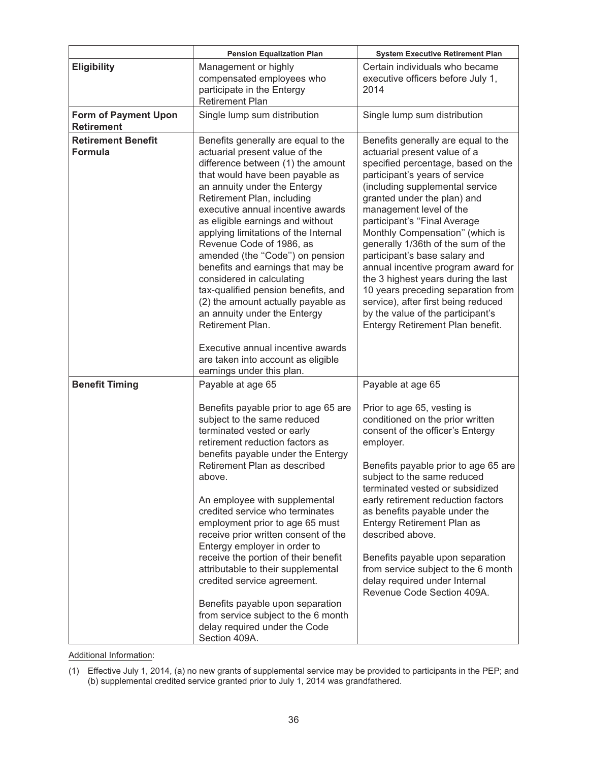| | Pension Equalization Plan | System Executive Retirement Plan |
|---|---|---|
| **Eligibility** | Management or highly compensated employees who participate in the Entergy Retirement Plan | Certain individuals who became executive officers before July 1, 2014 |
| **Form of Payment Upon Retirement** | Single lump sum distribution | Single lump sum distribution |
| **Retirement Benefit Formula** | Benefits generally are equal to the actuarial present value of the difference between (1) the amount that would have been payable as an annuity under the Entergy Retirement Plan, including executive annual incentive awards as eligible earnings and without applying limitations of the Internal Revenue Code of 1986, as amended (the ''Code'') on pension benefits and earnings that may be considered in calculating tax-qualified pension benefits, and (2) the amount actually payable as an annuity under the Entergy Retirement Plan.<br><br>Executive annual incentive awards are taken into account as eligible earnings under this plan. | Benefits generally are equal to the actuarial present value of a specified percentage, based on the participant's years of service (including supplemental service granted under the plan) and management level of the participant's ''Final Average Monthly Compensation'' (which is generally 1/36th of the sum of the participant's base salary and annual incentive program award for the 3 highest years during the last 10 years preceding separation from service), after first being reduced by the value of the participant's Entergy Retirement Plan benefit. |
| **Benefit Timing** | Payable at age 65<br><br>Benefits payable prior to age 65 are subject to the same reduced terminated vested or early retirement reduction factors as benefits payable under the Entergy Retirement Plan as described above.<br><br>An employee with supplemental credited service who terminates employment prior to age 65 must receive prior written consent of the Entergy employer in order to receive the portion of their benefit attributable to their supplemental credited service agreement.<br><br>Benefits payable upon separation from service subject to the 6 month delay required under the Code Section 409A. | Payable at age 65<br><br>Prior to age 65, vesting is conditioned on the prior written consent of the officer's Entergy employer.<br><br>Benefits payable prior to age 65 are subject to the same reduced terminated vested or subsidized early retirement reduction factors as benefits payable under the Entergy Retirement Plan as described above.<br><br>Benefits payable upon separation from service subject to the 6 month delay required under Internal Revenue Code Section 409A. |

Additional Information:

(1) Effective July 1, 2014, (a) no new grants of supplemental service may be provided to participants in the PEP; and (b) supplemental credited service granted prior to July 1, 2014 was grandfathered.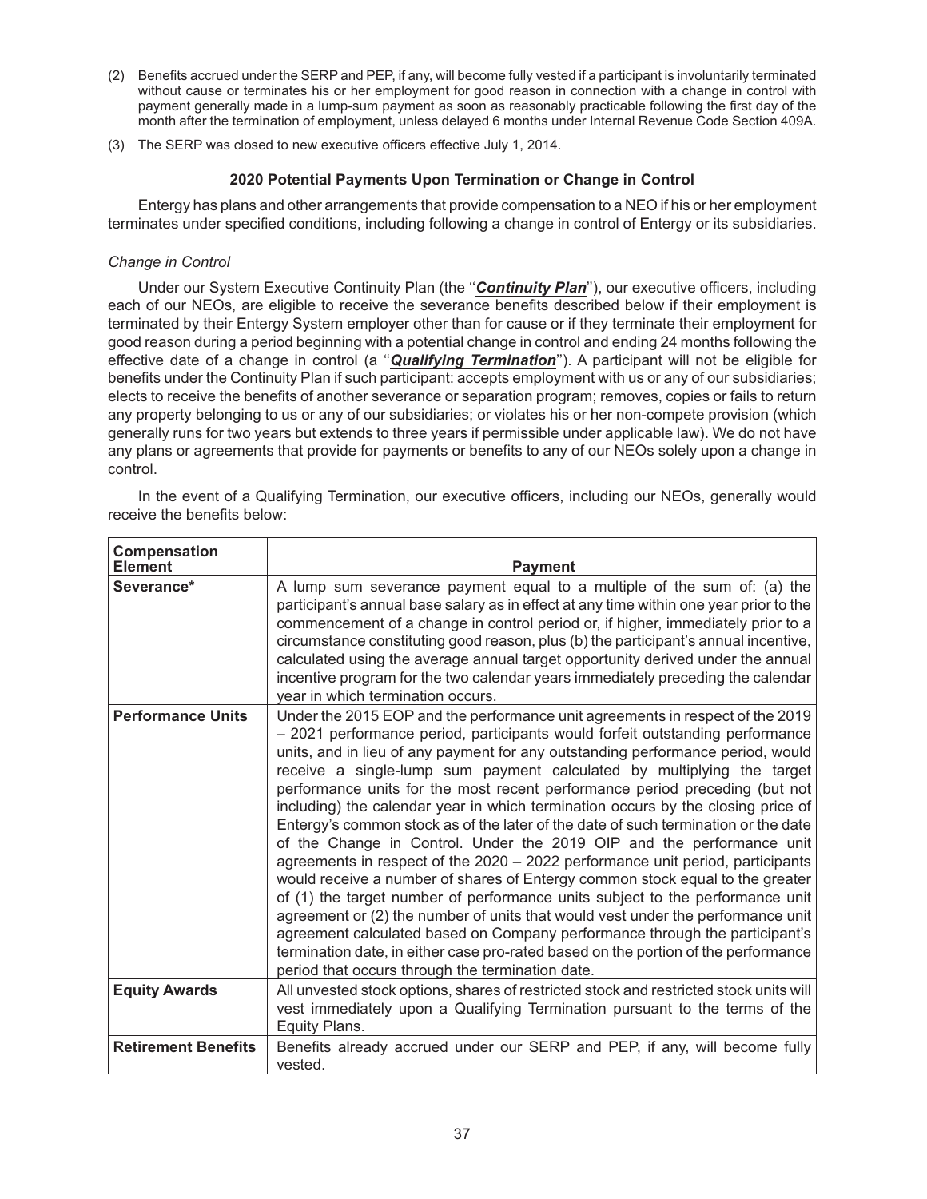(2) Benefits accrued under the SERP and PEP, if any, will become fully vested if a participant is involuntarily terminated without cause or terminates his or her employment for good reason in connection with a change in control with payment generally made in a lump-sum payment as soon as reasonably practicable following the first day of the month after the termination of employment, unless delayed 6 months under Internal Revenue Code Section 409A.

(3) The SERP was closed to new executive officers effective July 1, 2014.

### 2020 Potential Payments Upon Termination or Change in Control

Entergy has plans and other arrangements that provide compensation to a NEO if his or her employment terminates under specified conditions, including following a change in control of Entergy or its subsidiaries.

*Change in Control*

Under our System Executive Continuity Plan (the "***Continuity Plan***"), our executive officers, including each of our NEOs, are eligible to receive the severance benefits described below if their employment is terminated by their Entergy System employer other than for cause or if they terminate their employment for good reason during a period beginning with a potential change in control and ending 24 months following the effective date of a change in control (a "***Qualifying Termination***"). A participant will not be eligible for benefits under the Continuity Plan if such participant: accepts employment with us or any of our subsidiaries; elects to receive the benefits of another severance or separation program; removes, copies or fails to return any property belonging to us or any of our subsidiaries; or violates his or her non-compete provision (which generally runs for two years but extends to three years if permissible under applicable law). We do not have any plans or agreements that provide for payments or benefits to any of our NEOs solely upon a change in control.

In the event of a Qualifying Termination, our executive officers, including our NEOs, generally would receive the benefits below:

| Compensation Element | Payment |
|---|---|
| **Severance*** | A lump sum severance payment equal to a multiple of the sum of: (a) the participant's annual base salary as in effect at any time within one year prior to the commencement of a change in control period or, if higher, immediately prior to a circumstance constituting good reason, plus (b) the participant's annual incentive, calculated using the average annual target opportunity derived under the annual incentive program for the two calendar years immediately preceding the calendar year in which termination occurs. |
| **Performance Units** | Under the 2015 EOP and the performance unit agreements in respect of the 2019 – 2021 performance period, participants would forfeit outstanding performance units, and in lieu of any payment for any outstanding performance period, would receive a single-lump sum payment calculated by multiplying the target performance units for the most recent performance period preceding (but not including) the calendar year in which termination occurs by the closing price of Entergy's common stock as of the later of the date of such termination or the date of the Change in Control. Under the 2019 OIP and the performance unit agreements in respect of the 2020 – 2022 performance unit period, participants would receive a number of shares of Entergy common stock equal to the greater of (1) the target number of performance units subject to the performance unit agreement or (2) the number of units that would vest under the performance unit agreement calculated based on Company performance through the participant's termination date, in either case pro-rated based on the portion of the performance period that occurs through the termination date. |
| **Equity Awards** | All unvested stock options, shares of restricted stock and restricted stock units will vest immediately upon a Qualifying Termination pursuant to the terms of the Equity Plans. |
| **Retirement Benefits** | Benefits already accrued under our SERP and PEP, if any, will become fully vested. |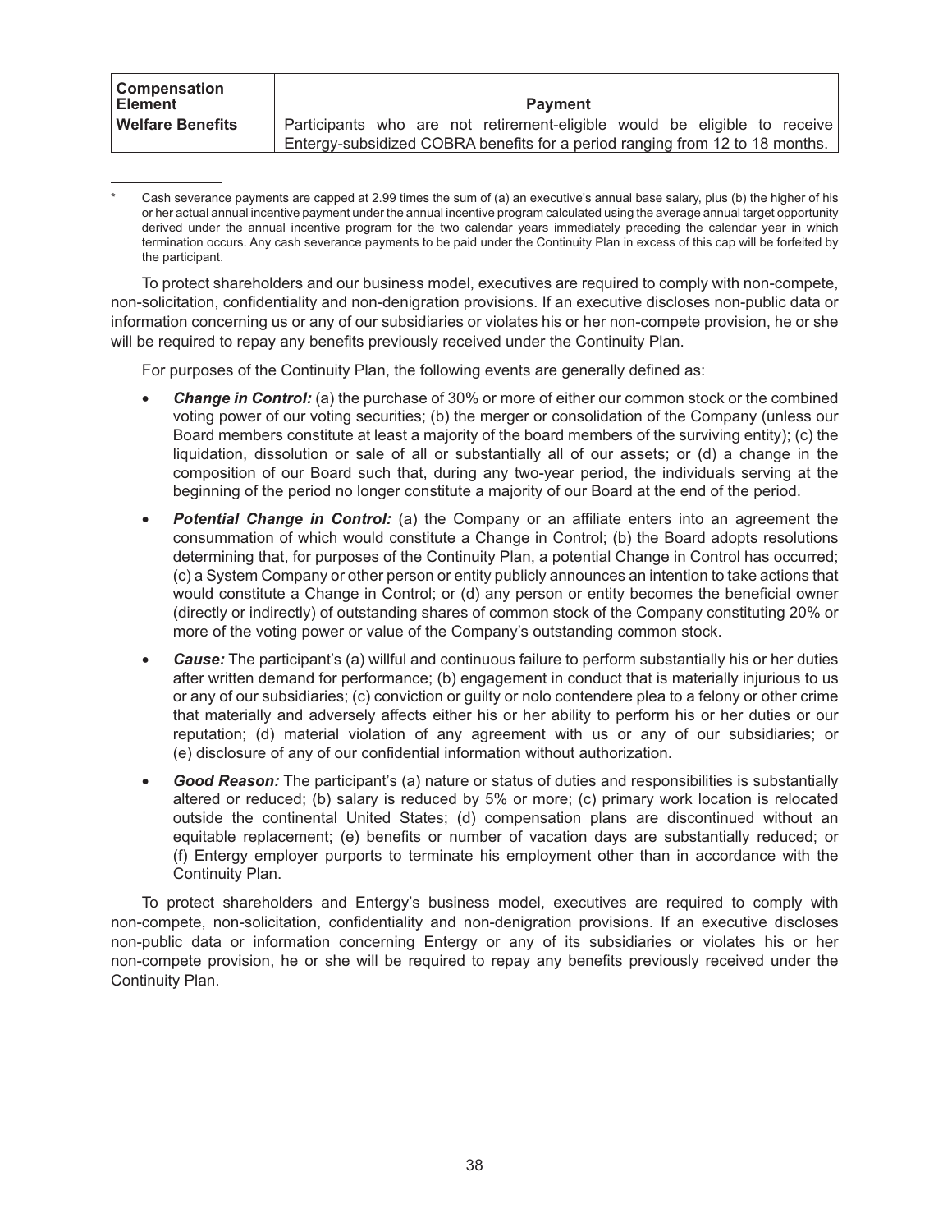| Compensation Element | Payment |
| --- | --- |
| **Welfare Benefits** | Participants who are not retirement-eligible would be eligible to receive Entergy-subsidized COBRA benefits for a period ranging from 12 to 18 months. |

\* Cash severance payments are capped at 2.99 times the sum of (a) an executive's annual base salary, plus (b) the higher of his or her actual annual incentive payment under the annual incentive program calculated using the average annual target opportunity derived under the annual incentive program for the two calendar years immediately preceding the calendar year in which termination occurs. Any cash severance payments to be paid under the Continuity Plan in excess of this cap will be forfeited by the participant.

To protect shareholders and our business model, executives are required to comply with non-compete, non-solicitation, confidentiality and non-denigration provisions. If an executive discloses non-public data or information concerning us or any of our subsidiaries or violates his or her non-compete provision, he or she will be required to repay any benefits previously received under the Continuity Plan.

For purposes of the Continuity Plan, the following events are generally defined as:

- ***Change in Control:*** (a) the purchase of 30% or more of either our common stock or the combined voting power of our voting securities; (b) the merger or consolidation of the Company (unless our Board members constitute at least a majority of the board members of the surviving entity); (c) the liquidation, dissolution or sale of all or substantially all of our assets; or (d) a change in the composition of our Board such that, during any two-year period, the individuals serving at the beginning of the period no longer constitute a majority of our Board at the end of the period.
- ***Potential Change in Control:*** (a) the Company or an affiliate enters into an agreement the consummation of which would constitute a Change in Control; (b) the Board adopts resolutions determining that, for purposes of the Continuity Plan, a potential Change in Control has occurred; (c) a System Company or other person or entity publicly announces an intention to take actions that would constitute a Change in Control; or (d) any person or entity becomes the beneficial owner (directly or indirectly) of outstanding shares of common stock of the Company constituting 20% or more of the voting power or value of the Company's outstanding common stock.
- ***Cause:*** The participant's (a) willful and continuous failure to perform substantially his or her duties after written demand for performance; (b) engagement in conduct that is materially injurious to us or any of our subsidiaries; (c) conviction or guilty or nolo contendere plea to a felony or other crime that materially and adversely affects either his or her ability to perform his or her duties or our reputation; (d) material violation of any agreement with us or any of our subsidiaries; or (e) disclosure of any of our confidential information without authorization.
- ***Good Reason:*** The participant's (a) nature or status of duties and responsibilities is substantially altered or reduced; (b) salary is reduced by 5% or more; (c) primary work location is relocated outside the continental United States; (d) compensation plans are discontinued without an equitable replacement; (e) benefits or number of vacation days are substantially reduced; or (f) Entergy employer purports to terminate his employment other than in accordance with the Continuity Plan.

To protect shareholders and Entergy's business model, executives are required to comply with non-compete, non-solicitation, confidentiality and non-denigration provisions. If an executive discloses non-public data or information concerning Entergy or any of its subsidiaries or violates his or her non-compete provision, he or she will be required to repay any benefits previously received under the Continuity Plan.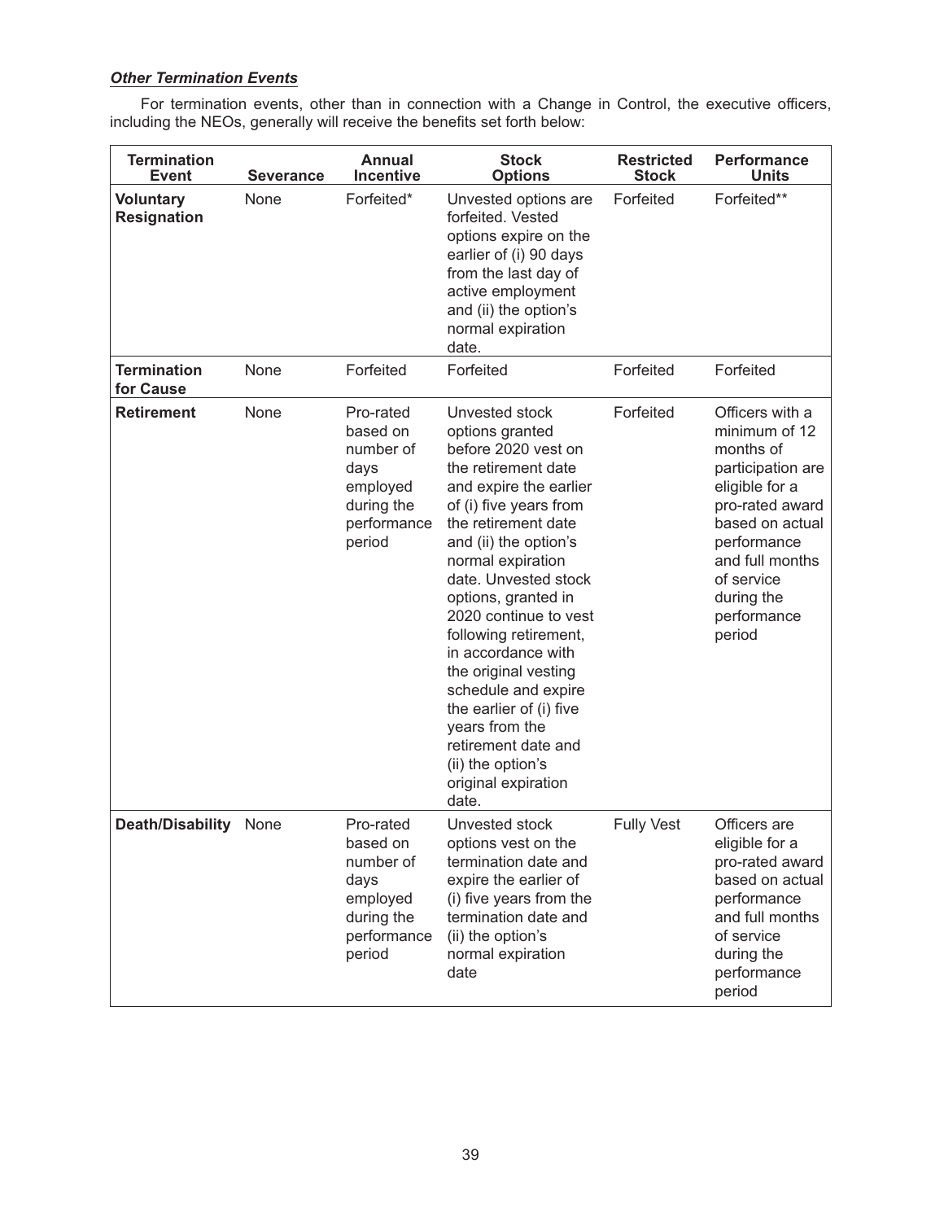***Other Termination Events***

For termination events, other than in connection with a Change in Control, the executive officers, including the NEOs, generally will receive the benefits set forth below:

| Termination Event | Severance | Annual Incentive | Stock Options | Restricted Stock | Performance Units |
|---|---|---|---|---|---|
| **Voluntary Resignation** | None | Forfeited* | Unvested options are forfeited. Vested options expire on the earlier of (i) 90 days from the last day of active employment and (ii) the option's normal expiration date. | Forfeited | Forfeited** |
| **Termination for Cause** | None | Forfeited | Forfeited | Forfeited | Forfeited |
| **Retirement** | None | Pro-rated based on number of days employed during the performance period | Unvested stock options granted before 2020 vest on the retirement date and expire the earlier of (i) five years from the retirement date and (ii) the option's normal expiration date. Unvested stock options, granted in 2020 continue to vest following retirement, in accordance with the original vesting schedule and expire the earlier of (i) five years from the retirement date and (ii) the option's original expiration date. | Forfeited | Officers with a minimum of 12 months of participation are eligible for a pro-rated award based on actual performance and full months of service during the performance period |
| **Death/Disability** | None | Pro-rated based on number of days employed during the performance period | Unvested stock options vest on the termination date and expire the earlier of (i) five years from the termination date and (ii) the option's normal expiration date | Fully Vest | Officers are eligible for a pro-rated award based on actual performance and full months of service during the performance period |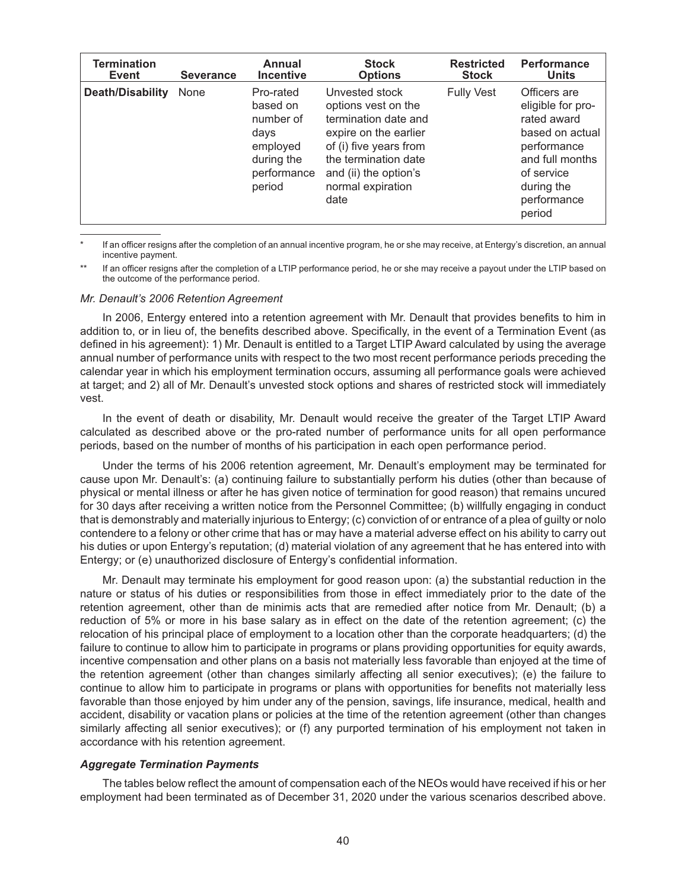| Termination Event | Severance | Annual Incentive | Stock Options | Restricted Stock | Performance Units |
|---|---|---|---|---|---|
| **Death/Disability** | None | Pro-rated based on number of days employed during the performance period | Unvested stock options vest on the termination date and expire on the earlier of (i) five years from the termination date and (ii) the option's normal expiration date | Fully Vest | Officers are eligible for pro-rated award based on actual performance and full months of service during the performance period |

\* If an officer resigns after the completion of an annual incentive program, he or she may receive, at Entergy's discretion, an annual incentive payment.

\*\* If an officer resigns after the completion of a LTIP performance period, he or she may receive a payout under the LTIP based on the outcome of the performance period.

*Mr. Denault's 2006 Retention Agreement*

In 2006, Entergy entered into a retention agreement with Mr. Denault that provides benefits to him in addition to, or in lieu of, the benefits described above. Specifically, in the event of a Termination Event (as defined in his agreement): 1) Mr. Denault is entitled to a Target LTIP Award calculated by using the average annual number of performance units with respect to the two most recent performance periods preceding the calendar year in which his employment termination occurs, assuming all performance goals were achieved at target; and 2) all of Mr. Denault's unvested stock options and shares of restricted stock will immediately vest.

In the event of death or disability, Mr. Denault would receive the greater of the Target LTIP Award calculated as described above or the pro-rated number of performance units for all open performance periods, based on the number of months of his participation in each open performance period.

Under the terms of his 2006 retention agreement, Mr. Denault's employment may be terminated for cause upon Mr. Denault's: (a) continuing failure to substantially perform his duties (other than because of physical or mental illness or after he has given notice of termination for good reason) that remains uncured for 30 days after receiving a written notice from the Personnel Committee; (b) willfully engaging in conduct that is demonstrably and materially injurious to Entergy; (c) conviction of or entrance of a plea of guilty or nolo contendere to a felony or other crime that has or may have a material adverse effect on his ability to carry out his duties or upon Entergy's reputation; (d) material violation of any agreement that he has entered into with Entergy; or (e) unauthorized disclosure of Entergy's confidential information.

Mr. Denault may terminate his employment for good reason upon: (a) the substantial reduction in the nature or status of his duties or responsibilities from those in effect immediately prior to the date of the retention agreement, other than de minimis acts that are remedied after notice from Mr. Denault; (b) a reduction of 5% or more in his base salary as in effect on the date of the retention agreement; (c) the relocation of his principal place of employment to a location other than the corporate headquarters; (d) the failure to continue to allow him to participate in programs or plans providing opportunities for equity awards, incentive compensation and other plans on a basis not materially less favorable than enjoyed at the time of the retention agreement (other than changes similarly affecting all senior executives); (e) the failure to continue to allow him to participate in programs or plans with opportunities for benefits not materially less favorable than those enjoyed by him under any of the pension, savings, life insurance, medical, health and accident, disability or vacation plans or policies at the time of the retention agreement (other than changes similarly affecting all senior executives); or (f) any purported termination of his employment not taken in accordance with his retention agreement.

***Aggregate Termination Payments***

The tables below reflect the amount of compensation each of the NEOs would have received if his or her employment had been terminated as of December 31, 2020 under the various scenarios described above.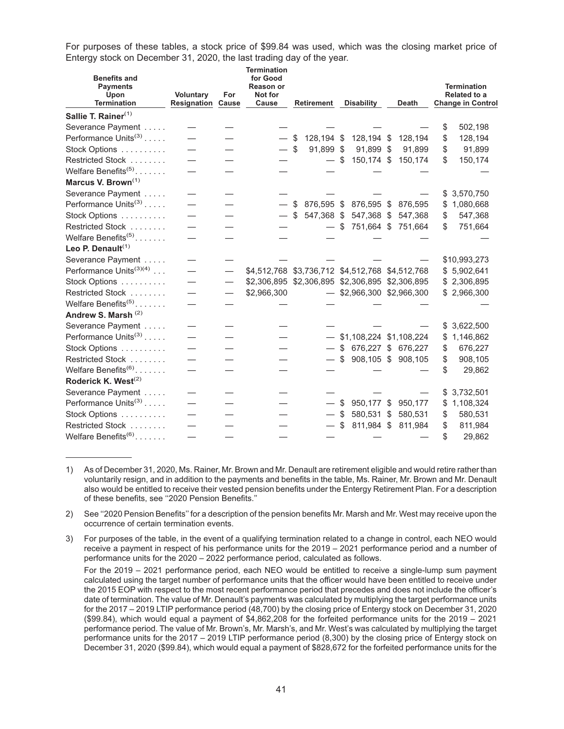For purposes of these tables, a stock price of $99.84 was used, which was the closing market price of Entergy stock on December 31, 2020, the last trading day of the year.

| Benefits and Payments Upon Termination | Voluntary Resignation | For Cause | Termination for Good Reason or Not for Cause | Retirement | Disability | Death | Termination Related to a Change in Control |
|---|---|---|---|---|---|---|---|
| **Sallie T. Rainer**(1) | | | | | | | |
| Severance Payment | — | — | — | — | — | — | $ 502,198 |
| Performance Units(3) | — | — | — | $ 128,194 | $ 128,194 | $ 128,194 | $ 128,194 |
| Stock Options | — | — | — | $ 91,899 | $ 91,899 | $ 91,899 | $ 91,899 |
| Restricted Stock | — | — | — | — | $ 150,174 | $ 150,174 | $ 150,174 |
| Welfare Benefits(5) | — | — | — | — | — | — | — |
| **Marcus V. Brown**(1) | | | | | | | |
| Severance Payment | — | — | — | — | — | — | $ 3,570,750 |
| Performance Units(3) | — | — | — | $ 876,595 | $ 876,595 | $ 876,595 | $ 1,080,668 |
| Stock Options | — | — | — | $ 547,368 | $ 547,368 | $ 547,368 | $ 547,368 |
| Restricted Stock | — | — | — | — | $ 751,664 | $ 751,664 | $ 751,664 |
| Welfare Benefits(5) | — | — | — | — | — | — | — |
| **Leo P. Denault**(1) | | | | | | | |
| Severance Payment | — | — | — | — | — | — | $10,993,273 |
| Performance Units(3)(4) | — | — | $4,512,768 | $3,736,712 | $4,512,768 | $4,512,768 | $ 5,902,641 |
| Stock Options | — | — | $2,306,895 | $2,306,895 | $2,306,895 | $2,306,895 | $ 2,306,895 |
| Restricted Stock | — | — | $2,966,300 | — | $2,966,300 | $2,966,300 | $ 2,966,300 |
| Welfare Benefits(5) | — | — | — | — | — | — | — |
| **Andrew S. Marsh** (2) | | | | | | | |
| Severance Payment | — | — | — | — | — | — | $ 3,622,500 |
| Performance Units(3) | — | — | — | — | $1,108,224 | $1,108,224 | $ 1,146,862 |
| Stock Options | — | — | — | — | $ 676,227 | $ 676,227 | $ 676,227 |
| Restricted Stock | — | — | — | — | $ 908,105 | $ 908,105 | $ 908,105 |
| Welfare Benefits(6) | — | — | — | — | — | — | $ 29,862 |
| **Roderick K. West**(2) | | | | | | | |
| Severance Payment | — | — | — | — | — | — | $ 3,732,501 |
| Performance Units(3) | — | — | — | — | $ 950,177 | $ 950,177 | $ 1,108,324 |
| Stock Options | — | — | — | — | $ 580,531 | $ 580,531 | $ 580,531 |
| Restricted Stock | — | — | — | — | $ 811,984 | $ 811,984 | $ 811,984 |
| Welfare Benefits(6) | — | — | — | — | — | — | $ 29,862 |

1) As of December 31, 2020, Ms. Rainer, Mr. Brown and Mr. Denault are retirement eligible and would retire rather than voluntarily resign, and in addition to the payments and benefits in the table, Ms. Rainer, Mr. Brown and Mr. Denault also would be entitled to receive their vested pension benefits under the Entergy Retirement Plan. For a description of these benefits, see ''2020 Pension Benefits.''

2) See ''2020 Pension Benefits'' for a description of the pension benefits Mr. Marsh and Mr. West may receive upon the occurrence of certain termination events.

3) For purposes of the table, in the event of a qualifying termination related to a change in control, each NEO would receive a payment in respect of his performance units for the 2019 – 2021 performance period and a number of performance units for the 2020 – 2022 performance period, calculated as follows.

   For the 2019 – 2021 performance period, each NEO would be entitled to receive a single-lump sum payment calculated using the target number of performance units that the officer would have been entitled to receive under the 2015 EOP with respect to the most recent performance period that precedes and does not include the officer's date of termination. The value of Mr. Denault's payments was calculated by multiplying the target performance units for the 2017 – 2019 LTIP performance period (48,700) by the closing price of Entergy stock on December 31, 2020 ($99.84), which would equal a payment of $4,862,208 for the forfeited performance units for the 2019 – 2021 performance period. The value of Mr. Brown's, Mr. Marsh's, and Mr. West's was calculated by multiplying the target performance units for the 2017 – 2019 LTIP performance period (8,300) by the closing price of Entergy stock on December 31, 2020 ($99.84), which would equal a payment of $828,672 for the forfeited performance units for the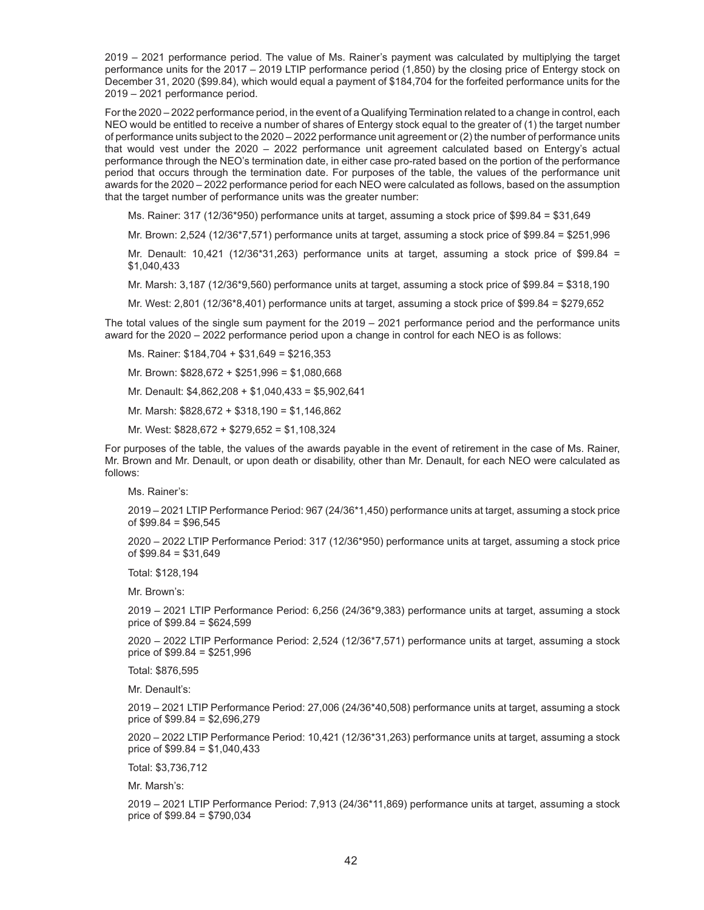2019 – 2021 performance period. The value of Ms. Rainer's payment was calculated by multiplying the target performance units for the 2017 – 2019 LTIP performance period (1,850) by the closing price of Entergy stock on December 31, 2020 ($99.84), which would equal a payment of $184,704 for the forfeited performance units for the 2019 – 2021 performance period.

For the 2020 – 2022 performance period, in the event of a Qualifying Termination related to a change in control, each NEO would be entitled to receive a number of shares of Entergy stock equal to the greater of (1) the target number of performance units subject to the 2020 – 2022 performance unit agreement or (2) the number of performance units that would vest under the 2020 – 2022 performance unit agreement calculated based on Entergy's actual performance through the NEO's termination date, in either case pro-rated based on the portion of the performance period that occurs through the termination date. For purposes of the table, the values of the performance unit awards for the 2020 – 2022 performance period for each NEO were calculated as follows, based on the assumption that the target number of performance units was the greater number:

Ms. Rainer: 317 (12/36*950) performance units at target, assuming a stock price of $99.84 = $31,649

Mr. Brown: 2,524 (12/36*7,571) performance units at target, assuming a stock price of $99.84 = $251,996

Mr. Denault: 10,421 (12/36*31,263) performance units at target, assuming a stock price of $99.84 = $1,040,433

Mr. Marsh: 3,187 (12/36*9,560) performance units at target, assuming a stock price of $99.84 = $318,190

Mr. West: 2,801 (12/36*8,401) performance units at target, assuming a stock price of $99.84 = $279,652

The total values of the single sum payment for the 2019 – 2021 performance period and the performance units award for the 2020 – 2022 performance period upon a change in control for each NEO is as follows:

Ms. Rainer: $184,704 + $31,649 = $216,353

Mr. Brown: $828,672 + $251,996 = $1,080,668

Mr. Denault: $4,862,208 + $1,040,433 = $5,902,641

Mr. Marsh: $828,672 + $318,190 = $1,146,862

Mr. West: $828,672 + $279,652 = $1,108,324

For purposes of the table, the values of the awards payable in the event of retirement in the case of Ms. Rainer, Mr. Brown and Mr. Denault, or upon death or disability, other than Mr. Denault, for each NEO were calculated as follows:

Ms. Rainer's:

2019 – 2021 LTIP Performance Period: 967 (24/36*1,450) performance units at target, assuming a stock price of $99.84 = $96,545

2020 – 2022 LTIP Performance Period: 317 (12/36*950) performance units at target, assuming a stock price of $99.84 = $31,649

Total: $128,194

Mr. Brown's:

2019 – 2021 LTIP Performance Period: 6,256 (24/36*9,383) performance units at target, assuming a stock price of $99.84 = $624,599

2020 – 2022 LTIP Performance Period: 2,524 (12/36*7,571) performance units at target, assuming a stock price of $99.84 = $251,996

Total: $876,595

Mr. Denault's:

2019 – 2021 LTIP Performance Period: 27,006 (24/36*40,508) performance units at target, assuming a stock price of $99.84 = $2,696,279

2020 – 2022 LTIP Performance Period: 10,421 (12/36*31,263) performance units at target, assuming a stock price of $99.84 = $1,040,433

Total: $3,736,712

Mr. Marsh's:

2019 – 2021 LTIP Performance Period: 7,913 (24/36*11,869) performance units at target, assuming a stock price of $99.84 = $790,034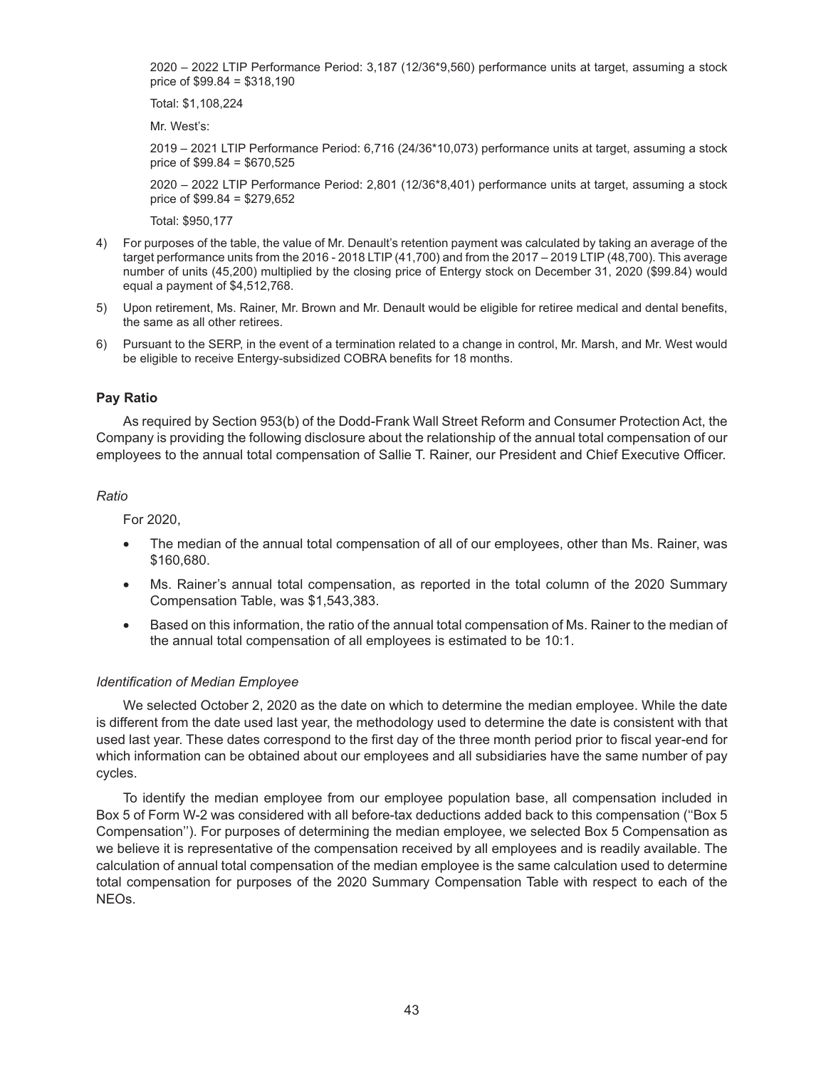2020 – 2022 LTIP Performance Period: 3,187 (12/36*9,560) performance units at target, assuming a stock price of $99.84 = $318,190

Total: $1,108,224

Mr. West's:

2019 – 2021 LTIP Performance Period: 6,716 (24/36*10,073) performance units at target, assuming a stock price of $99.84 = $670,525

2020 – 2022 LTIP Performance Period: 2,801 (12/36*8,401) performance units at target, assuming a stock price of $99.84 = $279,652

Total: $950,177

4) For purposes of the table, the value of Mr. Denault's retention payment was calculated by taking an average of the target performance units from the 2016 - 2018 LTIP (41,700) and from the 2017 – 2019 LTIP (48,700). This average number of units (45,200) multiplied by the closing price of Entergy stock on December 31, 2020 ($99.84) would equal a payment of $4,512,768.

5) Upon retirement, Ms. Rainer, Mr. Brown and Mr. Denault would be eligible for retiree medical and dental benefits, the same as all other retirees.

6) Pursuant to the SERP, in the event of a termination related to a change in control, Mr. Marsh, and Mr. West would be eligible to receive Entergy-subsidized COBRA benefits for 18 months.

## Pay Ratio

As required by Section 953(b) of the Dodd-Frank Wall Street Reform and Consumer Protection Act, the Company is providing the following disclosure about the relationship of the annual total compensation of our employees to the annual total compensation of Sallie T. Rainer, our President and Chief Executive Officer.

*Ratio*

For 2020,

- The median of the annual total compensation of all of our employees, other than Ms. Rainer, was $160,680.
- Ms. Rainer's annual total compensation, as reported in the total column of the 2020 Summary Compensation Table, was $1,543,383.
- Based on this information, the ratio of the annual total compensation of Ms. Rainer to the median of the annual total compensation of all employees is estimated to be 10:1.

*Identification of Median Employee*

We selected October 2, 2020 as the date on which to determine the median employee. While the date is different from the date used last year, the methodology used to determine the date is consistent with that used last year. These dates correspond to the first day of the three month period prior to fiscal year-end for which information can be obtained about our employees and all subsidiaries have the same number of pay cycles.

To identify the median employee from our employee population base, all compensation included in Box 5 of Form W-2 was considered with all before-tax deductions added back to this compensation (''Box 5 Compensation''). For purposes of determining the median employee, we selected Box 5 Compensation as we believe it is representative of the compensation received by all employees and is readily available. The calculation of annual total compensation of the median employee is the same calculation used to determine total compensation for purposes of the 2020 Summary Compensation Table with respect to each of the NEOs.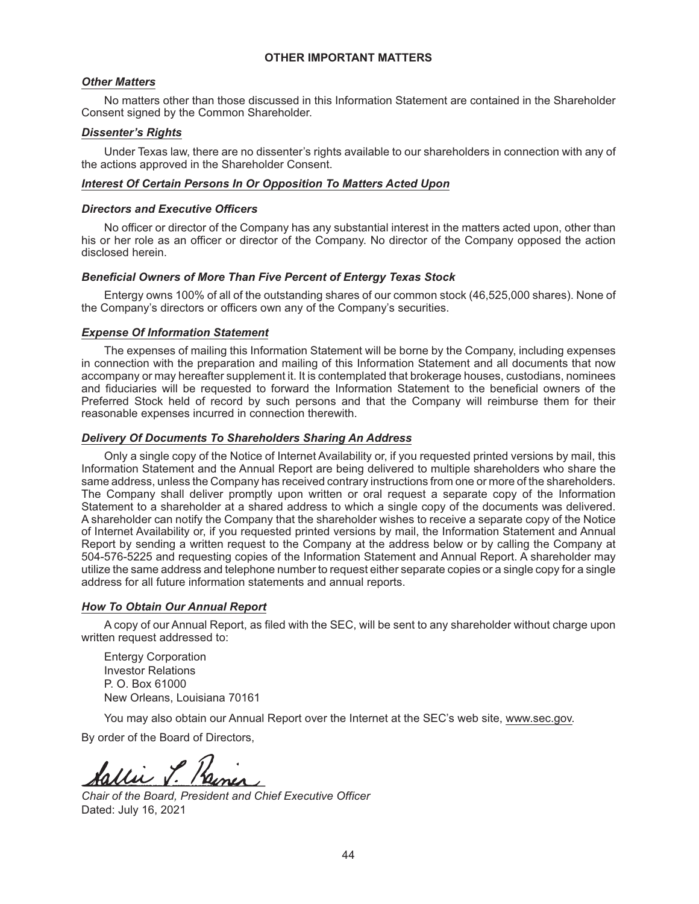## OTHER IMPORTANT MATTERS

### *Other Matters*

No matters other than those discussed in this Information Statement are contained in the Shareholder Consent signed by the Common Shareholder.

### *Dissenter's Rights*

Under Texas law, there are no dissenter's rights available to our shareholders in connection with any of the actions approved in the Shareholder Consent.

### *Interest Of Certain Persons In Or Opposition To Matters Acted Upon*

#### *Directors and Executive Officers*

No officer or director of the Company has any substantial interest in the matters acted upon, other than his or her role as an officer or director of the Company. No director of the Company opposed the action disclosed herein.

#### *Beneficial Owners of More Than Five Percent of Entergy Texas Stock*

Entergy owns 100% of all of the outstanding shares of our common stock (46,525,000 shares). None of the Company's directors or officers own any of the Company's securities.

### *Expense Of Information Statement*

The expenses of mailing this Information Statement will be borne by the Company, including expenses in connection with the preparation and mailing of this Information Statement and all documents that now accompany or may hereafter supplement it. It is contemplated that brokerage houses, custodians, nominees and fiduciaries will be requested to forward the Information Statement to the beneficial owners of the Preferred Stock held of record by such persons and that the Company will reimburse them for their reasonable expenses incurred in connection therewith.

### *Delivery Of Documents To Shareholders Sharing An Address*

Only a single copy of the Notice of Internet Availability or, if you requested printed versions by mail, this Information Statement and the Annual Report are being delivered to multiple shareholders who share the same address, unless the Company has received contrary instructions from one or more of the shareholders. The Company shall deliver promptly upon written or oral request a separate copy of the Information Statement to a shareholder at a shared address to which a single copy of the documents was delivered. A shareholder can notify the Company that the shareholder wishes to receive a separate copy of the Notice of Internet Availability or, if you requested printed versions by mail, the Information Statement and Annual Report by sending a written request to the Company at the address below or by calling the Company at 504-576-5225 and requesting copies of the Information Statement and Annual Report. A shareholder may utilize the same address and telephone number to request either separate copies or a single copy for a single address for all future information statements and annual reports.

### *How To Obtain Our Annual Report*

A copy of our Annual Report, as filed with the SEC, will be sent to any shareholder without charge upon written request addressed to:

Entergy Corporation
Investor Relations
P. O. Box 61000
New Orleans, Louisiana 70161

You may also obtain our Annual Report over the Internet at the SEC's web site, www.sec.gov.

By order of the Board of Directors,

Sallie T. Rainer

*Chair of the Board, President and Chief Executive Officer*
Dated: July 16, 2021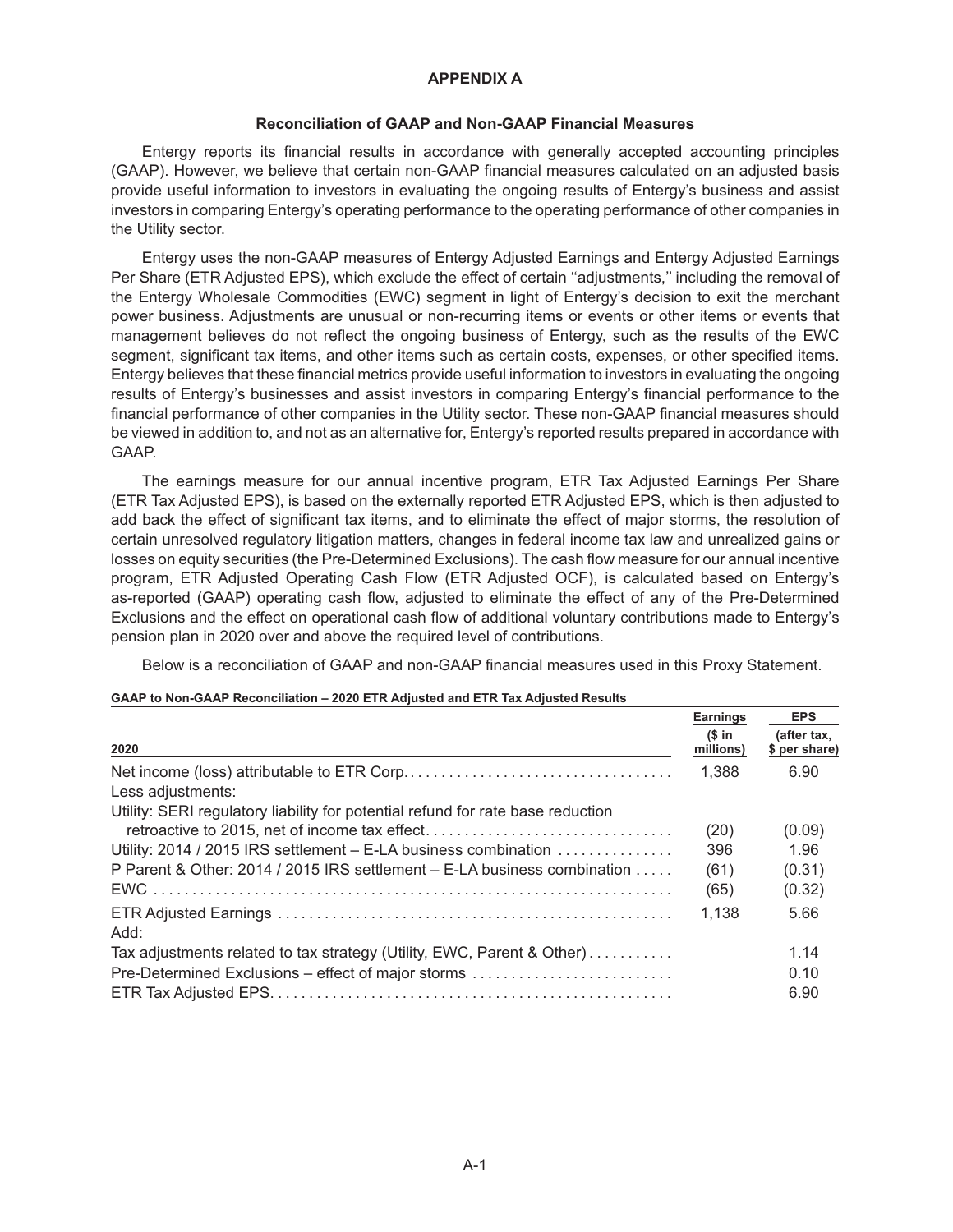# APPENDIX A

## Reconciliation of GAAP and Non-GAAP Financial Measures

Entergy reports its financial results in accordance with generally accepted accounting principles (GAAP). However, we believe that certain non-GAAP financial measures calculated on an adjusted basis provide useful information to investors in evaluating the ongoing results of Entergy's business and assist investors in comparing Entergy's operating performance to the operating performance of other companies in the Utility sector.

Entergy uses the non-GAAP measures of Entergy Adjusted Earnings and Entergy Adjusted Earnings Per Share (ETR Adjusted EPS), which exclude the effect of certain "adjustments," including the removal of the Entergy Wholesale Commodities (EWC) segment in light of Entergy's decision to exit the merchant power business. Adjustments are unusual or non-recurring items or events or other items or events that management believes do not reflect the ongoing business of Entergy, such as the results of the EWC segment, significant tax items, and other items such as certain costs, expenses, or other specified items. Entergy believes that these financial metrics provide useful information to investors in evaluating the ongoing results of Entergy's businesses and assist investors in comparing Entergy's financial performance to the financial performance of other companies in the Utility sector. These non-GAAP financial measures should be viewed in addition to, and not as an alternative for, Entergy's reported results prepared in accordance with GAAP.

The earnings measure for our annual incentive program, ETR Tax Adjusted Earnings Per Share (ETR Tax Adjusted EPS), is based on the externally reported ETR Adjusted EPS, which is then adjusted to add back the effect of significant tax items, and to eliminate the effect of major storms, the resolution of certain unresolved regulatory litigation matters, changes in federal income tax law and unrealized gains or losses on equity securities (the Pre-Determined Exclusions). The cash flow measure for our annual incentive program, ETR Adjusted Operating Cash Flow (ETR Adjusted OCF), is calculated based on Entergy's as-reported (GAAP) operating cash flow, adjusted to eliminate the effect of any of the Pre-Determined Exclusions and the effect on operational cash flow of additional voluntary contributions made to Entergy's pension plan in 2020 over and above the required level of contributions.

Below is a reconciliation of GAAP and non-GAAP financial measures used in this Proxy Statement.

**GAAP to Non-GAAP Reconciliation – 2020 ETR Adjusted and ETR Tax Adjusted Results**

| 2020 | Earnings ($ in millions) | EPS (after tax, $ per share) |
|---|---|---|
| Net income (loss) attributable to ETR Corp. | 1,388 | 6.90 |
| Less adjustments: | | |
| Utility: SERI regulatory liability for potential refund for rate base reduction retroactive to 2015, net of income tax effect | (20) | (0.09) |
| Utility: 2014 / 2015 IRS settlement – E-LA business combination | 396 | 1.96 |
| P Parent & Other: 2014 / 2015 IRS settlement – E-LA business combination | (61) | (0.31) |
| EWC | (65) | (0.32) |
| ETR Adjusted Earnings | 1,138 | 5.66 |
| Add: | | |
| Tax adjustments related to tax strategy (Utility, EWC, Parent & Other) | | 1.14 |
| Pre-Determined Exclusions – effect of major storms | | 0.10 |
| ETR Tax Adjusted EPS | | 6.90 |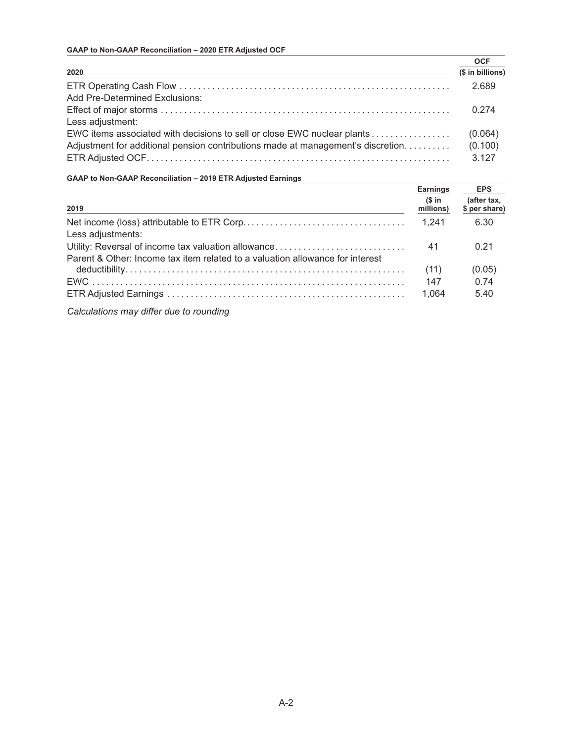**GAAP to Non-GAAP Reconciliation – 2020 ETR Adjusted OCF**

| 2020 | OCF ($ in billions) |
|---|---|
| ETR Operating Cash Flow | 2.689 |
| Add Pre-Determined Exclusions: | |
| Effect of major storms | 0.274 |
| Less adjustment: | |
| EWC items associated with decisions to sell or close EWC nuclear plants | (0.064) |
| Adjustment for additional pension contributions made at management's discretion | (0.100) |
| ETR Adjusted OCF | 3.127 |

**GAAP to Non-GAAP Reconciliation – 2019 ETR Adjusted Earnings**

| 2019 | Earnings ($ in millions) | EPS (after tax, $ per share) |
|---|---|---|
| Net income (loss) attributable to ETR Corp. | 1,241 | 6.30 |
| Less adjustments: | | |
| Utility: Reversal of income tax valuation allowance | 41 | 0.21 |
| Parent & Other: Income tax item related to a valuation allowance for interest deductibility | (11) | (0.05) |
| EWC | 147 | 0.74 |
| ETR Adjusted Earnings | 1,064 | 5.40 |

*Calculations may differ due to rounding*